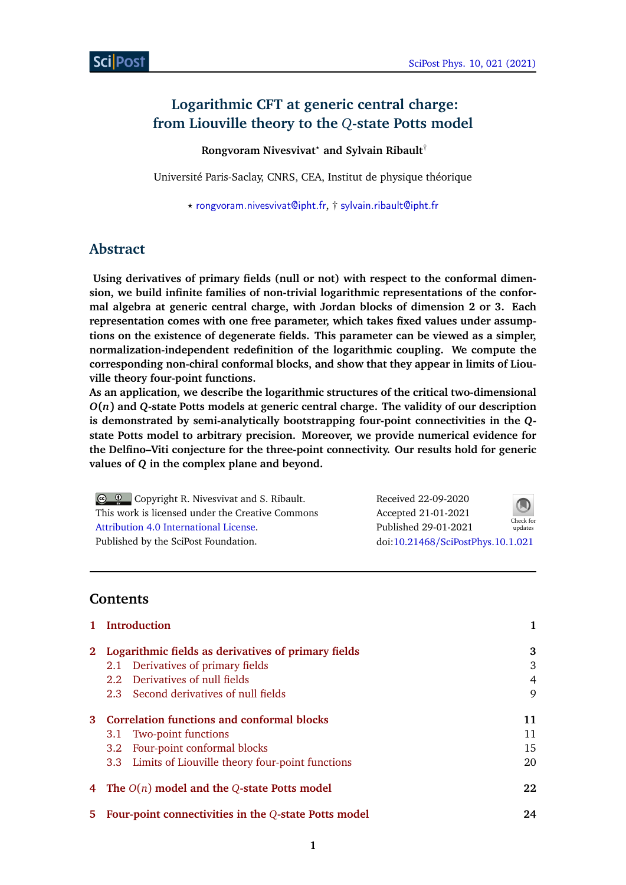# Logarithmic CFT at generic central charge: from Liouville theory to the $Q$-state Potts model

**Rongvoram Nivesvivat**[⋆] **and Sylvain Ribault**[†]

Université Paris-Saclay, CNRS, CEA, Institut de physique théorique

⋆ rongvoram.nivesvivat@ipht.fr, † sylvain.ribault@ipht.fr

## Abstract

**Using derivatives of primary fields (null or not) with respect to the conformal dimension, we build infinite families of non-trivial logarithmic representations of the conformal algebra at generic central charge, with Jordan blocks of dimension 2 or 3. Each representation comes with one free parameter, which takes fixed values under assumptions on the existence of degenerate fields. This parameter can be viewed as a simpler, normalization-independent redefinition of the logarithmic coupling. We compute the corresponding non-chiral conformal blocks, and show that they appear in limits of Liouville theory four-point functions.**

**As an application, we describe the logarithmic structures of the critical two-dimensional $O(n)$ and $Q$-state Potts models at generic central charge. The validity of our description is demonstrated by semi-analytically bootstrapping four-point connectivities in the $Q$-state Potts model to arbitrary precision. Moreover, we provide numerical evidence for the Delfino–Viti conjecture for the three-point connectivity. Our results hold for generic values of $Q$ in the complex plane and beyond.**

Copyright R. Nivesvivat and S. Ribault.
This work is licensed under the Creative Commons Attribution 4.0 International License.
Published by the SciPost Foundation.

Received 22-09-2020
Accepted 21-01-2021
Published 29-01-2021
doi:10.21468/SciPostPhys.10.1.021

---

## Contents

1 Introduction 1

2 Logarithmic fields as derivatives of primary fields 3
- 2.1 Derivatives of primary fields 3
- 2.2 Derivatives of null fields 4
- 2.3 Second derivatives of null fields 9

3 Correlation functions and conformal blocks 11
- 3.1 Two-point functions 11
- 3.2 Four-point conformal blocks 15
- 3.3 Limits of Liouville theory four-point functions 20

4 The $O(n)$ model and the $Q$-state Potts model 22

5 Four-point connectivities in the $Q$-state Potts model 24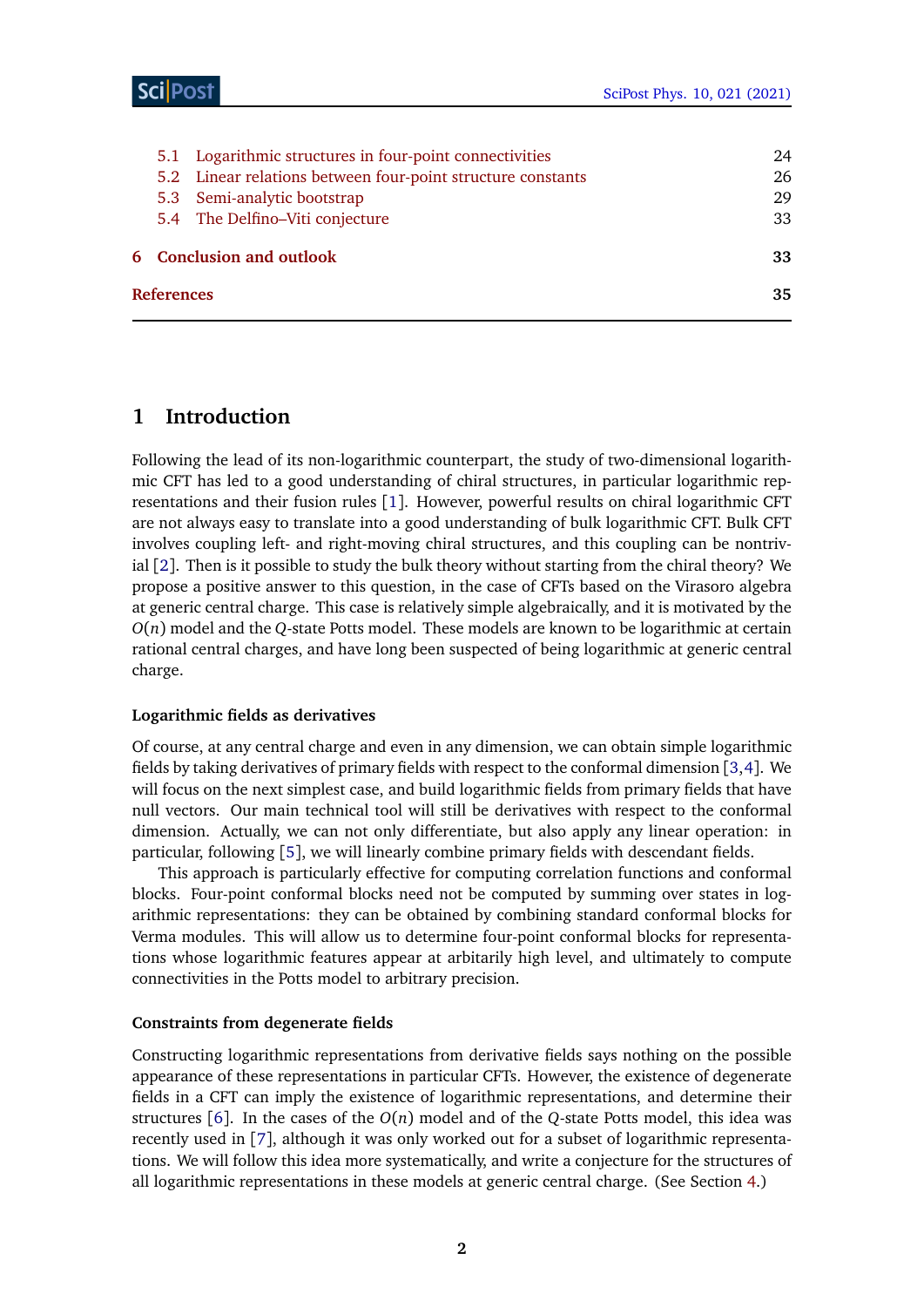5.1 Logarithmic structures in four-point connectivities 24
5.2 Linear relations between four-point structure constants 26
5.3 Semi-analytic bootstrap 29
5.4 The Delfino–Viti conjecture 33

6 Conclusion and outlook 33

References 35

# 1 Introduction

Following the lead of its non-logarithmic counterpart, the study of two-dimensional logarithmic CFT has led to a good understanding of chiral structures, in particular logarithmic representations and their fusion rules [1]. However, powerful results on chiral logarithmic CFT are not always easy to translate into a good understanding of bulk logarithmic CFT. Bulk CFT involves coupling left- and right-moving chiral structures, and this coupling can be nontrivial [2]. Then is it possible to study the bulk theory without starting from the chiral theory? We propose a positive answer to this question, in the case of CFTs based on the Virasoro algebra at generic central charge. This case is relatively simple algebraically, and it is motivated by the $O(n)$ model and the $Q$-state Potts model. These models are known to be logarithmic at certain rational central charges, and have long been suspected of being logarithmic at generic central charge.

#### Logarithmic fields as derivatives

Of course, at any central charge and even in any dimension, we can obtain simple logarithmic fields by taking derivatives of primary fields with respect to the conformal dimension [3,4]. We will focus on the next simplest case, and build logarithmic fields from primary fields that have null vectors. Our main technical tool will still be derivatives with respect to the conformal dimension. Actually, we can not only differentiate, but also apply any linear operation: in particular, following [5], we will linearly combine primary fields with descendant fields.

This approach is particularly effective for computing correlation functions and conformal blocks. Four-point conformal blocks need not be computed by summing over states in logarithmic representations: they can be obtained by combining standard conformal blocks for Verma modules. This will allow us to determine four-point conformal blocks for representations whose logarithmic features appear at arbitarily high level, and ultimately to compute connectivities in the Potts model to arbitrary precision.

#### Constraints from degenerate fields

Constructing logarithmic representations from derivative fields says nothing on the possible appearance of these representations in particular CFTs. However, the existence of degenerate fields in a CFT can imply the existence of logarithmic representations, and determine their structures [6]. In the cases of the $O(n)$ model and of the $Q$-state Potts model, this idea was recently used in [7], although it was only worked out for a subset of logarithmic representations. We will follow this idea more systematically, and write a conjecture for the structures of all logarithmic representations in these models at generic central charge. (See Section 4.)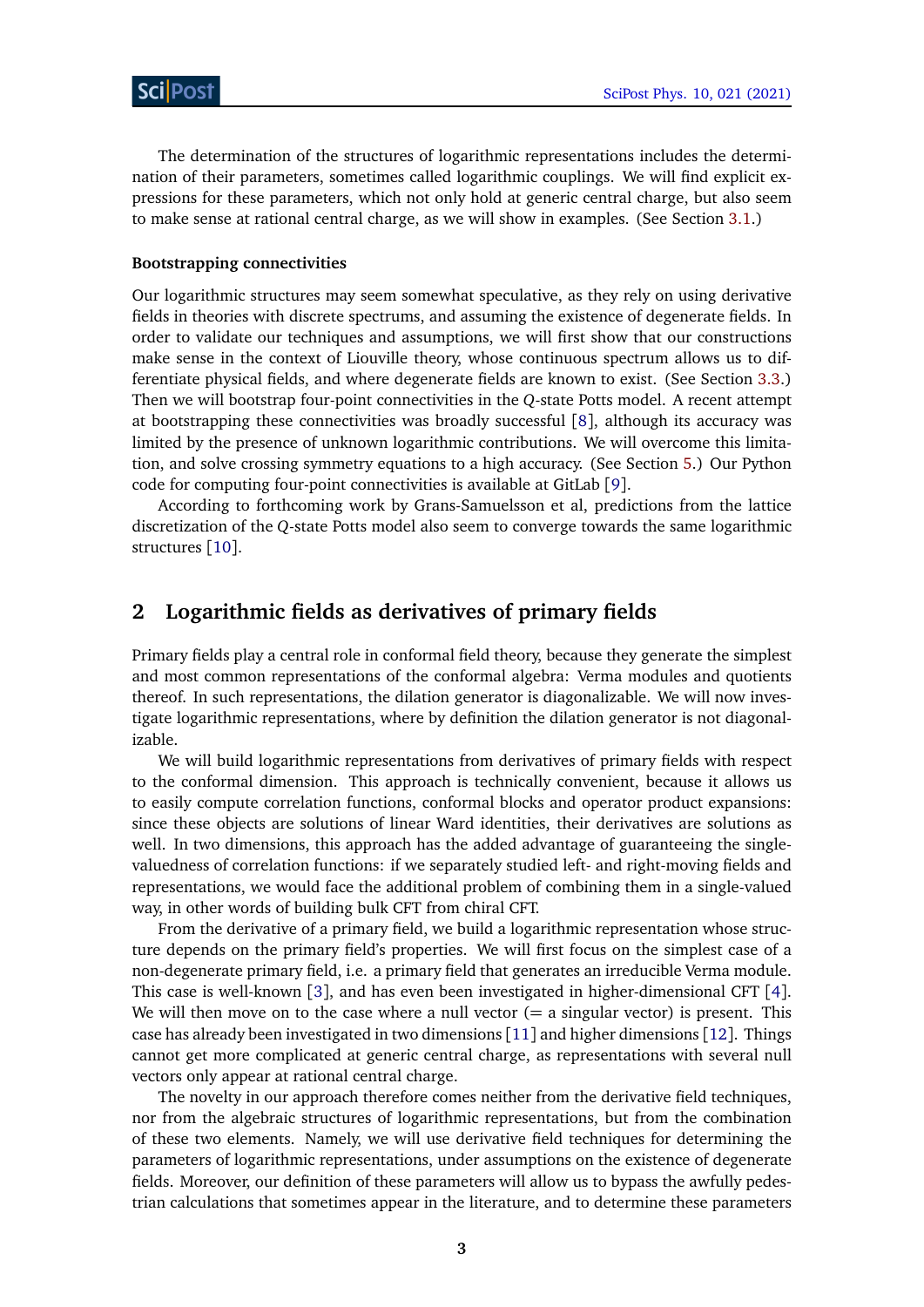The determination of the structures of logarithmic representations includes the determination of their parameters, sometimes called logarithmic couplings. We will find explicit expressions for these parameters, which not only hold at generic central charge, but also seem to make sense at rational central charge, as we will show in examples. (See Section 3.1.)

**Bootstrapping connectivities**

Our logarithmic structures may seem somewhat speculative, as they rely on using derivative fields in theories with discrete spectrums, and assuming the existence of degenerate fields. In order to validate our techniques and assumptions, we will first show that our constructions make sense in the context of Liouville theory, whose continuous spectrum allows us to differentiate physical fields, and where degenerate fields are known to exist. (See Section 3.3.) Then we will bootstrap four-point connectivities in the $Q$-state Potts model. A recent attempt at bootstrapping these connectivities was broadly successful [8], although its accuracy was limited by the presence of unknown logarithmic contributions. We will overcome this limitation, and solve crossing symmetry equations to a high accuracy. (See Section 5.) Our Python code for computing four-point connectivities is available at GitLab [9].

According to forthcoming work by Grans-Samuelsson et al, predictions from the lattice discretization of the $Q$-state Potts model also seem to converge towards the same logarithmic structures [10].

## 2 Logarithmic fields as derivatives of primary fields

Primary fields play a central role in conformal field theory, because they generate the simplest and most common representations of the conformal algebra: Verma modules and quotients thereof. In such representations, the dilation generator is diagonalizable. We will now investigate logarithmic representations, where by definition the dilation generator is not diagonalizable.

We will build logarithmic representations from derivatives of primary fields with respect to the conformal dimension. This approach is technically convenient, because it allows us to easily compute correlation functions, conformal blocks and operator product expansions: since these objects are solutions of linear Ward identities, their derivatives are solutions as well. In two dimensions, this approach has the added advantage of guaranteeing the single-valuedness of correlation functions: if we separately studied left- and right-moving fields and representations, we would face the additional problem of combining them in a single-valued way, in other words of building bulk CFT from chiral CFT.

From the derivative of a primary field, we build a logarithmic representation whose structure depends on the primary field's properties. We will first focus on the simplest case of a non-degenerate primary field, i.e. a primary field that generates an irreducible Verma module. This case is well-known [3], and has even been investigated in higher-dimensional CFT [4]. We will then move on to the case where a null vector (= a singular vector) is present. This case has already been investigated in two dimensions [11] and higher dimensions [12]. Things cannot get more complicated at generic central charge, as representations with several null vectors only appear at rational central charge.

The novelty in our approach therefore comes neither from the derivative field techniques, nor from the algebraic structures of logarithmic representations, but from the combination of these two elements. Namely, we will use derivative field techniques for determining the parameters of logarithmic representations, under assumptions on the existence of degenerate fields. Moreover, our definition of these parameters will allow us to bypass the awfully pedestrian calculations that sometimes appear in the literature, and to determine these parameters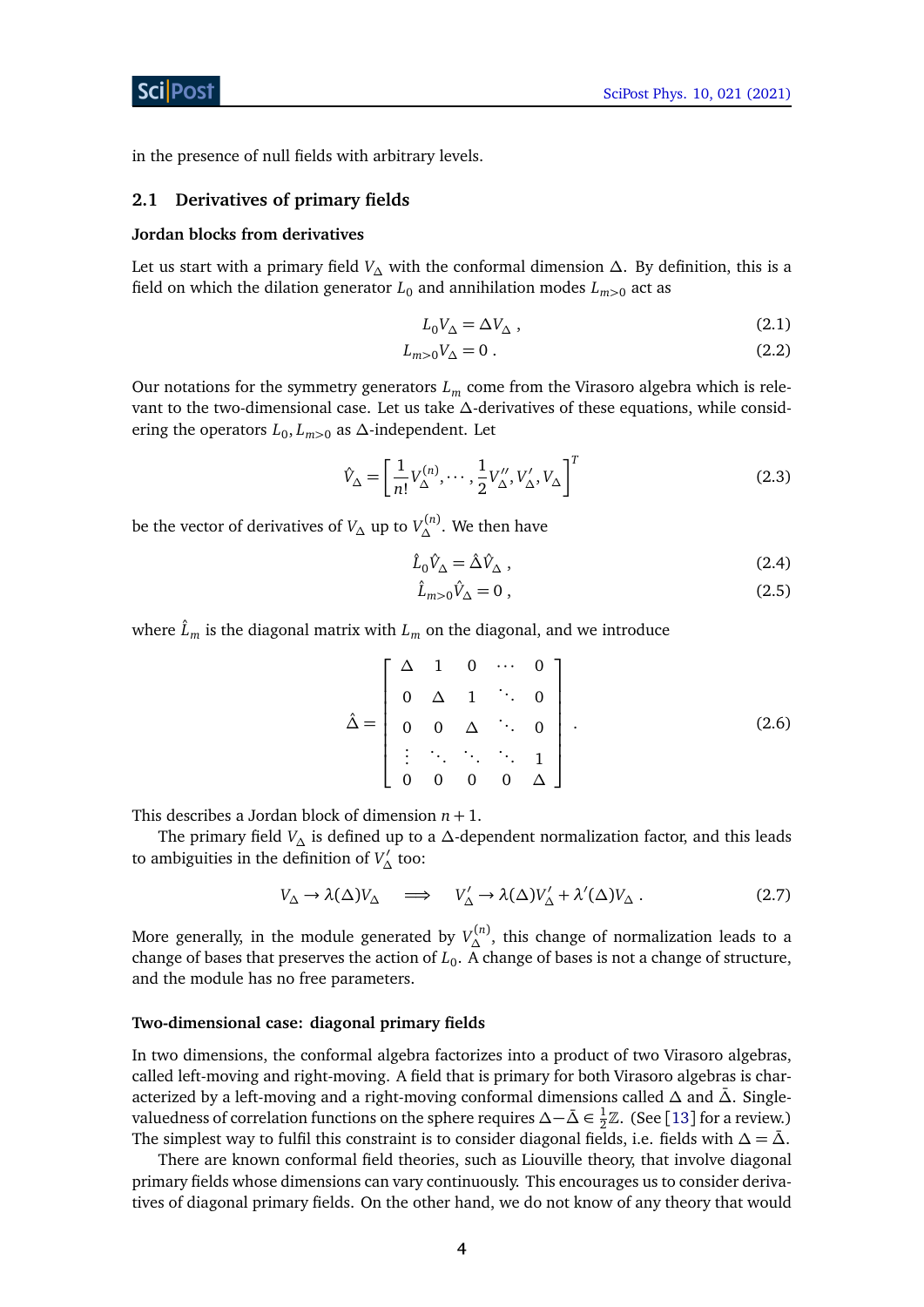in the presence of null fields with arbitrary levels.

## 2.1 Derivatives of primary fields

### Jordan blocks from derivatives

Let us start with a primary field $V_\Delta$ with the conformal dimension $\Delta$. By definition, this is a field on which the dilation generator $L_0$ and annihilation modes $L_{m>0}$ act as

$$L_0 V_\Delta = \Delta V_\Delta \ , \tag{2.1}$$

$$L_{m>0} V_\Delta = 0 \ . \tag{2.2}$$

Our notations for the symmetry generators $L_m$ come from the Virasoro algebra which is relevant to the two-dimensional case. Let us take $\Delta$-derivatives of these equations, while considering the operators $L_0, L_{m>0}$ as $\Delta$-independent. Let

$$\hat{V}_\Delta = \left[ \frac{1}{n!} V_\Delta^{(n)}, \cdots, \frac{1}{2} V_\Delta'', V_\Delta', V_\Delta \right]^T \tag{2.3}$$

be the vector of derivatives of $V_\Delta$ up to $V_\Delta^{(n)}$. We then have

$$\hat{L}_0 \hat{V}_\Delta = \hat{\Delta} \hat{V}_\Delta \ , \tag{2.4}$$

$$\hat{L}_{m>0} \hat{V}_\Delta = 0 \ , \tag{2.5}$$

where $\hat{L}_m$ is the diagonal matrix with $L_m$ on the diagonal, and we introduce

$$\hat{\Delta} = \begin{bmatrix} \Delta & 1 & 0 & \cdots & 0 \\ 0 & \Delta & 1 & \ddots & 0 \\ 0 & 0 & \Delta & \ddots & 0 \\ \vdots & \ddots & \ddots & \ddots & 1 \\ 0 & 0 & 0 & 0 & \Delta \end{bmatrix} \ . \tag{2.6}$$

This describes a Jordan block of dimension $n+1$.

The primary field $V_\Delta$ is defined up to a $\Delta$-dependent normalization factor, and this leads to ambiguities in the definition of $V_\Delta'$ too:

$$V_\Delta \to \lambda(\Delta) V_\Delta \quad \implies \quad V_\Delta' \to \lambda(\Delta) V_\Delta' + \lambda'(\Delta) V_\Delta \ . \tag{2.7}$$

More generally, in the module generated by $V_\Delta^{(n)}$, this change of normalization leads to a change of bases that preserves the action of $L_0$. A change of bases is not a change of structure, and the module has no free parameters.

### Two-dimensional case: diagonal primary fields

In two dimensions, the conformal algebra factorizes into a product of two Virasoro algebras, called left-moving and right-moving. A field that is primary for both Virasoro algebras is characterized by a left-moving and a right-moving conformal dimensions called $\Delta$ and $\bar{\Delta}$. Single-valuedness of correlation functions on the sphere requires $\Delta - \bar{\Delta} \in \frac{1}{2}\mathbb{Z}$. (See [13] for a review.) The simplest way to fulfil this constraint is to consider diagonal fields, i.e. fields with $\Delta = \bar{\Delta}$.

There are known conformal field theories, such as Liouville theory, that involve diagonal primary fields whose dimensions can vary continuously. This encourages us to consider derivatives of diagonal primary fields. On the other hand, we do not know of any theory that would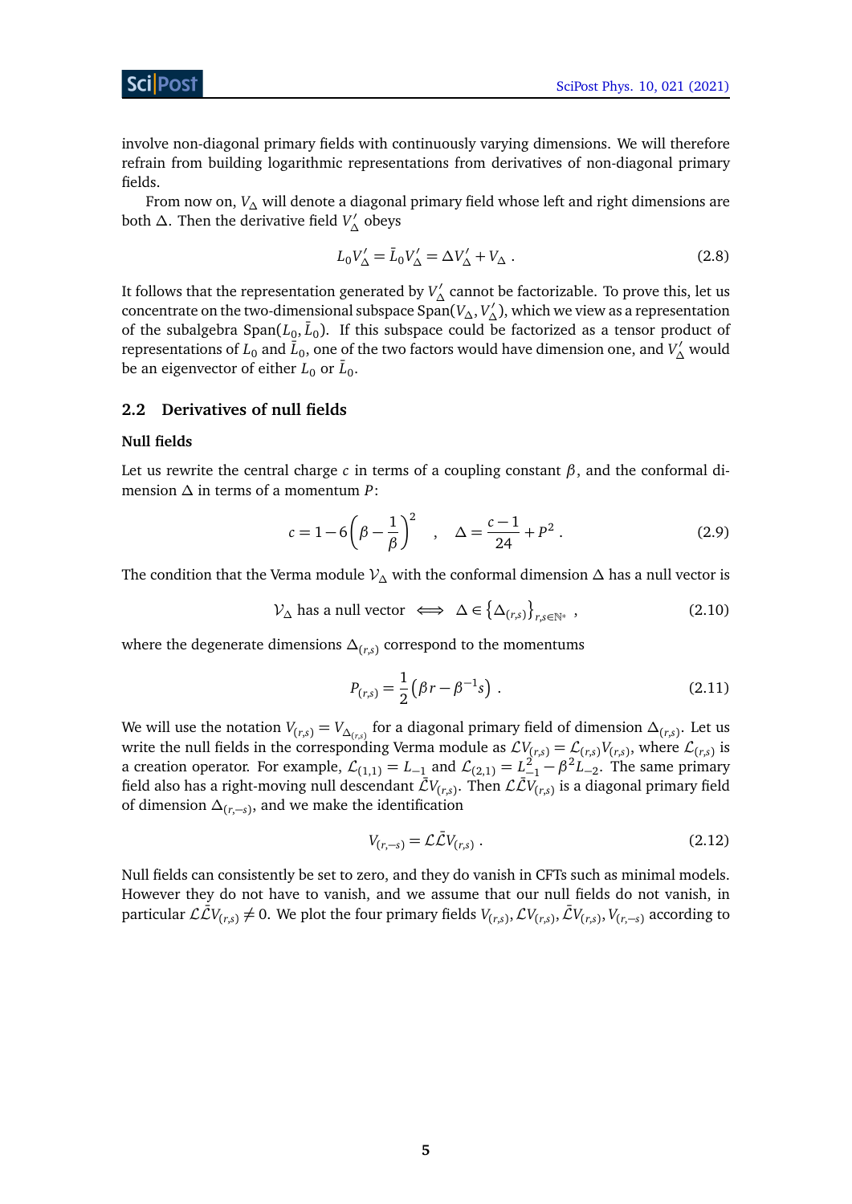involve non-diagonal primary fields with continuously varying dimensions. We will therefore refrain from building logarithmic representations from derivatives of non-diagonal primary fields.

From now on, $V_\Delta$ will denote a diagonal primary field whose left and right dimensions are both $\Delta$. Then the derivative field $V'_\Delta$ obeys

$$L_0 V'_\Delta = \bar{L}_0 V'_\Delta = \Delta V'_\Delta + V_\Delta \ . \tag{2.8}$$

It follows that the representation generated by $V'_\Delta$ cannot be factorizable. To prove this, let us concentrate on the two-dimensional subspace $\text{Span}(V_\Delta, V'_\Delta)$, which we view as a representation of the subalgebra $\text{Span}(L_0, \bar{L}_0)$. If this subspace could be factorized as a tensor product of representations of $L_0$ and $\bar{L}_0$, one of the two factors would have dimension one, and $V'_\Delta$ would be an eigenvector of either $L_0$ or $\bar{L}_0$.

## 2.2 Derivatives of null fields

### Null fields

Let us rewrite the central charge $c$ in terms of a coupling constant $\beta$, and the conformal dimension $\Delta$ in terms of a momentum $P$:

$$c = 1 - 6\left(\beta - \frac{1}{\beta}\right)^2 \quad , \quad \Delta = \frac{c-1}{24} + P^2 \ . \tag{2.9}$$

The condition that the Verma module $\mathcal{V}_\Delta$ with the conformal dimension $\Delta$ has a null vector is

$$\mathcal{V}_\Delta \text{ has a null vector } \iff \Delta \in \left\{\Delta_{(r,s)}\right\}_{r,s\in\mathbb{N}^*} \ , \tag{2.10}$$

where the degenerate dimensions $\Delta_{(r,s)}$ correspond to the momentums

$$P_{(r,s)} = \frac{1}{2}\left(\beta r - \beta^{-1} s\right) \ . \tag{2.11}$$

We will use the notation $V_{(r,s)} = V_{\Delta_{(r,s)}}$ for a diagonal primary field of dimension $\Delta_{(r,s)}$. Let us write the null fields in the corresponding Verma module as $\mathcal{L}V_{(r,s)} = \mathcal{L}_{(r,s)} V_{(r,s)}$, where $\mathcal{L}_{(r,s)}$ is a creation operator. For example, $\mathcal{L}_{(1,1)} = L_{-1}$ and $\mathcal{L}_{(2,1)} = L_{-1}^2 - \beta^2 L_{-2}$. The same primary field also has a right-moving null descendant $\bar{\mathcal{L}}V_{(r,s)}$. Then $\mathcal{L}\bar{\mathcal{L}}V_{(r,s)}$ is a diagonal primary field of dimension $\Delta_{(r,-s)}$, and we make the identification

$$V_{(r,-s)} = \mathcal{L}\bar{\mathcal{L}}V_{(r,s)} \ . \tag{2.12}$$

Null fields can consistently be set to zero, and they do vanish in CFTs such as minimal models. However they do not have to vanish, and we assume that our null fields do not vanish, in particular $\mathcal{L}\bar{\mathcal{L}}V_{(r,s)} \neq 0$. We plot the four primary fields $V_{(r,s)}, \mathcal{L}V_{(r,s)}, \bar{\mathcal{L}}V_{(r,s)}, V_{(r,-s)}$ according to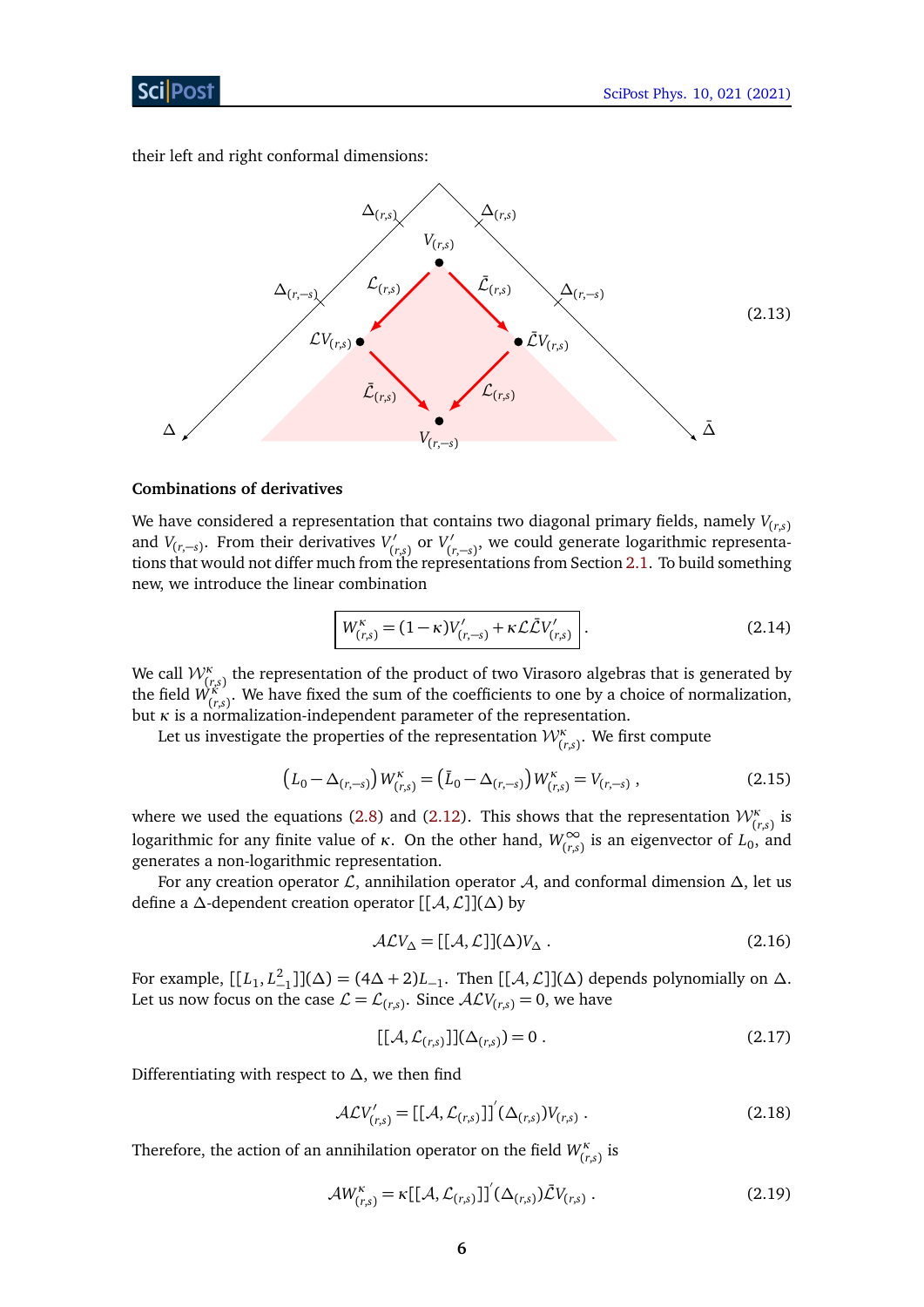their left and right conformal dimensions:

$$
\begin{array}{c}
\text{[Diagram: } V_{(r,s)} \xrightarrow{\mathcal{L}_{(r,s)}} \mathcal{L}V_{(r,s)},\quad V_{(r,s)} \xrightarrow{\bar{\mathcal{L}}_{(r,s)}} \bar{\mathcal{L}}V_{(r,s)},\quad \mathcal{L}V_{(r,s)} \xrightarrow{\bar{\mathcal{L}}_{(r,s)}} V_{(r,-s)},\quad \bar{\mathcal{L}}V_{(r,s)} \xrightarrow{\mathcal{L}_{(r,s)}} V_{(r,-s)} \text{;}\\
\text{axes } \Delta \text{ with marks } \Delta_{(r,s)}, \Delta_{(r,-s)} \text{ and } \bar{\Delta} \text{ with marks } \Delta_{(r,s)}, \Delta_{(r,-s)} \text{]}
\end{array}
\tag{2.13}
$$

### Combinations of derivatives

We have considered a representation that contains two diagonal primary fields, namely $V_{(r,s)}$ and $V_{(r,-s)}$. From their derivatives $V'_{(r,s)}$ or $V'_{(r,-s)}$, we could generate logarithmic representations that would not differ much from the representations from Section 2.1. To build something new, we introduce the linear combination

$$
\boxed{W^{\kappa}_{(r,s)} = (1-\kappa)V'_{(r,-s)} + \kappa \mathcal{L}\bar{\mathcal{L}}V'_{(r,s)}} \,. \tag{2.14}
$$

We call $\mathcal{W}^{\kappa}_{(r,s)}$ the representation of the product of two Virasoro algebras that is generated by the field $W^{\kappa}_{(r,s)}$. We have fixed the sum of the coefficients to one by a choice of normalization, but $\kappa$ is a normalization-independent parameter of the representation.

Let us investigate the properties of the representation $\mathcal{W}^{\kappa}_{(r,s)}$. We first compute

$$
\left(L_0 - \Delta_{(r,-s)}\right) W^{\kappa}_{(r,s)} = \left(\bar{L}_0 - \Delta_{(r,-s)}\right) W^{\kappa}_{(r,s)} = V_{(r,-s)} \,, \tag{2.15}
$$

where we used the equations (2.8) and (2.12). This shows that the representation $\mathcal{W}^{\kappa}_{(r,s)}$ is logarithmic for any finite value of $\kappa$. On the other hand, $W^{\infty}_{(r,s)}$ is an eigenvector of $L_0$, and generates a non-logarithmic representation.

For any creation operator $\mathcal{L}$, annihilation operator $\mathcal{A}$, and conformal dimension $\Delta$, let us define a $\Delta$-dependent creation operator $[[\mathcal{A},\mathcal{L}]](\Delta)$ by

$$
\mathcal{A}\mathcal{L}V_{\Delta} = [[\mathcal{A},\mathcal{L}]](\Delta)V_{\Delta} \,. \tag{2.16}
$$

For example, $[[L_1, L_{-1}^2]](\Delta) = (4\Delta + 2)L_{-1}$. Then $[[\mathcal{A},\mathcal{L}]](\Delta)$ depends polynomially on $\Delta$. Let us now focus on the case $\mathcal{L} = \mathcal{L}_{(r,s)}$. Since $\mathcal{A}\mathcal{L}V_{(r,s)} = 0$, we have

$$
[[\mathcal{A},\mathcal{L}_{(r,s)}]](\Delta_{(r,s)}) = 0 \,. \tag{2.17}
$$

Differentiating with respect to $\Delta$, we then find

$$
\mathcal{A}\mathcal{L}V'_{(r,s)} = [[\mathcal{A},\mathcal{L}_{(r,s)}]]'(\Delta_{(r,s)})V_{(r,s)} \,. \tag{2.18}
$$

Therefore, the action of an annihilation operator on the field $W^{\kappa}_{(r,s)}$ is

$$
\mathcal{A}W^{\kappa}_{(r,s)} = \kappa [[\mathcal{A},\mathcal{L}_{(r,s)}]]'(\Delta_{(r,s)})\bar{\mathcal{L}}V_{(r,s)} \,. \tag{2.19}
$$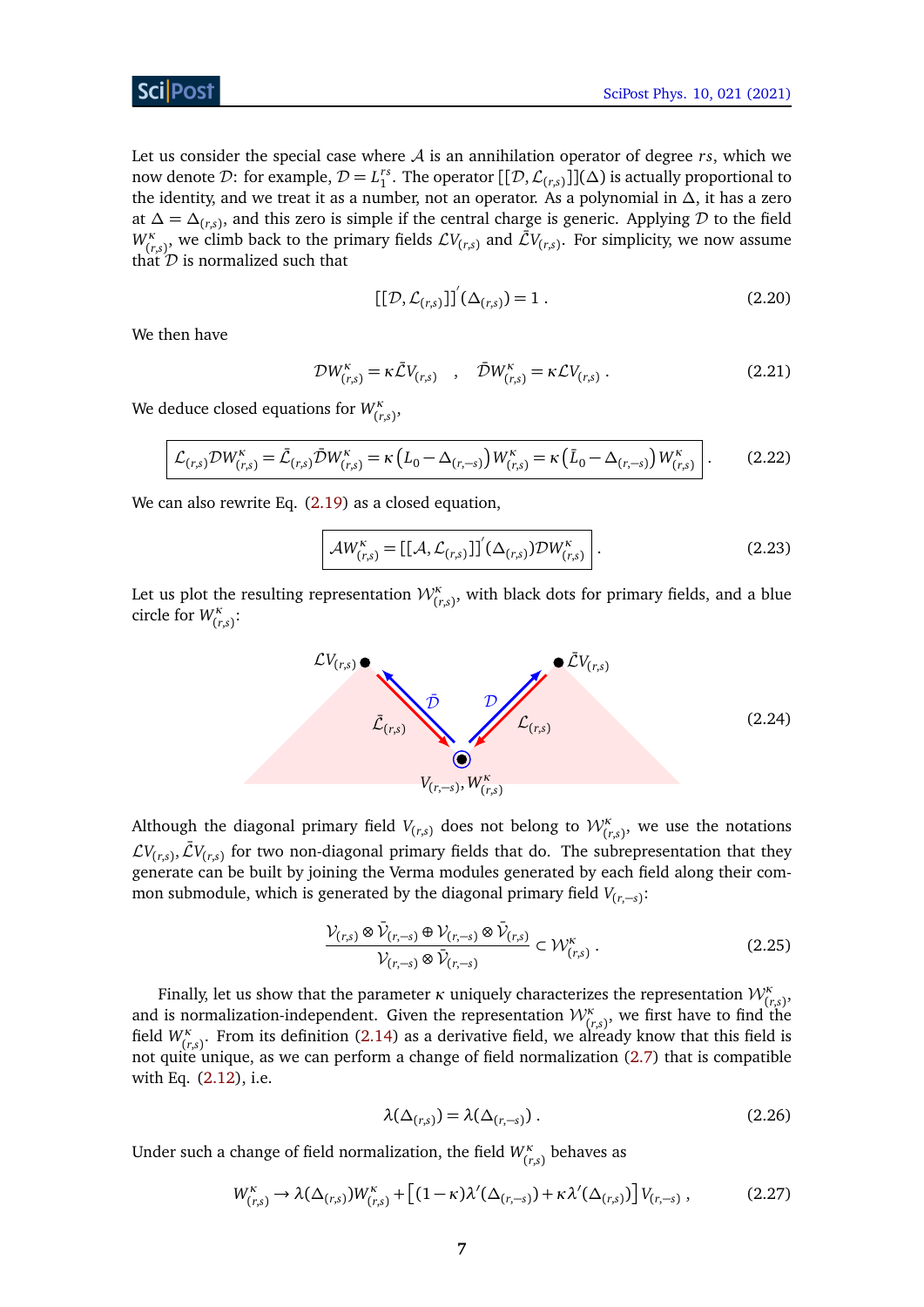Let us consider the special case where $\mathcal{A}$ is an annihilation operator of degree $rs$, which we now denote $\mathcal{D}$: for example, $\mathcal{D} = L_1^{rs}$. The operator $[[\mathcal{D}, \mathcal{L}_{(r,s)}]](\Delta)$ is actually proportional to the identity, and we treat it as a number, not an operator. As a polynomial in $\Delta$, it has a zero at $\Delta = \Delta_{(r,s)}$, and this zero is simple if the central charge is generic. Applying $\mathcal{D}$ to the field $W^\kappa_{(r,s)}$, we climb back to the primary fields $\mathcal{L}V_{(r,s)}$ and $\bar{\mathcal{L}}V_{(r,s)}$. For simplicity, we now assume that $\mathcal{D}$ is normalized such that

$$[[\mathcal{D}, \mathcal{L}_{(r,s)}]]'(\Delta_{(r,s)}) = 1 \,. \tag{2.20}$$

We then have

$$\mathcal{D}W^\kappa_{(r,s)} = \kappa \bar{\mathcal{L}} V_{(r,s)} \quad , \quad \bar{\mathcal{D}} W^\kappa_{(r,s)} = \kappa \mathcal{L} V_{(r,s)} \,. \tag{2.21}$$

We deduce closed equations for $W^\kappa_{(r,s)}$,

$$\boxed{\mathcal{L}_{(r,s)}\mathcal{D}W^\kappa_{(r,s)} = \bar{\mathcal{L}}_{(r,s)}\bar{\mathcal{D}}W^\kappa_{(r,s)} = \kappa\left(L_0 - \Delta_{(r,-s)}\right)W^\kappa_{(r,s)} = \kappa\left(\bar{L}_0 - \Delta_{(r,-s)}\right)W^\kappa_{(r,s)}} \,. \tag{2.22}$$

We can also rewrite Eq. (2.19) as a closed equation,

$$\boxed{\mathcal{A}W^\kappa_{(r,s)} = [[\mathcal{A}, \mathcal{L}_{(r,s)}]]'(\Delta_{(r,s)})\mathcal{D}W^\kappa_{(r,s)}} \,. \tag{2.23}$$

Let us plot the resulting representation $\mathcal{W}^\kappa_{(r,s)}$, with black dots for primary fields, and a blue circle for $W^\kappa_{(r,s)}$:

(2.24) [Diagram: $\mathcal{L}V_{(r,s)}$ and $\bar{\mathcal{L}}V_{(r,s)}$ at top, connected to $V_{(r,-s)}, W^\kappa_{(r,s)}$ at bottom via arrows labeled $\bar{\mathcal{D}}$, $\bar{\mathcal{L}}_{(r,s)}$ and $\mathcal{D}$, $\mathcal{L}_{(r,s)}$]

Although the diagonal primary field $V_{(r,s)}$ does not belong to $\mathcal{W}^\kappa_{(r,s)}$, we use the notations $\mathcal{L}V_{(r,s)}, \bar{\mathcal{L}}V_{(r,s)}$ for two non-diagonal primary fields that do. The subrepresentation that they generate can be built by joining the Verma modules generated by each field along their common submodule, which is generated by the diagonal primary field $V_{(r,-s)}$:

$$\frac{\mathcal{V}_{(r,s)} \otimes \bar{\mathcal{V}}_{(r,-s)} \oplus \mathcal{V}_{(r,-s)} \otimes \bar{\mathcal{V}}_{(r,s)}}{\mathcal{V}_{(r,-s)} \otimes \bar{\mathcal{V}}_{(r,-s)}} \subset \mathcal{W}^\kappa_{(r,s)} \,. \tag{2.25}$$

Finally, let us show that the parameter $\kappa$ uniquely characterizes the representation $\mathcal{W}^\kappa_{(r,s)}$, and is normalization-independent. Given the representation $\mathcal{W}^\kappa_{(r,s)}$, we first have to find the field $W^\kappa_{(r,s)}$. From its definition (2.14) as a derivative field, we already know that this field is not quite unique, as we can perform a change of field normalization (2.7) that is compatible with Eq. (2.12), i.e.

$$\lambda(\Delta_{(r,s)}) = \lambda(\Delta_{(r,-s)}) \,. \tag{2.26}$$

Under such a change of field normalization, the field $W^\kappa_{(r,s)}$ behaves as

$$W^\kappa_{(r,s)} \to \lambda(\Delta_{(r,s)})W^\kappa_{(r,s)} + \left[(1-\kappa)\lambda'(\Delta_{(r,-s)}) + \kappa\lambda'(\Delta_{(r,s)})\right]V_{(r,-s)} \,, \tag{2.27}$$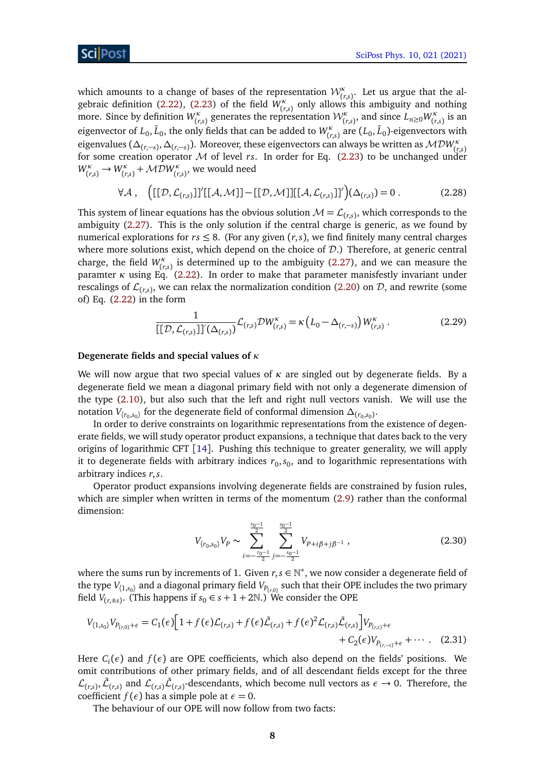which amounts to a change of bases of the representation $\mathcal{W}^\kappa_{(r,s)}$. Let us argue that the algebraic definition (2.22), (2.23) of the field $W^\kappa_{(r,s)}$ only allows this ambiguity and nothing more. Since by definition $W^\kappa_{(r,s)}$ generates the representation $\mathcal{W}^\kappa_{(r,s)}$, and since $L_{n\geq 0}W^\kappa_{(r,s)}$ is an eigenvector of $L_0, \bar{L}_0$, the only fields that can be added to $W^\kappa_{(r,s)}$ are $(L_0, \bar{L}_0)$-eigenvectors with eigenvalues $(\Delta_{(r,-s)}, \Delta_{(r,-s)})$. Moreover, these eigenvectors can always be written as $\mathcal{M}\mathcal{D}W^\kappa_{(r,s)}$ for some creation operator $\mathcal{M}$ of level $rs$. In order for Eq. (2.23) to be unchanged under $W^\kappa_{(r,s)} \to W^\kappa_{(r,s)} + \mathcal{M}\mathcal{D}W^\kappa_{(r,s)}$, we would need

$$\forall \mathcal{A}\ , \quad \Big([[\mathcal{D}, \mathcal{L}_{(r,s)}]]'[[\mathcal{A}, \mathcal{M}]] - [[\mathcal{D}, \mathcal{M}]][[\mathcal{A}, \mathcal{L}_{(r,s)}]]'\Big)(\Delta_{(r,s)}) = 0\ . \tag{2.28}$$

This system of linear equations has the obvious solution $\mathcal{M} = \mathcal{L}_{(r,s)}$, which corresponds to the ambiguity (2.27). This is the only solution if the central charge is generic, as we found by numerical explorations for $rs \leq 8$. (For any given $(r,s)$, we find finitely many central charges where more solutions exist, which depend on the choice of $\mathcal{D}$.) Therefore, at generic central charge, the field $W^\kappa_{(r,s)}$ is determined up to the ambiguity (2.27), and we can measure the paramter $\kappa$ using Eq. (2.22). In order to make that parameter manifestly invariant under rescalings of $\mathcal{L}_{(r,s)}$, we can relax the normalization condition (2.20) on $\mathcal{D}$, and rewrite (some of) Eq. (2.22) in the form

$$\frac{1}{[[\mathcal{D}, \mathcal{L}_{(r,s)}]]'(\Delta_{(r,s)})}\mathcal{L}_{(r,s)}\mathcal{D}W^\kappa_{(r,s)} = \kappa\left(L_0 - \Delta_{(r,-s)}\right)W^\kappa_{(r,s)}\ . \tag{2.29}$$

**Degenerate fields and special values of $\kappa$**

We will now argue that two special values of $\kappa$ are singled out by degenerate fields. By a degenerate field we mean a diagonal primary field with not only a degenerate dimension of the type (2.10), but also such that the left and right null vectors vanish. We will use the notation $V_{\langle r_0,s_0\rangle}$ for the degenerate field of conformal dimension $\Delta_{(r_0,s_0)}$.

In order to derive constraints on logarithmic representations from the existence of degenerate fields, we will study operator product expansions, a technique that dates back to the very origins of logarithmic CFT [14]. Pushing this technique to greater generality, we will apply it to degenerate fields with arbitrary indices $r_0, s_0$, and to logarithmic representations with arbitrary indices $r, s$.

Operator product expansions involving degenerate fields are constrained by fusion rules, which are simpler when written in terms of the momentum (2.9) rather than the conformal dimension:

$$V_{\langle r_0,s_0\rangle}V_P \sim \sum_{i=-\frac{r_0-1}{2}}^{\frac{r_0-1}{2}}\ \sum_{j=-\frac{s_0-1}{2}}^{\frac{s_0-1}{2}} V_{P+i\beta+j\beta^{-1}}\ , \tag{2.30}$$

where the sums run by increments of 1. Given $r, s \in \mathbb{N}^*$, we now consider a degenerate field of the type $V_{\langle 1,s_0\rangle}$ and a diagonal primary field $V_{P_{(r,0)}}$ such that their OPE includes the two primary field $V_{(r,\pm s)}$. (This happens if $s_0 \in s + 1 + 2\mathbb{N}$.) We consider the OPE

$$\begin{aligned} V_{\langle 1,s_0\rangle}V_{P_{(r,0)}+\epsilon} = C_1(\epsilon)\Big[1 + f(\epsilon)\mathcal{L}_{(r,s)} + f(\epsilon)\bar{\mathcal{L}}_{(r,s)} + f(\epsilon)^2\mathcal{L}_{(r,s)}\bar{\mathcal{L}}_{(r,s)}\Big]V_{P_{(r,s)}+\epsilon} \\ + C_2(\epsilon)V_{P_{(r,-s)}+\epsilon} + \cdots\ . \end{aligned} \tag{2.31}$$

Here $C_i(\epsilon)$ and $f(\epsilon)$ are OPE coefficients, which also depend on the fields' positions. We omit contributions of other primary fields, and of all descendant fields except for the three $\mathcal{L}_{(r,s)}, \bar{\mathcal{L}}_{(r,s)}$ and $\mathcal{L}_{(r,s)}\bar{\mathcal{L}}_{(r,s)}$-descendants, which become null vectors as $\epsilon \to 0$. Therefore, the coefficient $f(\epsilon)$ has a simple pole at $\epsilon = 0$.

The behaviour of our OPE will now follow from two facts: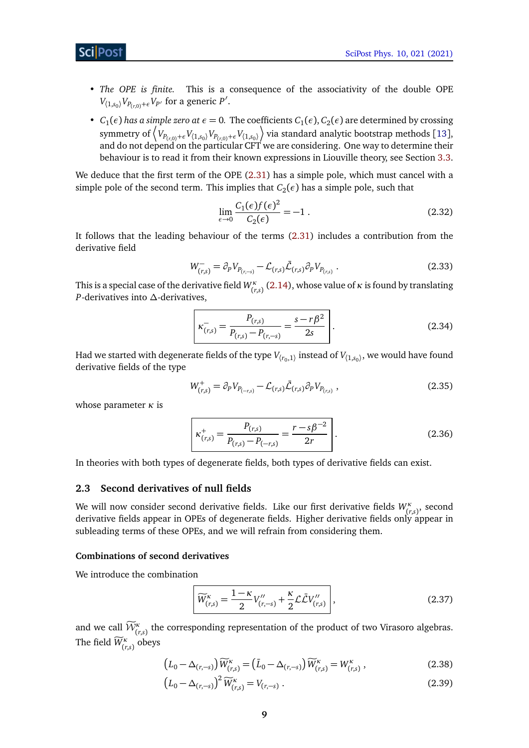- *The OPE is finite.* This is a consequence of the associativity of the double OPE $V_{\langle 1,s_0\rangle} V_{P_{(r,0)}+\epsilon} V_{P'}$ for a generic $P'$.
- *$C_1(\epsilon)$ has a simple zero at $\epsilon = 0$.* The coefficients $C_1(\epsilon), C_2(\epsilon)$ are determined by crossing symmetry of $\left\langle V_{P_{(r,0)}+\epsilon} V_{\langle 1,s_0\rangle} V_{P_{(r,0)}+\epsilon} V_{\langle 1,s_0\rangle} \right\rangle$ via standard analytic bootstrap methods [13], and do not depend on the particular CFT we are considering. One way to determine their behaviour is to read it from their known expressions in Liouville theory, see Section 3.3.

We deduce that the first term of the OPE (2.31) has a simple pole, which must cancel with a simple pole of the second term. This implies that $C_2(\epsilon)$ has a simple pole, such that

$$\lim_{\epsilon\to 0} \frac{C_1(\epsilon) f(\epsilon)^2}{C_2(\epsilon)} = -1 \,. \tag{2.32}$$

It follows that the leading behaviour of the terms (2.31) includes a contribution from the derivative field

$$W^-_{(r,s)} = \partial_P V_{P_{(r,-s)}} - \mathcal{L}_{(r,s)} \bar{\mathcal{L}}_{(r,s)} \partial_P V_{P_{(r,s)}} \,. \tag{2.33}$$

This is a special case of the derivative field $W^\kappa_{(r,s)}$ (2.14), whose value of $\kappa$ is found by translating $P$-derivatives into $\Delta$-derivatives,

$$\boxed{\kappa^-_{(r,s)} = \frac{P_{(r,s)}}{P_{(r,s)} - P_{(r,-s)}} = \frac{s - r\beta^2}{2s}} \,. \tag{2.34}$$

Had we started with degenerate fields of the type $V_{\langle r_0,1\rangle}$ instead of $V_{\langle 1,s_0\rangle}$, we would have found derivative fields of the type

$$W^+_{(r,s)} = \partial_P V_{P_{(-r,s)}} - \mathcal{L}_{(r,s)} \bar{\mathcal{L}}_{(r,s)} \partial_P V_{P_{(r,s)}} \,, \tag{2.35}$$

whose parameter $\kappa$ is

$$\boxed{\kappa^+_{(r,s)} = \frac{P_{(r,s)}}{P_{(r,s)} - P_{(-r,s)}} = \frac{r - s\beta^{-2}}{2r}} \,. \tag{2.36}$$

In theories with both types of degenerate fields, both types of derivative fields can exist.

## 2.3 Second derivatives of null fields

We will now consider second derivative fields. Like our first derivative fields $W^\kappa_{(r,s)}$, second derivative fields appear in OPEs of degenerate fields. Higher derivative fields only appear in subleading terms of these OPEs, and we will refrain from considering them.

### Combinations of second derivatives

We introduce the combination

$$\boxed{\widetilde{W}^\kappa_{(r,s)} = \frac{1-\kappa}{2} V''_{(r,-s)} + \frac{\kappa}{2} \mathcal{L}\bar{\mathcal{L}} V''_{(r,s)}} \,, \tag{2.37}$$

and we call $\widetilde{\mathcal{W}}^\kappa_{(r,s)}$ the corresponding representation of the product of two Virasoro algebras. The field $\widetilde{W}^\kappa_{(r,s)}$ obeys

$$\left(L_0 - \Delta_{(r,-s)}\right) \widetilde{W}^\kappa_{(r,s)} = \left(\bar{L}_0 - \Delta_{(r,-s)}\right) \widetilde{W}^\kappa_{(r,s)} = W^\kappa_{(r,s)} \,, \tag{2.38}$$

$$\left(L_0 - \Delta_{(r,-s)}\right)^2 \widetilde{W}^\kappa_{(r,s)} = V_{(r,-s)} \,. \tag{2.39}$$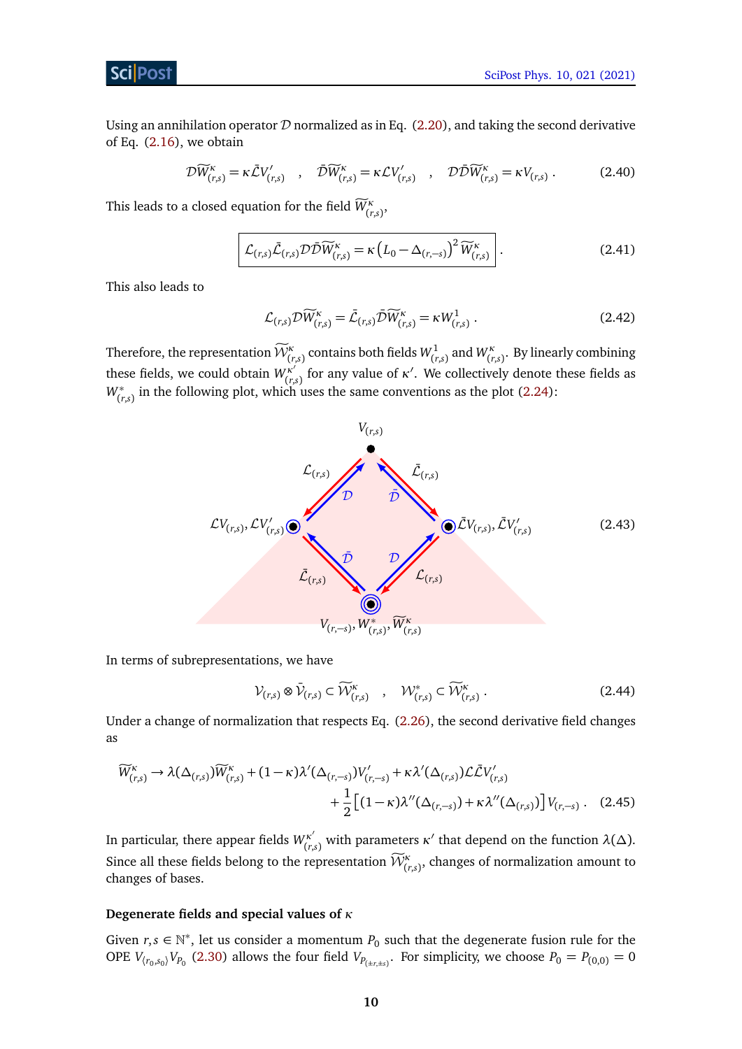Using an annihilation operator $\mathcal{D}$ normalized as in Eq. (2.20), and taking the second derivative of Eq. (2.16), we obtain

$$\mathcal{D}\widetilde{W}^{\kappa}_{(r,s)} = \kappa\bar{\mathcal{L}}V'_{(r,s)} \quad , \quad \bar{\mathcal{D}}\widetilde{W}^{\kappa}_{(r,s)} = \kappa\mathcal{L}V'_{(r,s)} \quad , \quad \mathcal{D}\bar{\mathcal{D}}\widetilde{W}^{\kappa}_{(r,s)} = \kappa V_{(r,s)} \,. \tag{2.40}$$

This leads to a closed equation for the field $\widetilde{W}^{\kappa}_{(r,s)}$,

$$\boxed{\mathcal{L}_{(r,s)}\bar{\mathcal{L}}_{(r,s)}\mathcal{D}\bar{\mathcal{D}}\widetilde{W}^{\kappa}_{(r,s)} = \kappa\left(L_0 - \Delta_{(r,-s)}\right)^2\widetilde{W}^{\kappa}_{(r,s)}} \,. \tag{2.41}$$

This also leads to

$$\mathcal{L}_{(r,s)}\mathcal{D}\widetilde{W}^{\kappa}_{(r,s)} = \bar{\mathcal{L}}_{(r,s)}\bar{\mathcal{D}}\widetilde{W}^{\kappa}_{(r,s)} = \kappa W^{1}_{(r,s)} \,. \tag{2.42}$$

Therefore, the representation $\widetilde{\mathcal{W}}^{\kappa}_{(r,s)}$ contains both fields $W^{1}_{(r,s)}$ and $W^{\kappa}_{(r,s)}$. By linearly combining these fields, we could obtain $W^{\kappa'}_{(r,s)}$ for any value of $\kappa'$. We collectively denote these fields as $W^{*}_{(r,s)}$ in the following plot, which uses the same conventions as the plot (2.24):

$$\begin{array}{ccc} & V_{(r,s)} & \\ \mathcal{L}V_{(r,s)}, \mathcal{L}V'_{(r,s)} & & \bar{\mathcal{L}}V_{(r,s)}, \bar{\mathcal{L}}V'_{(r,s)} \\ & V_{(r,-s)}, W^{*}_{(r,s)}, \widetilde{W}^{\kappa}_{(r,s)} & \end{array} \tag{2.43}$$

(Diagram: arrows $\mathcal{L}_{(r,s)}$, $\bar{\mathcal{L}}_{(r,s)}$ pointing down, and $\mathcal{D}$, $\bar{\mathcal{D}}$ pointing up between these fields.)

In terms of subrepresentations, we have

$$\mathcal{V}_{(r,s)} \otimes \bar{\mathcal{V}}_{(r,s)} \subset \widetilde{\mathcal{W}}^{\kappa}_{(r,s)} \quad , \quad \mathcal{W}^{*}_{(r,s)} \subset \widetilde{\mathcal{W}}^{\kappa}_{(r,s)} \,. \tag{2.44}$$

Under a change of normalization that respects Eq. (2.26), the second derivative field changes as

$$\begin{aligned} \widetilde{W}^{\kappa}_{(r,s)} \to \lambda(\Delta_{(r,s)})\widetilde{W}^{\kappa}_{(r,s)} + (1-\kappa)\lambda'(\Delta_{(r,-s)})V'_{(r,-s)} + \kappa\lambda'(\Delta_{(r,s)})\mathcal{L}\bar{\mathcal{L}}V'_{(r,s)} \\ + \frac{1}{2}\left[(1-\kappa)\lambda''(\Delta_{(r,-s)}) + \kappa\lambda''(\Delta_{(r,s)})\right]V_{(r,-s)} \,. \end{aligned} \tag{2.45}$$

In particular, there appear fields $W^{\kappa'}_{(r,s)}$ with parameters $\kappa'$ that depend on the function $\lambda(\Delta)$. Since all these fields belong to the representation $\widetilde{\mathcal{W}}^{\kappa}_{(r,s)}$, changes of normalization amount to changes of bases.

#### Degenerate fields and special values of $\kappa$

Given $r, s \in \mathbb{N}^*$, let us consider a momentum $P_0$ such that the degenerate fusion rule for the OPE $V_{\langle r_0,s_0\rangle}V_{P_0}$ (2.30) allows the four field $V_{P_{(\pm r,\pm s)}}$. For simplicity, we choose $P_0 = P_{(0,0)} = 0$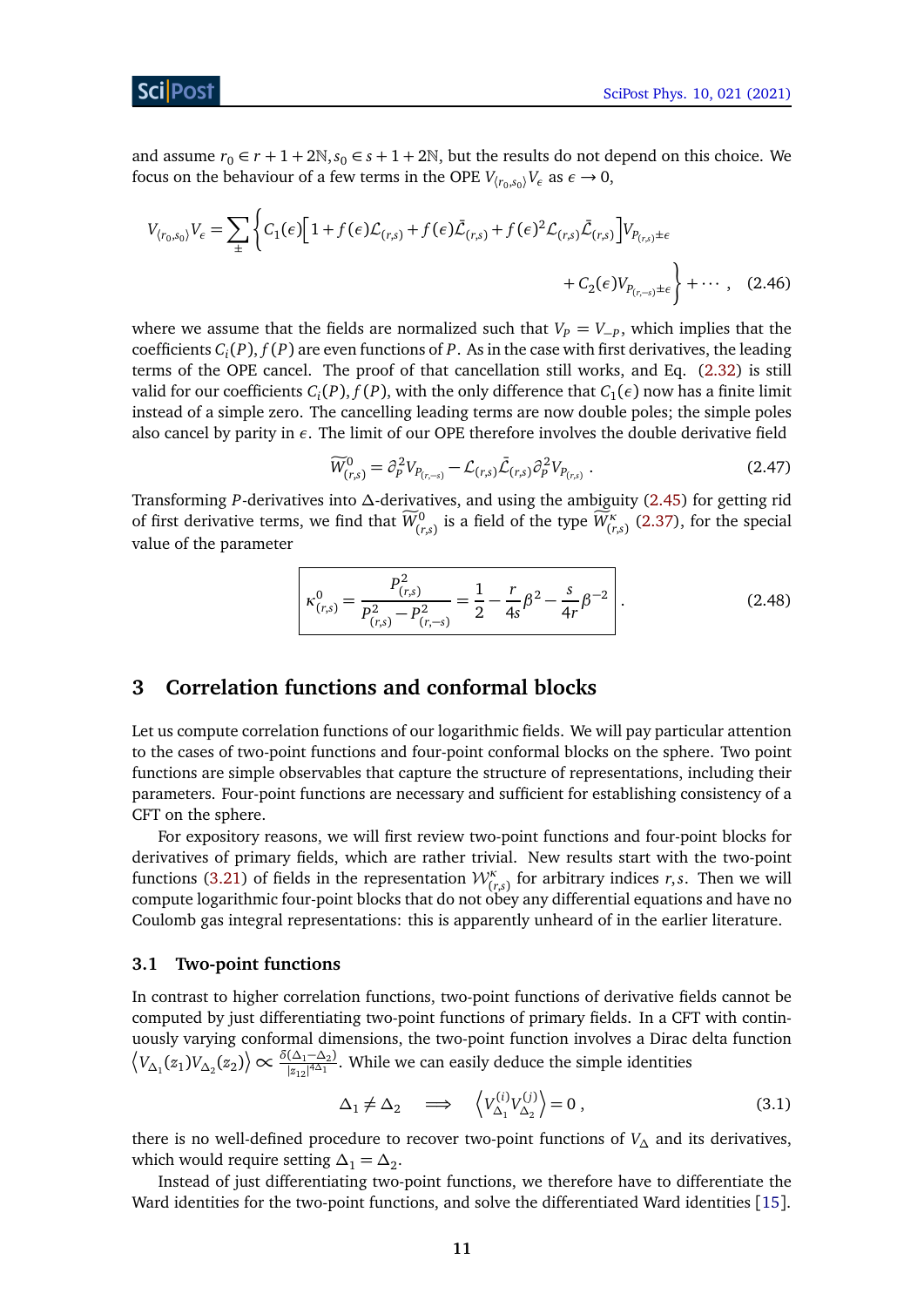and assume $r_0 \in r+1+2\mathbb{N}, s_0 \in s+1+2\mathbb{N}$, but the results do not depend on this choice. We focus on the behaviour of a few terms in the OPE $V_{\langle r_0,s_0\rangle} V_\epsilon$ as $\epsilon \to 0$,

$$V_{\langle r_0,s_0\rangle} V_\epsilon = \sum_\pm \Big\{ C_1(\epsilon)\Big[1 + f(\epsilon)\mathcal{L}_{(r,s)} + f(\epsilon)\bar{\mathcal{L}}_{(r,s)} + f(\epsilon)^2 \mathcal{L}_{(r,s)}\bar{\mathcal{L}}_{(r,s)}\Big] V_{P_{(r,s)}\pm\epsilon} \\ + C_2(\epsilon) V_{P_{(r,-s)}\pm\epsilon} \Big\} + \cdots , \tag{2.46}$$

where we assume that the fields are normalized such that $V_P = V_{-P}$, which implies that the coefficients $C_i(P), f(P)$ are even functions of $P$. As in the case with first derivatives, the leading terms of the OPE cancel. The proof of that cancellation still works, and Eq. (2.32) is still valid for our coefficients $C_i(P), f(P)$, with the only difference that $C_1(\epsilon)$ now has a finite limit instead of a simple zero. The cancelling leading terms are now double poles; the simple poles also cancel by parity in $\epsilon$. The limit of our OPE therefore involves the double derivative field

$$\widetilde{W}^0_{(r,s)} = \partial_P^2 V_{P_{(r,-s)}} - \mathcal{L}_{(r,s)}\bar{\mathcal{L}}_{(r,s)}\partial_P^2 V_{P_{(r,s)}} . \tag{2.47}$$

Transforming $P$-derivatives into $\Delta$-derivatives, and using the ambiguity (2.45) for getting rid of first derivative terms, we find that $\widetilde{W}^0_{(r,s)}$ is a field of the type $\widetilde{W}^\kappa_{(r,s)}$ (2.37), for the special value of the parameter

$$\boxed{\kappa^0_{(r,s)} = \frac{P^2_{(r,s)}}{P^2_{(r,s)} - P^2_{(r,-s)}} = \frac{1}{2} - \frac{r}{4s}\beta^2 - \frac{s}{4r}\beta^{-2}} . \tag{2.48}$$

## 3 Correlation functions and conformal blocks

Let us compute correlation functions of our logarithmic fields. We will pay particular attention to the cases of two-point functions and four-point conformal blocks on the sphere. Two point functions are simple observables that capture the structure of representations, including their parameters. Four-point functions are necessary and sufficient for establishing consistency of a CFT on the sphere.

For expository reasons, we will first review two-point functions and four-point blocks for derivatives of primary fields, which are rather trivial. New results start with the two-point functions (3.21) of fields in the representation $\mathcal{W}^\kappa_{(r,s)}$ for arbitrary indices $r, s$. Then we will compute logarithmic four-point blocks that do not obey any differential equations and have no Coulomb gas integral representations: this is apparently unheard of in the earlier literature.

### 3.1 Two-point functions

In contrast to higher correlation functions, two-point functions of derivative fields cannot be computed by just differentiating two-point functions of primary fields. In a CFT with continuously varying conformal dimensions, the two-point function involves a Dirac delta function $\left\langle V_{\Delta_1}(z_1)V_{\Delta_2}(z_2)\right\rangle \propto \frac{\delta(\Delta_1-\Delta_2)}{|z_{12}|^{4\Delta_1}}$. While we can easily deduce the simple identities

$$\Delta_1 \neq \Delta_2 \quad \Longrightarrow \quad \left\langle V^{(i)}_{\Delta_1} V^{(j)}_{\Delta_2}\right\rangle = 0 , \tag{3.1}$$

there is no well-defined procedure to recover two-point functions of $V_\Delta$ and its derivatives, which would require setting $\Delta_1 = \Delta_2$.

Instead of just differentiating two-point functions, we therefore have to differentiate the Ward identities for the two-point functions, and solve the differentiated Ward identities [15].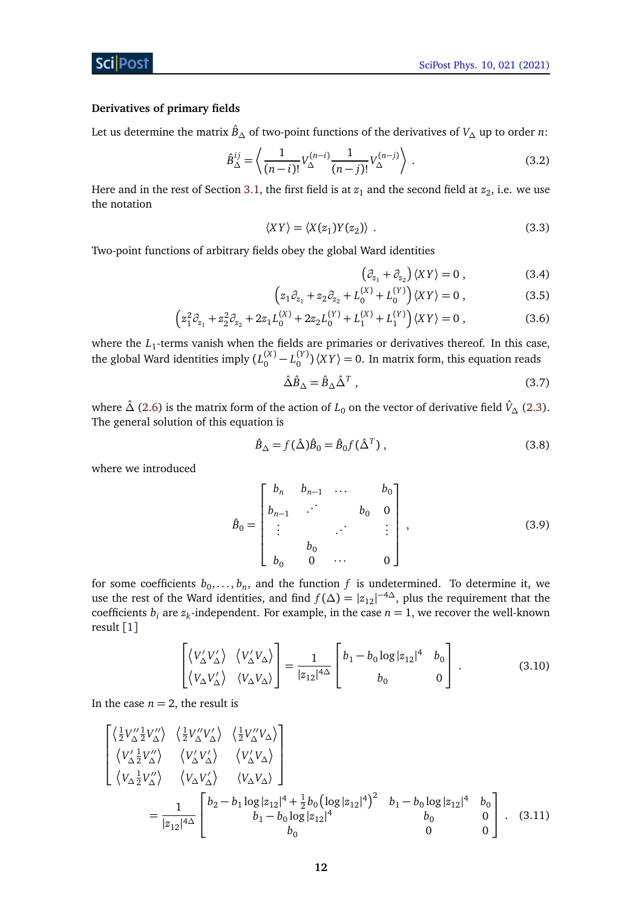**Derivatives of primary fields**

Let us determine the matrix $\hat{B}_\Delta$ of two-point functions of the derivatives of $V_\Delta$ up to order $n$:

$$\hat{B}^{ij}_\Delta = \left\langle \frac{1}{(n-i)!} V_\Delta^{(n-i)} \frac{1}{(n-j)!} V_\Delta^{(n-j)} \right\rangle . \tag{3.2}$$

Here and in the rest of Section 3.1, the first field is at $z_1$ and the second field at $z_2$, i.e. we use the notation

$$\langle XY \rangle = \langle X(z_1) Y(z_2) \rangle . \tag{3.3}$$

Two-point functions of arbitrary fields obey the global Ward identities

$$\left(\partial_{z_1} + \partial_{z_2}\right) \langle XY \rangle = 0 , \tag{3.4}$$

$$\left(z_1 \partial_{z_1} + z_2 \partial_{z_2} + L_0^{(X)} + L_0^{(Y)}\right) \langle XY \rangle = 0 , \tag{3.5}$$

$$\left(z_1^2 \partial_{z_1} + z_2^2 \partial_{z_2} + 2 z_1 L_0^{(X)} + 2 z_2 L_0^{(Y)} + L_1^{(X)} + L_1^{(Y)}\right) \langle XY \rangle = 0 , \tag{3.6}$$

where the $L_1$-terms vanish when the fields are primaries or derivatives thereof. In this case, the global Ward identities imply $(L_0^{(X)} - L_0^{(Y)}) \langle XY \rangle = 0$. In matrix form, this equation reads

$$\hat{\Delta} \hat{B}_\Delta = \hat{B}_\Delta \hat{\Delta}^T , \tag{3.7}$$

where $\hat{\Delta}$ (2.6) is the matrix form of the action of $L_0$ on the vector of derivative field $\hat{V}_\Delta$ (2.3). The general solution of this equation is

$$\hat{B}_\Delta = f(\hat{\Delta}) \hat{B}_0 = \hat{B}_0 f(\hat{\Delta}^T) , \tag{3.8}$$

where we introduced

$$\hat{B}_0 = \begin{bmatrix} b_n & b_{n-1} & \cdots & & b_0 \\ b_{n-1} & \iddots & & b_0 & 0 \\ \vdots & & \iddots & & \vdots \\ & b_0 & & & \\ b_0 & 0 & \cdots & & 0 \end{bmatrix} , \tag{3.9}$$

for some coefficients $b_0, \dots, b_n$, and the function $f$ is undetermined. To determine it, we use the rest of the Ward identities, and find $f(\Delta) = |z_{12}|^{-4\Delta}$, plus the requirement that the coefficients $b_i$ are $z_k$-independent. For example, in the case $n = 1$, we recover the well-known result [1]

$$\begin{bmatrix} \left\langle V'_\Delta V'_\Delta \right\rangle & \left\langle V'_\Delta V_\Delta \right\rangle \\ \left\langle V_\Delta V'_\Delta \right\rangle & \left\langle V_\Delta V_\Delta \right\rangle \end{bmatrix} = \frac{1}{|z_{12}|^{4\Delta}} \begin{bmatrix} b_1 - b_0 \log |z_{12}|^4 & b_0 \\ b_0 & 0 \end{bmatrix} . \tag{3.10}$$

In the case $n = 2$, the result is

$$\begin{bmatrix} \left\langle \frac{1}{2} V''_\Delta \frac{1}{2} V''_\Delta \right\rangle & \left\langle \frac{1}{2} V''_\Delta V'_\Delta \right\rangle & \left\langle \frac{1}{2} V''_\Delta V_\Delta \right\rangle \\ \left\langle V'_\Delta \frac{1}{2} V''_\Delta \right\rangle & \left\langle V'_\Delta V'_\Delta \right\rangle & \left\langle V'_\Delta V_\Delta \right\rangle \\ \left\langle V_\Delta \frac{1}{2} V''_\Delta \right\rangle & \left\langle V_\Delta V'_\Delta \right\rangle & \left\langle V_\Delta V_\Delta \right\rangle \end{bmatrix}$$

$$= \frac{1}{|z_{12}|^{4\Delta}} \begin{bmatrix} b_2 - b_1 \log |z_{12}|^4 + \frac{1}{2} b_0 \left(\log |z_{12}|^4\right)^2 & b_1 - b_0 \log |z_{12}|^4 & b_0 \\ b_1 - b_0 \log |z_{12}|^4 & b_0 & 0 \\ b_0 & 0 & 0 \end{bmatrix} . \tag{3.11}$$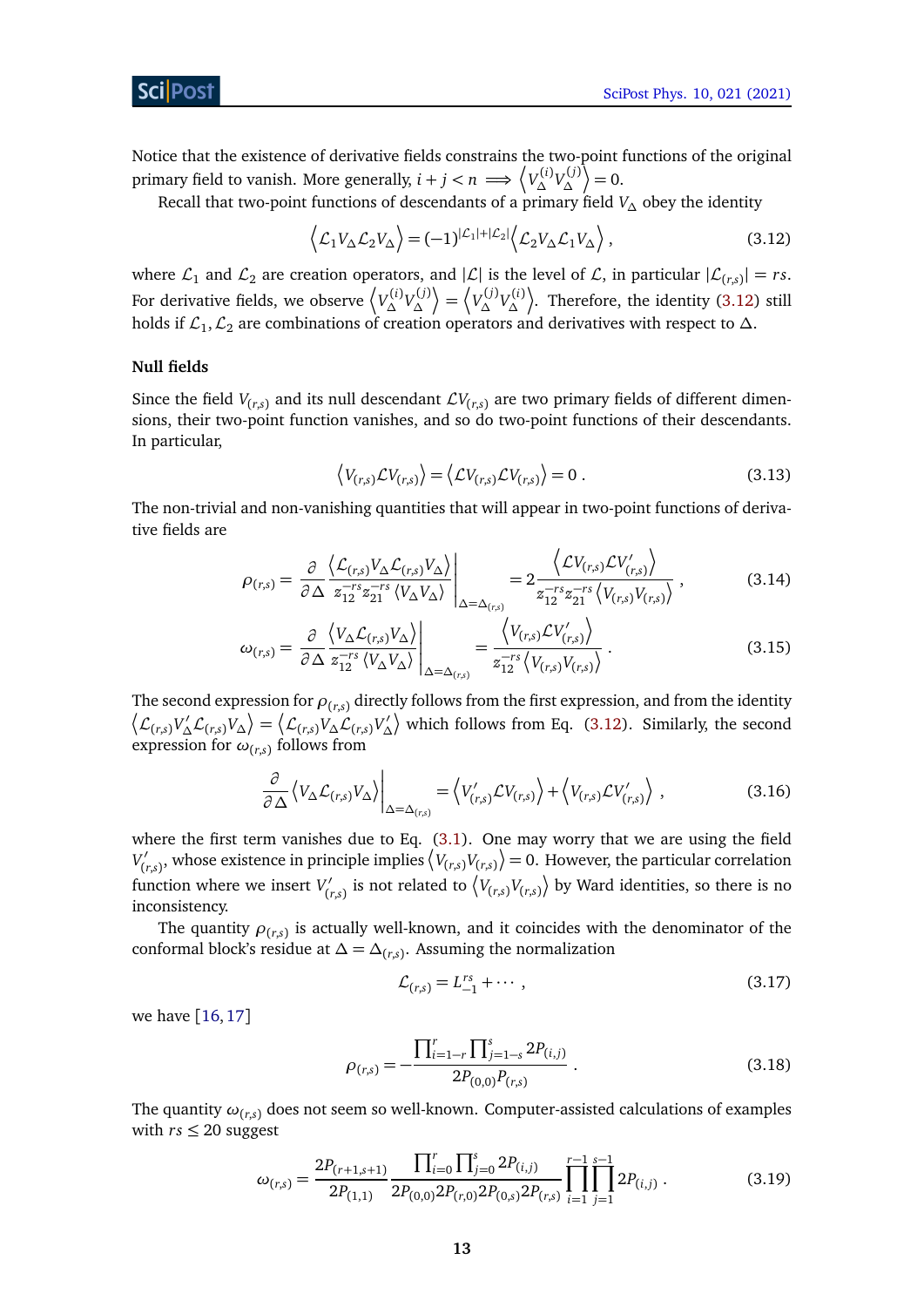Notice that the existence of derivative fields constrains the two-point functions of the original primary field to vanish. More generally, $i+j<n \implies \left\langle V_\Delta^{(i)} V_\Delta^{(j)} \right\rangle = 0$.

Recall that two-point functions of descendants of a primary field $V_\Delta$ obey the identity

$$\left\langle \mathcal{L}_1 V_\Delta \mathcal{L}_2 V_\Delta \right\rangle = (-1)^{|\mathcal{L}_1|+|\mathcal{L}_2|} \left\langle \mathcal{L}_2 V_\Delta \mathcal{L}_1 V_\Delta \right\rangle , \tag{3.12}$$

where $\mathcal{L}_1$ and $\mathcal{L}_2$ are creation operators, and $|\mathcal{L}|$ is the level of $\mathcal{L}$, in particular $|\mathcal{L}_{(r,s)}| = rs$. For derivative fields, we observe $\left\langle V_\Delta^{(i)} V_\Delta^{(j)} \right\rangle = \left\langle V_\Delta^{(j)} V_\Delta^{(i)} \right\rangle$. Therefore, the identity (3.12) still holds if $\mathcal{L}_1, \mathcal{L}_2$ are combinations of creation operators and derivatives with respect to $\Delta$.

#### Null fields

Since the field $V_{(r,s)}$ and its null descendant $\mathcal{L}V_{(r,s)}$ are two primary fields of different dimensions, their two-point function vanishes, and so do two-point functions of their descendants. In particular,

$$\left\langle V_{(r,s)} \mathcal{L} V_{(r,s)} \right\rangle = \left\langle \mathcal{L} V_{(r,s)} \mathcal{L} V_{(r,s)} \right\rangle = 0 . \tag{3.13}$$

The non-trivial and non-vanishing quantities that will appear in two-point functions of derivative fields are

$$\rho_{(r,s)} = \frac{\partial}{\partial \Delta} \frac{\left\langle \mathcal{L}_{(r,s)} V_\Delta \mathcal{L}_{(r,s)} V_\Delta \right\rangle}{z_{12}^{-rs} z_{21}^{-rs} \left\langle V_\Delta V_\Delta \right\rangle} \Bigg|_{\Delta=\Delta_{(r,s)}} = 2 \frac{\left\langle \mathcal{L} V_{(r,s)} \mathcal{L} V'_{(r,s)} \right\rangle}{z_{12}^{-rs} z_{21}^{-rs} \left\langle V_{(r,s)} V_{(r,s)} \right\rangle} , \tag{3.14}$$

$$\omega_{(r,s)} = \frac{\partial}{\partial \Delta} \frac{\left\langle V_\Delta \mathcal{L}_{(r,s)} V_\Delta \right\rangle}{z_{12}^{-rs} \left\langle V_\Delta V_\Delta \right\rangle} \Bigg|_{\Delta=\Delta_{(r,s)}} = \frac{\left\langle V_{(r,s)} \mathcal{L} V'_{(r,s)} \right\rangle}{z_{12}^{-rs} \left\langle V_{(r,s)} V_{(r,s)} \right\rangle} . \tag{3.15}$$

The second expression for $\rho_{(r,s)}$ directly follows from the first expression, and from the identity $\left\langle \mathcal{L}_{(r,s)} V'_\Delta \mathcal{L}_{(r,s)} V_\Delta \right\rangle = \left\langle \mathcal{L}_{(r,s)} V_\Delta \mathcal{L}_{(r,s)} V'_\Delta \right\rangle$ which follows from Eq. (3.12). Similarly, the second expression for $\omega_{(r,s)}$ follows from

$$\frac{\partial}{\partial \Delta} \left\langle V_\Delta \mathcal{L}_{(r,s)} V_\Delta \right\rangle \Bigg|_{\Delta=\Delta_{(r,s)}} = \left\langle V'_{(r,s)} \mathcal{L} V_{(r,s)} \right\rangle + \left\langle V_{(r,s)} \mathcal{L} V'_{(r,s)} \right\rangle , \tag{3.16}$$

where the first term vanishes due to Eq. (3.1). One may worry that we are using the field $V'_{(r,s)}$, whose existence in principle implies $\left\langle V_{(r,s)} V_{(r,s)} \right\rangle = 0$. However, the particular correlation function where we insert $V'_{(r,s)}$ is not related to $\left\langle V_{(r,s)} V_{(r,s)} \right\rangle$ by Ward identities, so there is no inconsistency.

The quantity $\rho_{(r,s)}$ is actually well-known, and it coincides with the denominator of the conformal block's residue at $\Delta = \Delta_{(r,s)}$. Assuming the normalization

$$\mathcal{L}_{(r,s)} = L_{-1}^{rs} + \cdots , \tag{3.17}$$

we have [16, 17]

$$\rho_{(r,s)} = -\frac{\prod_{i=1-r}^{r} \prod_{j=1-s}^{s} 2P_{(i,j)}}{2P_{(0,0)} P_{(r,s)}} . \tag{3.18}$$

The quantity $\omega_{(r,s)}$ does not seem so well-known. Computer-assisted calculations of examples with $rs \leq 20$ suggest

$$\omega_{(r,s)} = \frac{2P_{(r+1,s+1)}}{2P_{(1,1)}} \frac{\prod_{i=0}^{r} \prod_{j=0}^{s} 2P_{(i,j)}}{2P_{(0,0)} 2P_{(r,0)} 2P_{(0,s)} 2P_{(r,s)}} \prod_{i=1}^{r-1} \prod_{j=1}^{s-1} 2P_{(i,j)} . \tag{3.19}$$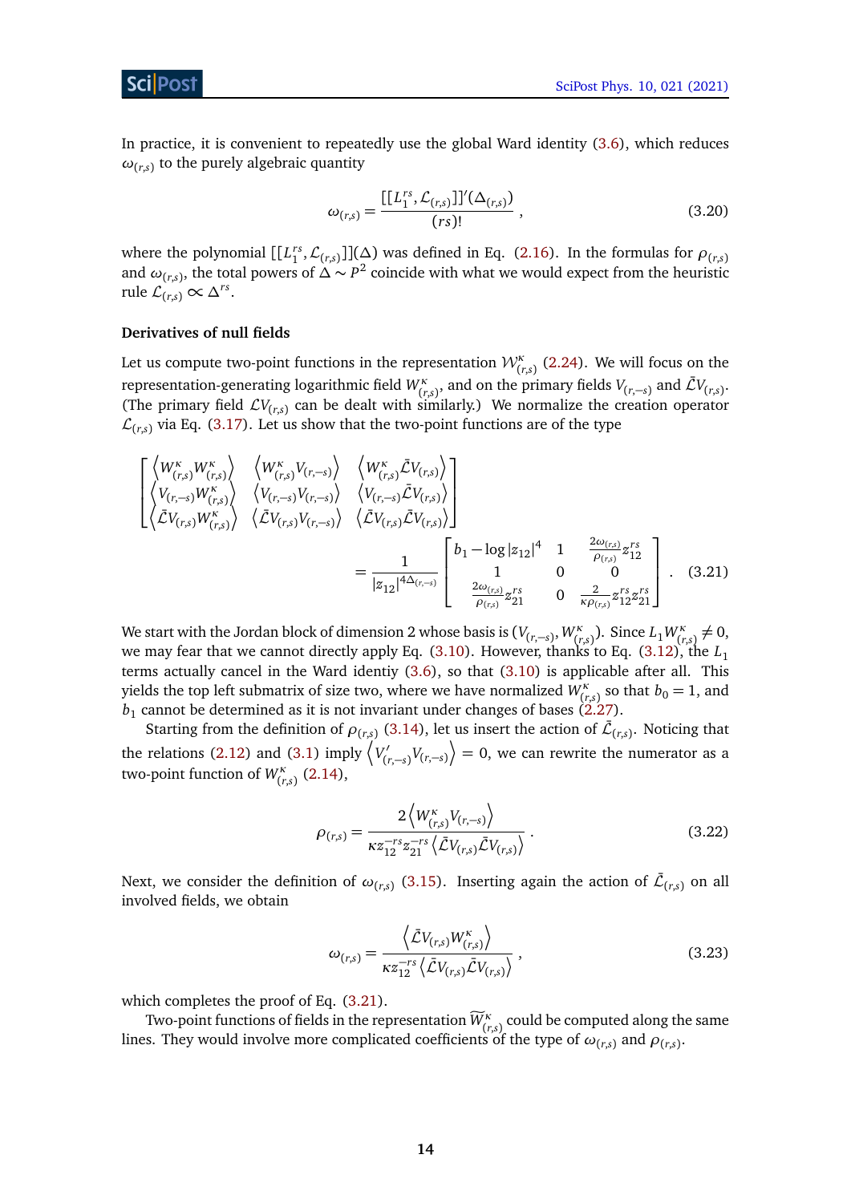In practice, it is convenient to repeatedly use the global Ward identity (3.6), which reduces $\omega_{(r,s)}$ to the purely algebraic quantity

$$\omega_{(r,s)} = \frac{[[L_1^{rs}, \mathcal{L}_{(r,s)}]]'(\Delta_{(r,s)})}{(rs)!} , \tag{3.20}$$

where the polynomial $[[L_1^{rs}, \mathcal{L}_{(r,s)}]](\Delta)$ was defined in Eq. (2.16). In the formulas for $\rho_{(r,s)}$ and $\omega_{(r,s)}$, the total powers of $\Delta \sim P^2$ coincide with what we would expect from the heuristic rule $\mathcal{L}_{(r,s)} \propto \Delta^{rs}$.

### Derivatives of null fields

Let us compute two-point functions in the representation $\mathcal{W}^\kappa_{(r,s)}$ (2.24). We will focus on the representation-generating logarithmic field $W^\kappa_{(r,s)}$, and on the primary fields $V_{(r,-s)}$ and $\bar{\mathcal{L}}V_{(r,s)}$. (The primary field $\mathcal{L}V_{(r,s)}$ can be dealt with similarly.) We normalize the creation operator $\mathcal{L}_{(r,s)}$ via Eq. (3.17). Let us show that the two-point functions are of the type

$$\begin{bmatrix} \left\langle W^\kappa_{(r,s)} W^\kappa_{(r,s)} \right\rangle & \left\langle W^\kappa_{(r,s)} V_{(r,-s)} \right\rangle & \left\langle W^\kappa_{(r,s)} \bar{\mathcal{L}}V_{(r,s)} \right\rangle \\ \left\langle V_{(r,-s)} W^\kappa_{(r,s)} \right\rangle & \left\langle V_{(r,-s)} V_{(r,-s)} \right\rangle & \left\langle V_{(r,-s)} \bar{\mathcal{L}}V_{(r,s)} \right\rangle \\ \left\langle \bar{\mathcal{L}}V_{(r,s)} W^\kappa_{(r,s)} \right\rangle & \left\langle \bar{\mathcal{L}}V_{(r,s)} V_{(r,-s)} \right\rangle & \left\langle \bar{\mathcal{L}}V_{(r,s)} \bar{\mathcal{L}}V_{(r,s)} \right\rangle \end{bmatrix}$$
$$= \frac{1}{|z_{12}|^{4\Delta_{(r,-s)}}} \begin{bmatrix} b_1 - \log|z_{12}|^4 & 1 & \frac{2\omega_{(r,s)}}{\rho_{(r,s)}} z_{12}^{rs} \\ 1 & 0 & 0 \\ \frac{2\omega_{(r,s)}}{\rho_{(r,s)}} z_{21}^{rs} & 0 & \frac{2}{\kappa\rho_{(r,s)}} z_{12}^{rs} z_{21}^{rs} \end{bmatrix} . \tag{3.21}$$

We start with the Jordan block of dimension 2 whose basis is $(V_{(r,-s)}, W^\kappa_{(r,s)})$. Since $L_1 W^\kappa_{(r,s)} \neq 0$, we may fear that we cannot directly apply Eq. (3.10). However, thanks to Eq. (3.12), the $L_1$ terms actually cancel in the Ward identiy (3.6), so that (3.10) is applicable after all. This yields the top left submatrix of size two, where we have normalized $W^\kappa_{(r,s)}$ so that $b_0 = 1$, and $b_1$ cannot be determined as it is not invariant under changes of bases (2.27).

Starting from the definition of $\rho_{(r,s)}$ (3.14), let us insert the action of $\bar{\mathcal{L}}_{(r,s)}$. Noticing that the relations (2.12) and (3.1) imply $\left\langle V'_{(r,-s)} V_{(r,-s)} \right\rangle = 0$, we can rewrite the numerator as a two-point function of $W^\kappa_{(r,s)}$ (2.14),

$$\rho_{(r,s)} = \frac{2\left\langle W^\kappa_{(r,s)} V_{(r,-s)} \right\rangle}{\kappa z_{12}^{-rs} z_{21}^{-rs} \left\langle \bar{\mathcal{L}}V_{(r,s)} \bar{\mathcal{L}}V_{(r,s)} \right\rangle} . \tag{3.22}$$

Next, we consider the definition of $\omega_{(r,s)}$ (3.15). Inserting again the action of $\bar{\mathcal{L}}_{(r,s)}$ on all involved fields, we obtain

$$\omega_{(r,s)} = \frac{\left\langle \bar{\mathcal{L}}V_{(r,s)} W^\kappa_{(r,s)} \right\rangle}{\kappa z_{12}^{-rs} \left\langle \bar{\mathcal{L}}V_{(r,s)} \bar{\mathcal{L}}V_{(r,s)} \right\rangle} , \tag{3.23}$$

which completes the proof of Eq. (3.21).

Two-point functions of fields in the representation $\widetilde{W}^\kappa_{(r,s)}$ could be computed along the same lines. They would involve more complicated coefficients of the type of $\omega_{(r,s)}$ and $\rho_{(r,s)}$.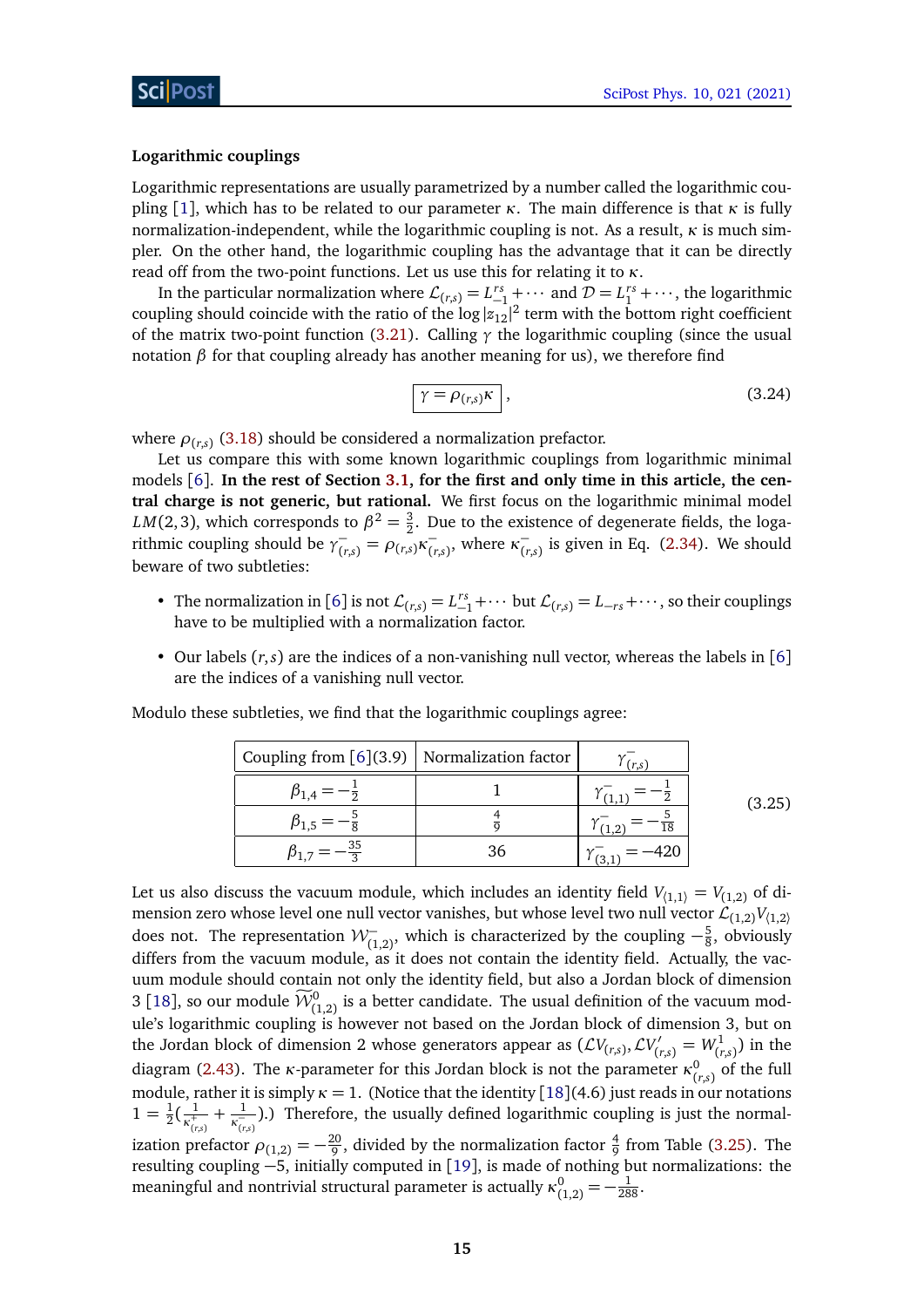#### Logarithmic couplings

Logarithmic representations are usually parametrized by a number called the logarithmic coupling [1], which has to be related to our parameter $\kappa$. The main difference is that $\kappa$ is fully normalization-independent, while the logarithmic coupling is not. As a result, $\kappa$ is much simpler. On the other hand, the logarithmic coupling has the advantage that it can be directly read off from the two-point functions. Let us use this for relating it to $\kappa$.

In the particular normalization where $\mathcal{L}_{(r,s)} = L_{-1}^{rs} + \cdots$ and $\mathcal{D} = L_1^{rs} + \cdots$, the logarithmic coupling should coincide with the ratio of the $\log |z_{12}|^2$ term with the bottom right coefficient of the matrix two-point function (3.21). Calling $\gamma$ the logarithmic coupling (since the usual notation $\beta$ for that coupling already has another meaning for us), we therefore find

$$\boxed{\gamma = \rho_{(r,s)}\kappa}\ , \tag{3.24}$$

where $\rho_{(r,s)}$ (3.18) should be considered a normalization prefactor.

Let us compare this with some known logarithmic couplings from logarithmic minimal models [6]. **In the rest of Section 3.1, for the first and only time in this article, the central charge is not generic, but rational.** We first focus on the logarithmic minimal model $LM(2,3)$, which corresponds to $\beta^2 = \frac{3}{2}$. Due to the existence of degenerate fields, the logarithmic coupling should be $\gamma^-_{(r,s)} = \rho_{(r,s)}\kappa^-_{(r,s)}$, where $\kappa^-_{(r,s)}$ is given in Eq. (2.34). We should beware of two subtleties:

- The normalization in [6] is not $\mathcal{L}_{(r,s)} = L_{-1}^{rs} + \cdots$ but $\mathcal{L}_{(r,s)} = L_{-rs} + \cdots$, so their couplings have to be multiplied with a normalization factor.
- Our labels $(r,s)$ are the indices of a non-vanishing null vector, whereas the labels in [6] are the indices of a vanishing null vector.

Modulo these subtleties, we find that the logarithmic couplings agree:

| Coupling from [6](3.9) | Normalization factor | $\gamma^-_{(r,s)}$ |
|---|---|---|
| $\beta_{1,4} = -\frac{1}{2}$ | $1$ | $\gamma^-_{(1,1)} = -\frac{1}{2}$ |
| $\beta_{1,5} = -\frac{5}{8}$ | $\frac{4}{9}$ | $\gamma^-_{(1,2)} = -\frac{5}{18}$ |
| $\beta_{1,7} = -\frac{35}{3}$ | $36$ | $\gamma^-_{(3,1)} = -420$ |

(3.25)

Let us also discuss the vacuum module, which includes an identity field $V_{\langle 1,1\rangle} = V_{(1,2)}$ of dimension zero whose level one null vector vanishes, but whose level two null vector $\mathcal{L}_{(1,2)}V_{\langle 1,2\rangle}$ does not. The representation $\mathcal{W}^-_{(1,2)}$, which is characterized by the coupling $-\frac{5}{8}$, obviously differs from the vacuum module, as it does not contain the identity field. Actually, the vacuum module should contain not only the identity field, but also a Jordan block of dimension 3 [18], so our module $\widetilde{\mathcal{W}}^0_{(1,2)}$ is a better candidate. The usual definition of the vacuum module's logarithmic coupling is however not based on the Jordan block of dimension 3, but on the Jordan block of dimension 2 whose generators appear as $(\mathcal{L}V_{(r,s)}, \mathcal{L}V'_{(r,s)} = W^1_{(r,s)})$ in the diagram (2.43). The $\kappa$-parameter for this Jordan block is not the parameter $\kappa^0_{(r,s)}$ of the full module, rather it is simply $\kappa = 1$. (Notice that the identity [18](4.6) just reads in our notations $1 = \frac{1}{2}(\frac{1}{\kappa^+_{(r,s)}} + \frac{1}{\kappa^-_{(r,s)}})$.) Therefore, the usually defined logarithmic coupling is just the normalization prefactor $\rho_{(1,2)} = -\frac{20}{9}$, divided by the normalization factor $\frac{4}{9}$ from Table (3.25). The resulting coupling $-5$, initially computed in [19], is made of nothing but normalizations: the meaningful and nontrivial structural parameter is actually $\kappa^0_{(1,2)} = -\frac{1}{288}$.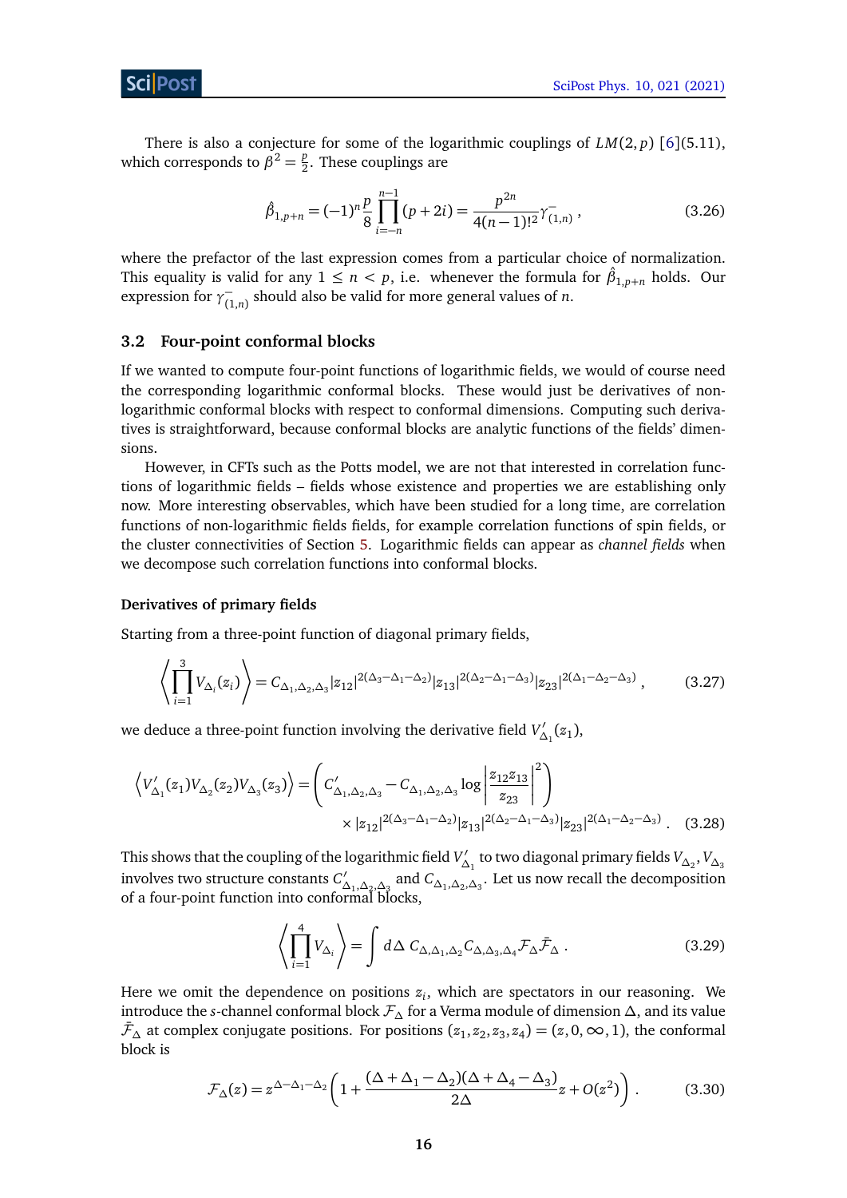There is also a conjecture for some of the logarithmic couplings of $LM(2,p)$ [6](5.11), which corresponds to $\beta^2 = \frac{p}{2}$. These couplings are

$$\hat{\beta}_{1,p+n} = (-1)^n \frac{p}{8} \prod_{i=-n}^{n-1} (p+2i) = \frac{p^{2n}}{4(n-1)!^2} \gamma^-_{(1,n)} \,, \tag{3.26}$$

where the prefactor of the last expression comes from a particular choice of normalization. This equality is valid for any $1 \leq n < p$, i.e. whenever the formula for $\hat{\beta}_{1,p+n}$ holds. Our expression for $\gamma^-_{(1,n)}$ should also be valid for more general values of $n$.

## 3.2 Four-point conformal blocks

If we wanted to compute four-point functions of logarithmic fields, we would of course need the corresponding logarithmic conformal blocks. These would just be derivatives of non-logarithmic conformal blocks with respect to conformal dimensions. Computing such derivatives is straightforward, because conformal blocks are analytic functions of the fields' dimensions.

However, in CFTs such as the Potts model, we are not that interested in correlation functions of logarithmic fields – fields whose existence and properties we are establishing only now. More interesting observables, which have been studied for a long time, are correlation functions of non-logarithmic fields fields, for example correlation functions of spin fields, or the cluster connectivities of Section 5. Logarithmic fields can appear as *channel fields* when we decompose such correlation functions into conformal blocks.

#### Derivatives of primary fields

Starting from a three-point function of diagonal primary fields,

$$\left\langle \prod_{i=1}^{3} V_{\Delta_i}(z_i) \right\rangle = C_{\Delta_1,\Delta_2,\Delta_3} |z_{12}|^{2(\Delta_3-\Delta_1-\Delta_2)} |z_{13}|^{2(\Delta_2-\Delta_1-\Delta_3)} |z_{23}|^{2(\Delta_1-\Delta_2-\Delta_3)} \,, \tag{3.27}$$

we deduce a three-point function involving the derivative field $V'_{\Delta_1}(z_1)$,

$$\begin{aligned}\left\langle V'_{\Delta_1}(z_1) V_{\Delta_2}(z_2) V_{\Delta_3}(z_3) \right\rangle = &\left( C'_{\Delta_1,\Delta_2,\Delta_3} - C_{\Delta_1,\Delta_2,\Delta_3} \log \left| \frac{z_{12} z_{13}}{z_{23}} \right|^2 \right) \\ &\times |z_{12}|^{2(\Delta_3-\Delta_1-\Delta_2)} |z_{13}|^{2(\Delta_2-\Delta_1-\Delta_3)} |z_{23}|^{2(\Delta_1-\Delta_2-\Delta_3)} \,. \end{aligned} \tag{3.28}$$

This shows that the coupling of the logarithmic field $V'_{\Delta_1}$ to two diagonal primary fields $V_{\Delta_2}, V_{\Delta_3}$ involves two structure constants $C'_{\Delta_1,\Delta_2,\Delta_3}$ and $C_{\Delta_1,\Delta_2,\Delta_3}$. Let us now recall the decomposition of a four-point function into conformal blocks,

$$\left\langle \prod_{i=1}^{4} V_{\Delta_i} \right\rangle = \int d\Delta \; C_{\Delta,\Delta_1,\Delta_2} C_{\Delta,\Delta_3,\Delta_4} \mathcal{F}_\Delta \bar{\mathcal{F}}_\Delta \,. \tag{3.29}$$

Here we omit the dependence on positions $z_i$, which are spectators in our reasoning. We introduce the $s$-channel conformal block $\mathcal{F}_\Delta$ for a Verma module of dimension $\Delta$, and its value $\bar{\mathcal{F}}_\Delta$ at complex conjugate positions. For positions $(z_1, z_2, z_3, z_4) = (z, 0, \infty, 1)$, the conformal block is

$$\mathcal{F}_\Delta(z) = z^{\Delta-\Delta_1-\Delta_2} \left( 1 + \frac{(\Delta+\Delta_1-\Delta_2)(\Delta+\Delta_4-\Delta_3)}{2\Delta} z + O(z^2) \right) \,. \tag{3.30}$$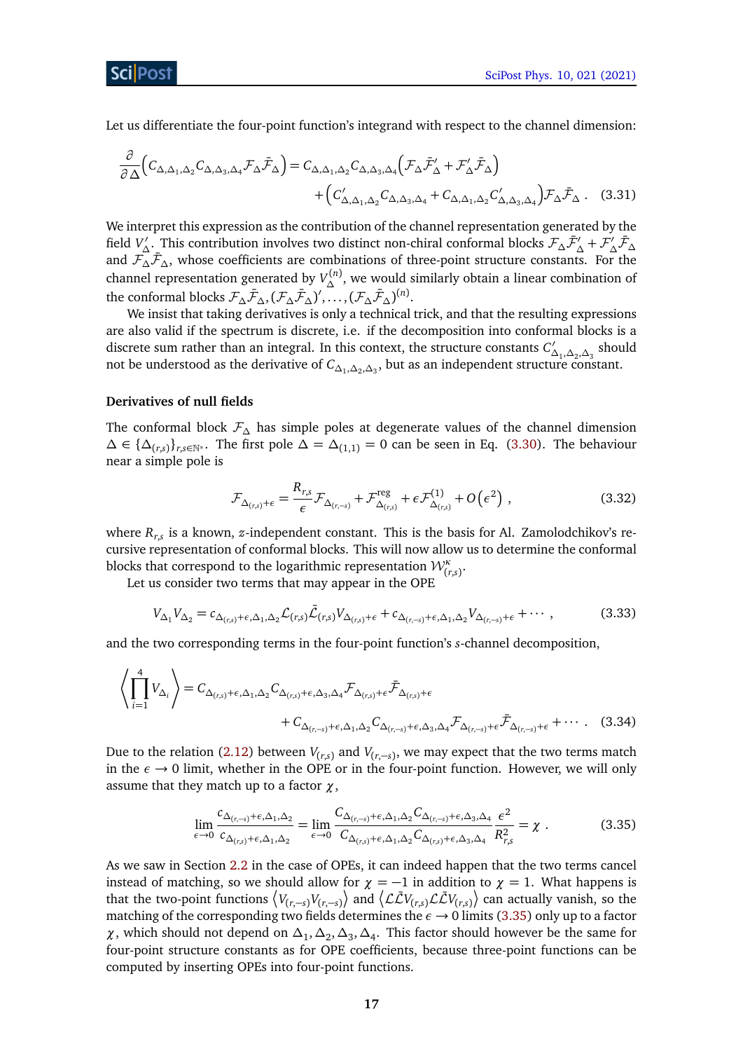Let us differentiate the four-point function's integrand with respect to the channel dimension:

$$\frac{\partial}{\partial \Delta}\Big(C_{\Delta,\Delta_1,\Delta_2}C_{\Delta,\Delta_3,\Delta_4}\mathcal{F}_\Delta\bar{\mathcal{F}}_\Delta\Big) = C_{\Delta,\Delta_1,\Delta_2}C_{\Delta,\Delta_3,\Delta_4}\Big(\mathcal{F}_\Delta\bar{\mathcal{F}}'_\Delta + \mathcal{F}'_\Delta\bar{\mathcal{F}}_\Delta\Big) + \Big(C'_{\Delta,\Delta_1,\Delta_2}C_{\Delta,\Delta_3,\Delta_4} + C_{\Delta,\Delta_1,\Delta_2}C'_{\Delta,\Delta_3,\Delta_4}\Big)\mathcal{F}_\Delta\bar{\mathcal{F}}_\Delta\ . \tag{3.31}$$

We interpret this expression as the contribution of the channel representation generated by the field $V'_\Delta$. This contribution involves two distinct non-chiral conformal blocks $\mathcal{F}_\Delta\bar{\mathcal{F}}'_\Delta + \mathcal{F}'_\Delta\bar{\mathcal{F}}_\Delta$ and $\mathcal{F}_\Delta\bar{\mathcal{F}}_\Delta$, whose coefficients are combinations of three-point structure constants. For the channel representation generated by $V^{(n)}_\Delta$, we would similarly obtain a linear combination of the conformal blocks $\mathcal{F}_\Delta\bar{\mathcal{F}}_\Delta, (\mathcal{F}_\Delta\bar{\mathcal{F}}_\Delta)', \dots, (\mathcal{F}_\Delta\bar{\mathcal{F}}_\Delta)^{(n)}$.

We insist that taking derivatives is only a technical trick, and that the resulting expressions are also valid if the spectrum is discrete, i.e. if the decomposition into conformal blocks is a discrete sum rather than an integral. In this context, the structure constants $C'_{\Delta_1,\Delta_2,\Delta_3}$ should not be understood as the derivative of $C_{\Delta_1,\Delta_2,\Delta_3}$, but as an independent structure constant.

### Derivatives of null fields

The conformal block $\mathcal{F}_\Delta$ has simple poles at degenerate values of the channel dimension $\Delta \in \{\Delta_{(r,s)}\}_{r,s\in\mathbb{N}^*}$. The first pole $\Delta = \Delta_{(1,1)} = 0$ can be seen in Eq. (3.30). The behaviour near a simple pole is

$$\mathcal{F}_{\Delta_{(r,s)}+\epsilon} = \frac{R_{r,s}}{\epsilon}\mathcal{F}_{\Delta_{(r,-s)}} + \mathcal{F}^{\text{reg}}_{\Delta_{(r,s)}} + \epsilon\mathcal{F}^{(1)}_{\Delta_{(r,s)}} + O\left(\epsilon^2\right)\ , \tag{3.32}$$

where $R_{r,s}$ is a known, $z$-independent constant. This is the basis for Al. Zamolodchikov's recursive representation of conformal blocks. This will now allow us to determine the conformal blocks that correspond to the logarithmic representation $\mathcal{W}^\kappa_{(r,s)}$.

Let us consider two terms that may appear in the OPE

$$V_{\Delta_1}V_{\Delta_2} = c_{\Delta_{(r,s)}+\epsilon,\Delta_1,\Delta_2}\mathcal{L}_{(r,s)}\bar{\mathcal{L}}_{(r,s)}V_{\Delta_{(r,s)}+\epsilon} + c_{\Delta_{(r,-s)}+\epsilon,\Delta_1,\Delta_2}V_{\Delta_{(r,-s)}+\epsilon} + \cdots\ , \tag{3.33}$$

and the two corresponding terms in the four-point function's $s$-channel decomposition,

$$\left\langle \prod_{i=1}^4 V_{\Delta_i}\right\rangle = C_{\Delta_{(r,s)}+\epsilon,\Delta_1,\Delta_2}C_{\Delta_{(r,s)}+\epsilon,\Delta_3,\Delta_4}\mathcal{F}_{\Delta_{(r,s)}+\epsilon}\bar{\mathcal{F}}_{\Delta_{(r,s)}+\epsilon} + C_{\Delta_{(r,-s)}+\epsilon,\Delta_1,\Delta_2}C_{\Delta_{(r,-s)}+\epsilon,\Delta_3,\Delta_4}\mathcal{F}_{\Delta_{(r,-s)}+\epsilon}\bar{\mathcal{F}}_{\Delta_{(r,-s)}+\epsilon} + \cdots\ . \tag{3.34}$$

Due to the relation (2.12) between $V_{(r,s)}$ and $V_{(r,-s)}$, we may expect that the two terms match in the $\epsilon \to 0$ limit, whether in the OPE or in the four-point function. However, we will only assume that they match up to a factor $\chi$,

$$\lim_{\epsilon\to 0}\frac{c_{\Delta_{(r,-s)}+\epsilon,\Delta_1,\Delta_2}}{c_{\Delta_{(r,s)}+\epsilon,\Delta_1,\Delta_2}} = \lim_{\epsilon\to 0}\frac{C_{\Delta_{(r,-s)}+\epsilon,\Delta_1,\Delta_2}C_{\Delta_{(r,-s)}+\epsilon,\Delta_3,\Delta_4}}{C_{\Delta_{(r,s)}+\epsilon,\Delta_1,\Delta_2}C_{\Delta_{(r,s)}+\epsilon,\Delta_3,\Delta_4}}\frac{\epsilon^2}{R^2_{r,s}} = \chi\ . \tag{3.35}$$

As we saw in Section 2.2 in the case of OPEs, it can indeed happen that the two terms cancel instead of matching, so we should allow for $\chi = -1$ in addition to $\chi = 1$. What happens is that the two-point functions $\left\langle V_{(r,-s)}V_{(r,-s)}\right\rangle$ and $\left\langle \mathcal{L}\bar{\mathcal{L}}V_{(r,s)}\mathcal{L}\bar{\mathcal{L}}V_{(r,s)}\right\rangle$ can actually vanish, so the matching of the corresponding two fields determines the $\epsilon \to 0$ limits (3.35) only up to a factor $\chi$, which should not depend on $\Delta_1, \Delta_2, \Delta_3, \Delta_4$. This factor should however be the same for four-point structure constants as for OPE coefficients, because three-point functions can be computed by inserting OPEs into four-point functions.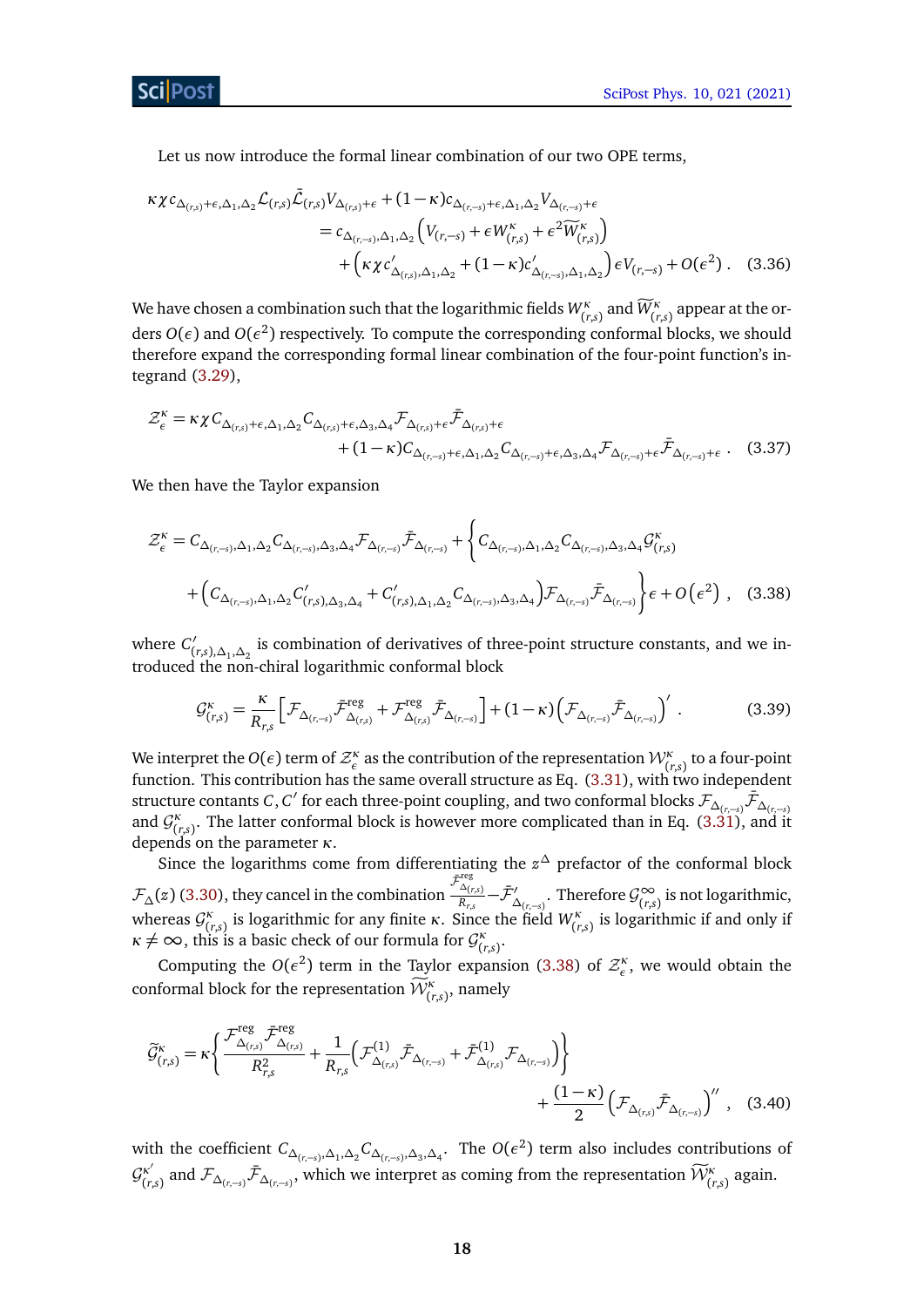Let us now introduce the formal linear combination of our two OPE terms,

$$
\begin{aligned}
\kappa\chi c_{\Delta_{(r,s)}+\epsilon,\Delta_1,\Delta_2}\mathcal{L}_{(r,s)}\bar{\mathcal{L}}_{(r,s)}V_{\Delta_{(r,s)}+\epsilon} &+ (1-\kappa)c_{\Delta_{(r,-s)}+\epsilon,\Delta_1,\Delta_2}V_{\Delta_{(r,-s)}+\epsilon} \\
&= c_{\Delta_{(r,-s)},\Delta_1,\Delta_2}\left(V_{(r,-s)} + \epsilon W^\kappa_{(r,s)} + \epsilon^2 \widetilde{W}^\kappa_{(r,s)}\right) \\
&\quad + \left(\kappa\chi c'_{\Delta_{(r,s)},\Delta_1,\Delta_2} + (1-\kappa)c'_{\Delta_{(r,-s)},\Delta_1,\Delta_2}\right)\epsilon V_{(r,-s)} + O(\epsilon^2) \ . \quad (3.36)
\end{aligned}
$$

We have chosen a combination such that the logarithmic fields $W^\kappa_{(r,s)}$ and $\widetilde{W}^\kappa_{(r,s)}$ appear at the orders $O(\epsilon)$ and $O(\epsilon^2)$ respectively. To compute the corresponding conformal blocks, we should therefore expand the corresponding formal linear combination of the four-point function's integrand (3.29),

$$
\begin{aligned}
\mathcal{Z}^\kappa_\epsilon = \kappa\chi C_{\Delta_{(r,s)}+\epsilon,\Delta_1,\Delta_2}C_{\Delta_{(r,s)}+\epsilon,\Delta_3,\Delta_4}&\mathcal{F}_{\Delta_{(r,s)}+\epsilon}\bar{\mathcal{F}}_{\Delta_{(r,s)}+\epsilon} \\
&+ (1-\kappa)C_{\Delta_{(r,-s)}+\epsilon,\Delta_1,\Delta_2}C_{\Delta_{(r,-s)}+\epsilon,\Delta_3,\Delta_4}\mathcal{F}_{\Delta_{(r,-s)}+\epsilon}\bar{\mathcal{F}}_{\Delta_{(r,-s)}+\epsilon} \ . \quad (3.37)
\end{aligned}
$$

We then have the Taylor expansion

$$
\begin{aligned}
\mathcal{Z}^\kappa_\epsilon = C_{\Delta_{(r,-s)},\Delta_1,\Delta_2}C_{\Delta_{(r,-s)},\Delta_3,\Delta_4}\mathcal{F}_{\Delta_{(r,-s)}}\bar{\mathcal{F}}_{\Delta_{(r,-s)}} + \Big\{ & C_{\Delta_{(r,-s)},\Delta_1,\Delta_2}C_{\Delta_{(r,-s)},\Delta_3,\Delta_4}\mathcal{G}^\kappa_{(r,s)} \\
+ \left(C_{\Delta_{(r,-s)},\Delta_1,\Delta_2}C'_{(r,s),\Delta_3,\Delta_4} + C'_{(r,s),\Delta_1,\Delta_2}C_{\Delta_{(r,-s)},\Delta_3,\Delta_4}\right)&\mathcal{F}_{\Delta_{(r,-s)}}\bar{\mathcal{F}}_{\Delta_{(r,-s)}}\Big\}\epsilon + O\left(\epsilon^2\right) \ , \quad (3.38)
\end{aligned}
$$

where $C'_{(r,s),\Delta_1,\Delta_2}$ is combination of derivatives of three-point structure constants, and we introduced the non-chiral logarithmic conformal block

$$
\mathcal{G}^\kappa_{(r,s)} = \frac{\kappa}{R_{r,s}}\left[\mathcal{F}_{\Delta_{(r,-s)}}\bar{\mathcal{F}}^{\text{reg}}_{\Delta_{(r,s)}} + \mathcal{F}^{\text{reg}}_{\Delta_{(r,s)}}\bar{\mathcal{F}}_{\Delta_{(r,-s)}}\right] + (1-\kappa)\left(\mathcal{F}_{\Delta_{(r,-s)}}\bar{\mathcal{F}}_{\Delta_{(r,-s)}}\right)' \ . \quad (3.39)
$$

We interpret the $O(\epsilon)$ term of $\mathcal{Z}^\kappa_\epsilon$ as the contribution of the representation $\mathcal{W}^\kappa_{(r,s)}$ to a four-point function. This contribution has the same overall structure as Eq. (3.31), with two independent structure contants $C, C'$ for each three-point coupling, and two conformal blocks $\mathcal{F}_{\Delta_{(r,-s)}}\bar{\mathcal{F}}_{\Delta_{(r,-s)}}$ and $\mathcal{G}^\kappa_{(r,s)}$. The latter conformal block is however more complicated than in Eq. (3.31), and it depends on the parameter $\kappa$.

Since the logarithms come from differentiating the $z^\Delta$ prefactor of the conformal block $\mathcal{F}_\Delta(z)$ (3.30), they cancel in the combination $\frac{\bar{\mathcal{F}}^{\text{reg}}_{\Delta_{(r,s)}}}{R_{r,s}} - \bar{\mathcal{F}}'_{\Delta_{(r,-s)}}$. Therefore $\mathcal{G}^\infty_{(r,s)}$ is not logarithmic, whereas $\mathcal{G}^\kappa_{(r,s)}$ is logarithmic for any finite $\kappa$. Since the field $W^\kappa_{(r,s)}$ is logarithmic if and only if $\kappa \neq \infty$, this is a basic check of our formula for $\mathcal{G}^\kappa_{(r,s)}$.

Computing the $O(\epsilon^2)$ term in the Taylor expansion (3.38) of $\mathcal{Z}^\kappa_\epsilon$, we would obtain the conformal block for the representation $\widetilde{\mathcal{W}}^\kappa_{(r,s)}$, namely

$$
\begin{aligned}
\widetilde{\mathcal{G}}^\kappa_{(r,s)} = \kappa\left\{\frac{\mathcal{F}^{\text{reg}}_{\Delta_{(r,s)}}\bar{\mathcal{F}}^{\text{reg}}_{\Delta_{(r,s)}}}{R^2_{r,s}} + \frac{1}{R_{r,s}}\left(\mathcal{F}^{(1)}_{\Delta_{(r,s)}}\bar{\mathcal{F}}_{\Delta_{(r,-s)}} + \bar{\mathcal{F}}^{(1)}_{\Delta_{(r,s)}}\mathcal{F}_{\Delta_{(r,-s)}}\right)\right\}& \\
+ \frac{(1-\kappa)}{2}\left(\mathcal{F}_{\Delta_{(r,s)}}\bar{\mathcal{F}}_{\Delta_{(r,-s)}}\right)''& \ , \quad (3.40)
\end{aligned}
$$

with the coefficient $C_{\Delta_{(r,-s)},\Delta_1,\Delta_2}C_{\Delta_{(r,-s)},\Delta_3,\Delta_4}$. The $O(\epsilon^2)$ term also includes contributions of $\mathcal{G}^{\kappa'}_{(r,s)}$ and $\mathcal{F}_{\Delta_{(r,-s)}}\bar{\mathcal{F}}_{\Delta_{(r,-s)}}$, which we interpret as coming from the representation $\widetilde{\mathcal{W}}^\kappa_{(r,s)}$ again.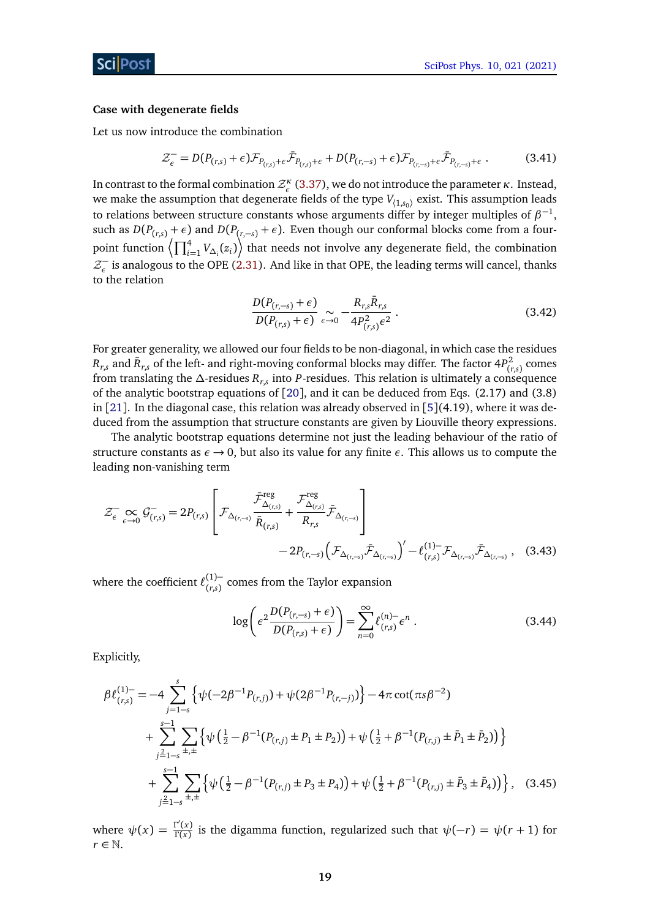**Case with degenerate fields**

Let us now introduce the combination

$$\mathcal{Z}^-_\epsilon = D(P_{(r,s)}+\epsilon)\mathcal{F}_{P_{(r,s)}+\epsilon}\bar{\mathcal{F}}_{P_{(r,s)}+\epsilon} + D(P_{(r,-s)}+\epsilon)\mathcal{F}_{P_{(r,-s)}+\epsilon}\bar{\mathcal{F}}_{P_{(r,-s)}+\epsilon} \,. \tag{3.41}$$

In contrast to the formal combination $\mathcal{Z}^\kappa_\epsilon$ (3.37), we do not introduce the parameter $\kappa$. Instead, we make the assumption that degenerate fields of the type $V_{\langle 1,s_0\rangle}$ exist. This assumption leads to relations between structure constants whose arguments differ by integer multiples of $\beta^{-1}$, such as $D(P_{(r,s)}+\epsilon)$ and $D(P_{(r,-s)}+\epsilon)$. Even though our conformal blocks come from a four-point function $\left\langle \prod_{i=1}^4 V_{\Delta_i}(z_i)\right\rangle$ that needs not involve any degenerate field, the combination $\mathcal{Z}^-_\epsilon$ is analogous to the OPE (2.31). And like in that OPE, the leading terms will cancel, thanks to the relation

$$\frac{D(P_{(r,-s)}+\epsilon)}{D(P_{(r,s)}+\epsilon)} \underset{\epsilon\to 0}{\sim} -\frac{R_{r,s}\bar{R}_{r,s}}{4P^2_{(r,s)}\epsilon^2} \,. \tag{3.42}$$

For greater generality, we allowed our four fields to be non-diagonal, in which case the residues $R_{r,s}$ and $\bar{R}_{r,s}$ of the left- and right-moving conformal blocks may differ. The factor $4P^2_{(r,s)}$ comes from translating the $\Delta$-residues $R_{r,s}$ into $P$-residues. This relation is ultimately a consequence of the analytic bootstrap equations of [20], and it can be deduced from Eqs. (2.17) and (3.8) in [21]. In the diagonal case, this relation was already observed in [5](4.19), where it was deduced from the assumption that structure constants are given by Liouville theory expressions.

The analytic bootstrap equations determine not just the leading behaviour of the ratio of structure constants as $\epsilon\to 0$, but also its value for any finite $\epsilon$. This allows us to compute the leading non-vanishing term

$$\begin{aligned}\mathcal{Z}^-_\epsilon \underset{\epsilon\to 0}{\propto} \mathcal{G}^-_{(r,s)} = 2P_{(r,s)}\left[\mathcal{F}_{\Delta_{(r,-s)}}\frac{\bar{\mathcal{F}}^{\text{reg}}_{\Delta_{(r,s)}}}{\bar{R}_{(r,s)}} + \frac{\mathcal{F}^{\text{reg}}_{\Delta_{(r,s)}}}{R_{r,s}}\bar{\mathcal{F}}_{\Delta_{(r,-s)}}\right] \\ - 2P_{(r,-s)}\left(\mathcal{F}_{\Delta_{(r,-s)}}\bar{\mathcal{F}}_{\Delta_{(r,-s)}}\right)' - \ell^{(1)-}_{(r,s)}\mathcal{F}_{\Delta_{(r,-s)}}\bar{\mathcal{F}}_{\Delta_{(r,-s)}} \,,\end{aligned} \tag{3.43}$$

where the coefficient $\ell^{(1)-}_{(r,s)}$ comes from the Taylor expansion

$$\log\left(\epsilon^2\frac{D(P_{(r,-s)}+\epsilon)}{D(P_{(r,s)}+\epsilon)}\right) = \sum_{n=0}^\infty \ell^{(n)-}_{(r,s)}\epsilon^n \,. \tag{3.44}$$

Explicitly,

$$\begin{aligned}\beta\ell^{(1)-}_{(r,s)} = &-4\sum_{j=1-s}^{s}\left\{\psi(-2\beta^{-1}P_{(r,j)}) + \psi(2\beta^{-1}P_{(r,-j)})\right\} - 4\pi\cot(\pi s\beta^{-2}) \\ &+ \sum_{j\overset{2}{=}1-s}^{s-1}\sum_{\pm,\pm}\left\{\psi\left(\tfrac12 - \beta^{-1}(P_{(r,j)}\pm P_1\pm P_2)\right) + \psi\left(\tfrac12 + \beta^{-1}(P_{(r,j)}\pm \bar{P}_1\pm \bar{P}_2)\right)\right\} \\ &+ \sum_{j\overset{2}{=}1-s}^{s-1}\sum_{\pm,\pm}\left\{\psi\left(\tfrac12 - \beta^{-1}(P_{(r,j)}\pm P_3\pm P_4)\right) + \psi\left(\tfrac12 + \beta^{-1}(P_{(r,j)}\pm \bar{P}_3\pm \bar{P}_4)\right)\right\} ,\end{aligned} \tag{3.45}$$

where $\psi(x) = \frac{\Gamma'(x)}{\Gamma(x)}$ is the digamma function, regularized such that $\psi(-r) = \psi(r+1)$ for $r\in\mathbb{N}$.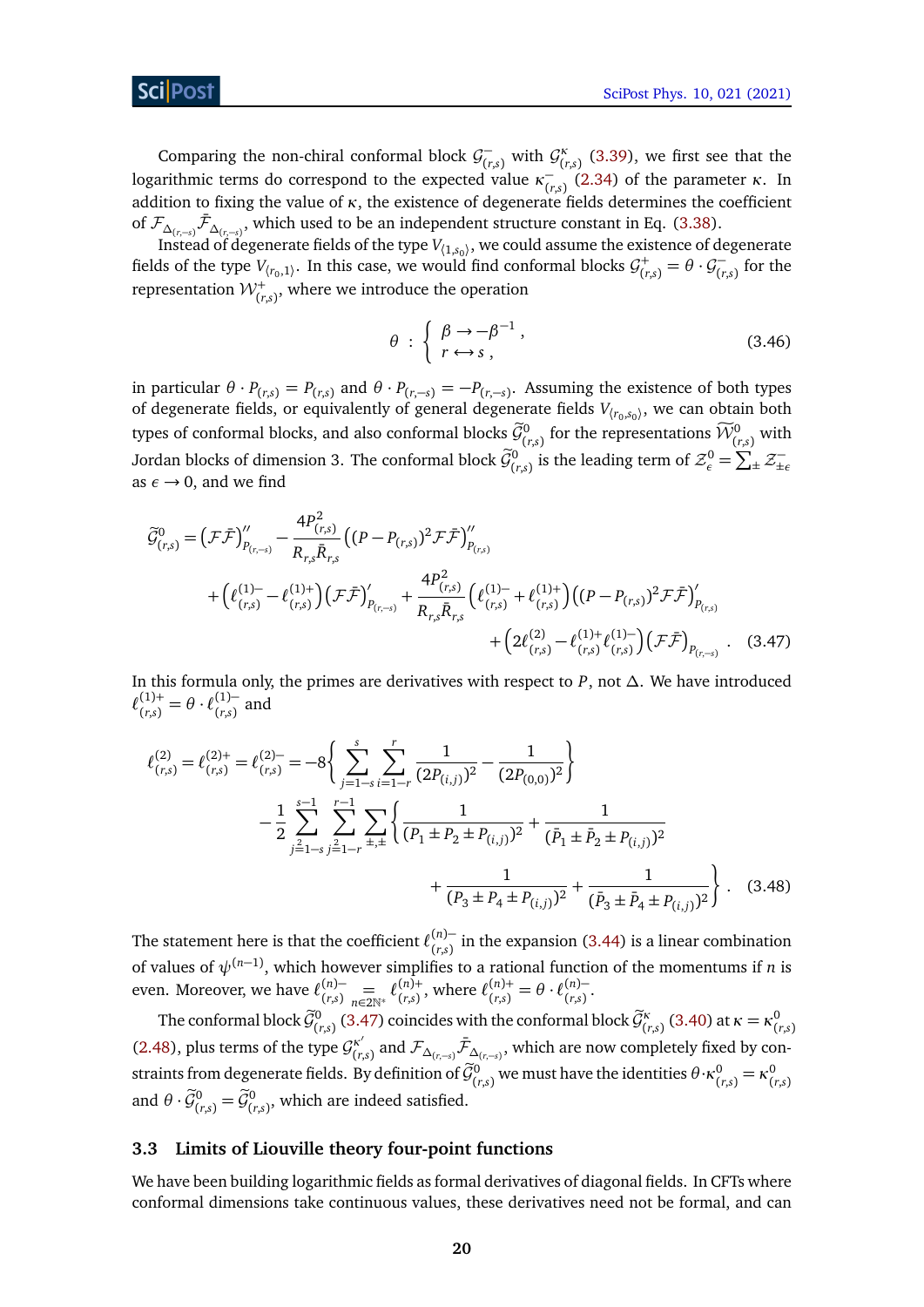Comparing the non-chiral conformal block $\mathcal{G}^-_{(r,s)}$ with $\mathcal{G}^\kappa_{(r,s)}$ (3.39), we first see that the logarithmic terms do correspond to the expected value $\kappa^-_{(r,s)}$ (2.34) of the parameter $\kappa$. In addition to fixing the value of $\kappa$, the existence of degenerate fields determines the coefficient of $\mathcal{F}_{\Delta_{(r,-s)}}\bar{\mathcal{F}}_{\Delta_{(r,-s)}}$, which used to be an independent structure constant in Eq. (3.38).

Instead of degenerate fields of the type $V_{\langle 1,s_0\rangle}$, we could assume the existence of degenerate fields of the type $V_{\langle r_0,1\rangle}$. In this case, we would find conformal blocks $\mathcal{G}^+_{(r,s)} = \theta \cdot \mathcal{G}^-_{(r,s)}$ for the representation $\mathcal{W}^+_{(r,s)}$, where we introduce the operation

$$
\theta \;:\; \left\{ \begin{array}{l} \beta \to -\beta^{-1} \,, \\ r \leftrightarrow s \,, \end{array} \right. \tag{3.46}
$$

in particular $\theta \cdot P_{(r,s)} = P_{(r,s)}$ and $\theta \cdot P_{(r,-s)} = -P_{(r,-s)}$. Assuming the existence of both types of degenerate fields, or equivalently of general degenerate fields $V_{\langle r_0,s_0\rangle}$, we can obtain both types of conformal blocks, and also conformal blocks $\widetilde{\mathcal{G}}^0_{(r,s)}$ for the representations $\widetilde{\mathcal{W}}^0_{(r,s)}$ with Jordan blocks of dimension 3. The conformal block $\widetilde{\mathcal{G}}^0_{(r,s)}$ is the leading term of $\mathcal{Z}^0_\epsilon = \sum_\pm \mathcal{Z}^-_{\pm\epsilon}$ as $\epsilon \to 0$, and we find

$$
\begin{aligned}
\widetilde{\mathcal{G}}^0_{(r,s)} = &\left(\mathcal{F}\bar{\mathcal{F}}\right)''_{P_{(r,-s)}} - \frac{4P^2_{(r,s)}}{R_{r,s}\bar{R}_{r,s}}\left((P-P_{(r,s)})^2\mathcal{F}\bar{\mathcal{F}}\right)''_{P_{(r,s)}} \\
&+\left(\ell^{(1)-}_{(r,s)} - \ell^{(1)+}_{(r,s)}\right)\left(\mathcal{F}\bar{\mathcal{F}}\right)'_{P_{(r,-s)}} + \frac{4P^2_{(r,s)}}{R_{r,s}\bar{R}_{r,s}}\left(\ell^{(1)-}_{(r,s)} + \ell^{(1)+}_{(r,s)}\right)\left((P-P_{(r,s)})^2\mathcal{F}\bar{\mathcal{F}}\right)'_{P_{(r,s)}} \\
&+\left(2\ell^{(2)}_{(r,s)} - \ell^{(1)+}_{(r,s)}\ell^{(1)-}_{(r,s)}\right)\left(\mathcal{F}\bar{\mathcal{F}}\right)_{P_{(r,-s)}} \,.
\end{aligned} \tag{3.47}
$$

In this formula only, the primes are derivatives with respect to $P$, not $\Delta$. We have introduced $\ell^{(1)+}_{(r,s)} = \theta \cdot \ell^{(1)-}_{(r,s)}$ and

$$
\begin{aligned}
\ell^{(2)}_{(r,s)} = \ell^{(2)+}_{(r,s)} = \ell^{(2)-}_{(r,s)} = -8&\left\{ \sum_{j=1-s}^{s}\sum_{i=1-r}^{r} \frac{1}{(2P_{(i,j)})^2} - \frac{1}{(2P_{(0,0)})^2}\right\} \\
-\frac{1}{2}\sum_{j\overset{2}{=}1-s}^{s-1}\;\sum_{j\overset{2}{=}1-r}^{r-1}\;\sum_{\pm,\pm}&\left\{\frac{1}{(P_1 \pm P_2 \pm P_{(i,j)})^2} + \frac{1}{(\bar{P}_1 \pm \bar{P}_2 \pm P_{(i,j)})^2}\right. \\
&\left.+\frac{1}{(P_3 \pm P_4 \pm P_{(i,j)})^2} + \frac{1}{(\bar{P}_3 \pm \bar{P}_4 \pm P_{(i,j)})^2}\right\} \,.
\end{aligned} \tag{3.48}
$$

The statement here is that the coefficient $\ell^{(n)-}_{(r,s)}$ in the expansion (3.44) is a linear combination of values of $\psi^{(n-1)}$, which however simplifies to a rational function of the momentums if $n$ is even. Moreover, we have $\ell^{(n)-}_{(r,s)} \underset{n\in 2\mathbb{N}^*}{=} \ell^{(n)+}_{(r,s)}$, where $\ell^{(n)+}_{(r,s)} = \theta \cdot \ell^{(n)-}_{(r,s)}$.

The conformal block $\widetilde{\mathcal{G}}^0_{(r,s)}$ (3.47) coincides with the conformal block $\widetilde{\mathcal{G}}^\kappa_{(r,s)}$ (3.40) at $\kappa = \kappa^0_{(r,s)}$ (2.48), plus terms of the type $\mathcal{G}^{\kappa'}_{(r,s)}$ and $\mathcal{F}_{\Delta_{(r,-s)}}\bar{\mathcal{F}}_{\Delta_{(r,-s)}}$, which are now completely fixed by constraints from degenerate fields. By definition of $\widetilde{\mathcal{G}}^0_{(r,s)}$ we must have the identities $\theta \cdot \kappa^0_{(r,s)} = \kappa^0_{(r,s)}$ and $\theta \cdot \widetilde{\mathcal{G}}^0_{(r,s)} = \widetilde{\mathcal{G}}^0_{(r,s)}$, which are indeed satisfied.

### 3.3 Limits of Liouville theory four-point functions

We have been building logarithmic fields as formal derivatives of diagonal fields. In CFTs where conformal dimensions take continuous values, these derivatives need not be formal, and can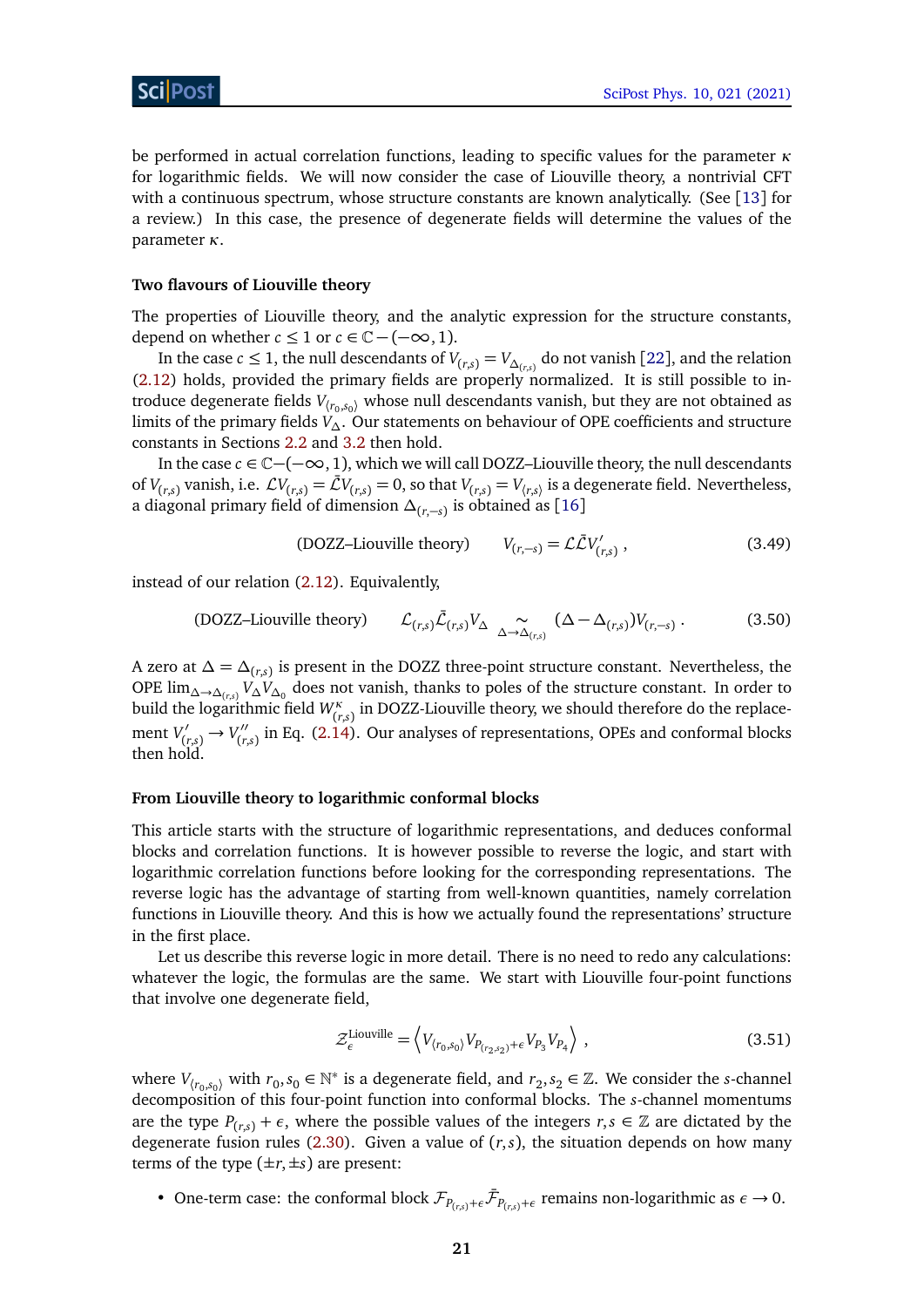be performed in actual correlation functions, leading to specific values for the parameter $\kappa$ for logarithmic fields. We will now consider the case of Liouville theory, a nontrivial CFT with a continuous spectrum, whose structure constants are known analytically. (See [13] for a review.) In this case, the presence of degenerate fields will determine the values of the parameter $\kappa$.

#### Two flavours of Liouville theory

The properties of Liouville theory, and the analytic expression for the structure constants, depend on whether $c \leq 1$ or $c \in \mathbb{C} - (-\infty, 1)$.

In the case $c \leq 1$, the null descendants of $V_{(r,s)} = V_{\Delta_{(r,s)}}$ do not vanish [22], and the relation (2.12) holds, provided the primary fields are properly normalized. It is still possible to introduce degenerate fields $V_{\langle r_0,s_0\rangle}$ whose null descendants vanish, but they are not obtained as limits of the primary fields $V_\Delta$. Our statements on behaviour of OPE coefficients and structure constants in Sections 2.2 and 3.2 then hold.

In the case $c \in \mathbb{C} - (-\infty, 1)$, which we will call DOZZ–Liouville theory, the null descendants of $V_{(r,s)}$ vanish, i.e. $\mathcal{L}V_{(r,s)} = \bar{\mathcal{L}}V_{(r,s)} = 0$, so that $V_{(r,s)} = V_{\langle r,s\rangle}$ is a degenerate field. Nevertheless, a diagonal primary field of dimension $\Delta_{(r,-s)}$ is obtained as [16]

$$\text{(DOZZ–Liouville theory)} \qquad V_{(r,-s)} = \mathcal{L}\bar{\mathcal{L}}V'_{(r,s)} \ , \tag{3.49}$$

instead of our relation (2.12). Equivalently,

$$\text{(DOZZ–Liouville theory)} \qquad \mathcal{L}_{(r,s)}\bar{\mathcal{L}}_{(r,s)}V_\Delta \underset{\Delta\to\Delta_{(r,s)}}{\sim} (\Delta - \Delta_{(r,s)})V_{(r,-s)} \ . \tag{3.50}$$

A zero at $\Delta = \Delta_{(r,s)}$ is present in the DOZZ three-point structure constant. Nevertheless, the OPE $\lim_{\Delta\to\Delta_{(r,s)}} V_\Delta V_{\Delta_0}$ does not vanish, thanks to poles of the structure constant. In order to build the logarithmic field $W^\kappa_{(r,s)}$ in DOZZ-Liouville theory, we should therefore do the replacement $V'_{(r,s)} \to V''_{(r,s)}$ in Eq. (2.14). Our analyses of representations, OPEs and conformal blocks then hold.

#### From Liouville theory to logarithmic conformal blocks

This article starts with the structure of logarithmic representations, and deduces conformal blocks and correlation functions. It is however possible to reverse the logic, and start with logarithmic correlation functions before looking for the corresponding representations. The reverse logic has the advantage of starting from well-known quantities, namely correlation functions in Liouville theory. And this is how we actually found the representations' structure in the first place.

Let us describe this reverse logic in more detail. There is no need to redo any calculations: whatever the logic, the formulas are the same. We start with Liouville four-point functions that involve one degenerate field,

$$\mathcal{Z}^{\text{Liouville}}_\epsilon = \left\langle V_{\langle r_0,s_0\rangle} V_{P_{(r_2,s_2)}+\epsilon} V_{P_3} V_{P_4} \right\rangle \ , \tag{3.51}$$

where $V_{\langle r_0,s_0\rangle}$ with $r_0, s_0 \in \mathbb{N}^*$ is a degenerate field, and $r_2, s_2 \in \mathbb{Z}$. We consider the $s$-channel decomposition of this four-point function into conformal blocks. The $s$-channel momentums are the type $P_{(r,s)} + \epsilon$, where the possible values of the integers $r, s \in \mathbb{Z}$ are dictated by the degenerate fusion rules (2.30). Given a value of $(r, s)$, the situation depends on how many terms of the type $(\pm r, \pm s)$ are present:

- One-term case: the conformal block $\mathcal{F}_{P_{(r,s)}+\epsilon}\bar{\mathcal{F}}_{P_{(r,s)}+\epsilon}$ remains non-logarithmic as $\epsilon \to 0$.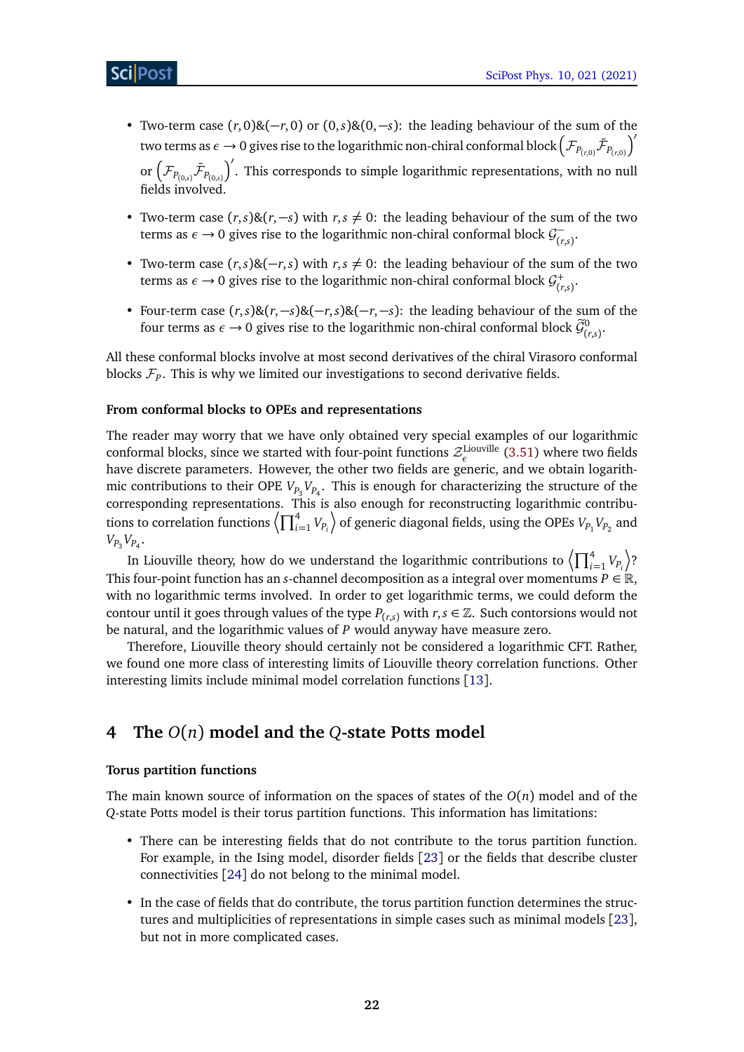- Two-term case $(r,0)\&(-r,0)$ or $(0,s)\&(0,-s)$: the leading behaviour of the sum of the two terms as $\epsilon \to 0$ gives rise to the logarithmic non-chiral conformal block $\left(\mathcal{F}_{P_{(r,0)}}\bar{\mathcal{F}}_{P_{(r,0)}}\right)'$ or $\left(\mathcal{F}_{P_{(0,s)}}\bar{\mathcal{F}}_{P_{(0,s)}}\right)'$. This corresponds to simple logarithmic representations, with no null fields involved.
- Two-term case $(r,s)\&(r,-s)$ with $r,s \neq 0$: the leading behaviour of the sum of the two terms as $\epsilon \to 0$ gives rise to the logarithmic non-chiral conformal block $\mathcal{G}^{-}_{(r,s)}$.
- Two-term case $(r,s)\&(-r,s)$ with $r,s \neq 0$: the leading behaviour of the sum of the two terms as $\epsilon \to 0$ gives rise to the logarithmic non-chiral conformal block $\mathcal{G}^{+}_{(r,s)}$.
- Four-term case $(r,s)\&(r,-s)\&(-r,s)\&(-r,-s)$: the leading behaviour of the sum of the four terms as $\epsilon \to 0$ gives rise to the logarithmic non-chiral conformal block $\widetilde{\mathcal{G}}^{0}_{(r,s)}$.

All these conformal blocks involve at most second derivatives of the chiral Virasoro conformal blocks $\mathcal{F}_P$. This is why we limited our investigations to second derivative fields.

#### From conformal blocks to OPEs and representations

The reader may worry that we have only obtained very special examples of our logarithmic conformal blocks, since we started with four-point functions $\mathcal{Z}^{\text{Liouville}}_{\epsilon}$ (3.51) where two fields have discrete parameters. However, the other two fields are generic, and we obtain logarithmic contributions to their OPE $V_{P_3}V_{P_4}$. This is enough for characterizing the structure of the corresponding representations. This is also enough for reconstructing logarithmic contributions to correlation functions $\left\langle \prod_{i=1}^{4} V_{P_i} \right\rangle$ of generic diagonal fields, using the OPEs $V_{P_1}V_{P_2}$ and $V_{P_3}V_{P_4}$.

In Liouville theory, how do we understand the logarithmic contributions to $\left\langle \prod_{i=1}^{4} V_{P_i} \right\rangle$? This four-point function has an $s$-channel decomposition as a integral over momentums $P \in \mathbb{R}$, with no logarithmic terms involved. In order to get logarithmic terms, we could deform the contour until it goes through values of the type $P_{(r,s)}$ with $r,s \in \mathbb{Z}$. Such contorsions would not be natural, and the logarithmic values of $P$ would anyway have measure zero.

Therefore, Liouville theory should certainly not be considered a logarithmic CFT. Rather, we found one more class of interesting limits of Liouville theory correlation functions. Other interesting limits include minimal model correlation functions [13].

## 4 The $O(n)$ model and the $Q$-state Potts model

#### Torus partition functions

The main known source of information on the spaces of states of the $O(n)$ model and of the $Q$-state Potts model is their torus partition functions. This information has limitations:

- There can be interesting fields that do not contribute to the torus partition function. For example, in the Ising model, disorder fields [23] or the fields that describe cluster connectivities [24] do not belong to the minimal model.
- In the case of fields that do contribute, the torus partition function determines the structures and multiplicities of representations in simple cases such as minimal models [23], but not in more complicated cases.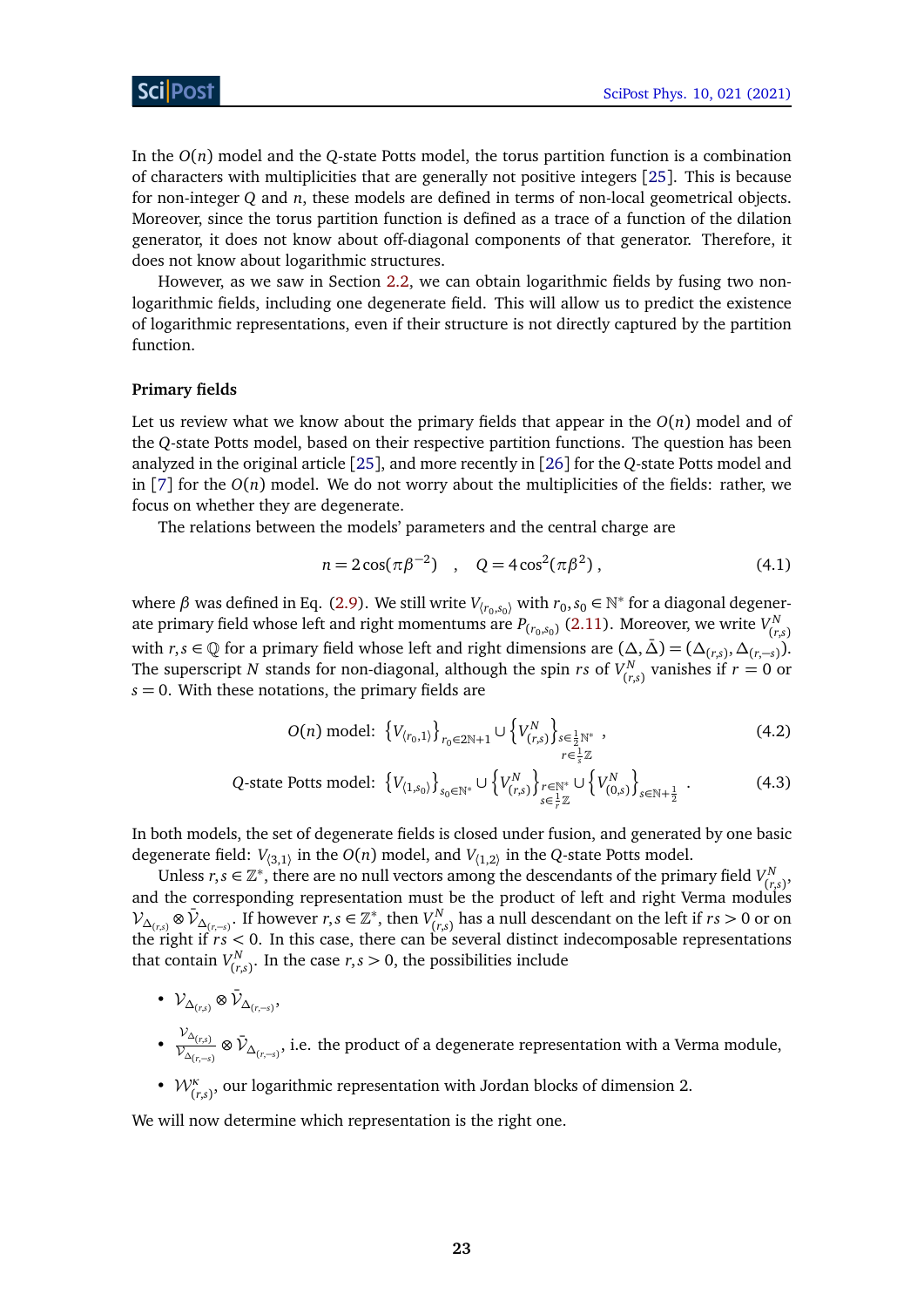In the $O(n)$ model and the $Q$-state Potts model, the torus partition function is a combination of characters with multiplicities that are generally not positive integers [25]. This is because for non-integer $Q$ and $n$, these models are defined in terms of non-local geometrical objects. Moreover, since the torus partition function is defined as a trace of a function of the dilation generator, it does not know about off-diagonal components of that generator. Therefore, it does not know about logarithmic structures.

However, as we saw in Section 2.2, we can obtain logarithmic fields by fusing two non-logarithmic fields, including one degenerate field. This will allow us to predict the existence of logarithmic representations, even if their structure is not directly captured by the partition function.

#### Primary fields

Let us review what we know about the primary fields that appear in the $O(n)$ model and of the $Q$-state Potts model, based on their respective partition functions. The question has been analyzed in the original article [25], and more recently in [26] for the $Q$-state Potts model and in [7] for the $O(n)$ model. We do not worry about the multiplicities of the fields: rather, we focus on whether they are degenerate.

The relations between the models' parameters and the central charge are

$$n = 2\cos(\pi\beta^{-2}) \quad , \quad Q = 4\cos^2(\pi\beta^2)\,, \tag{4.1}$$

where $\beta$ was defined in Eq. (2.9). We still write $V_{\langle r_0,s_0\rangle}$ with $r_0, s_0 \in \mathbb{N}^*$ for a diagonal degenerate primary field whose left and right momentums are $P_{(r_0,s_0)}$ (2.11). Moreover, we write $V^N_{(r,s)}$ with $r,s \in \mathbb{Q}$ for a primary field whose left and right dimensions are $(\Delta, \bar{\Delta}) = (\Delta_{(r,s)}, \Delta_{(r,-s)})$. The superscript $N$ stands for non-diagonal, although the spin $rs$ of $V^N_{(r,s)}$ vanishes if $r = 0$ or $s = 0$. With these notations, the primary fields are

$$O(n) \text{ model: } \left\{V_{\langle r_0,1\rangle}\right\}_{r_0\in 2\mathbb{N}+1} \cup \left\{V^N_{(r,s)}\right\}_{\substack{s\in\frac{1}{2}\mathbb{N}^* \\ r\in\frac{1}{s}\mathbb{Z}}}\,, \tag{4.2}$$

$$Q\text{-state Potts model: } \left\{V_{\langle 1,s_0\rangle}\right\}_{s_0\in\mathbb{N}^*} \cup \left\{V^N_{(r,s)}\right\}_{\substack{r\in\mathbb{N}^* \\ s\in\frac{1}{r}\mathbb{Z}}} \cup \left\{V^N_{(0,s)}\right\}_{s\in\mathbb{N}+\frac{1}{2}}\,. \tag{4.3}$$

In both models, the set of degenerate fields is closed under fusion, and generated by one basic degenerate field: $V_{\langle 3,1\rangle}$ in the $O(n)$ model, and $V_{\langle 1,2\rangle}$ in the $Q$-state Potts model.

Unless $r,s \in \mathbb{Z}^*$, there are no null vectors among the descendants of the primary field $V^N_{(r,s)}$, and the corresponding representation must be the product of left and right Verma modules $\mathcal{V}_{\Delta_{(r,s)}} \otimes \bar{\mathcal{V}}_{\Delta_{(r,-s)}}$. If however $r,s \in \mathbb{Z}^*$, then $V^N_{(r,s)}$ has a null descendant on the left if $rs > 0$ or on the right if $rs < 0$. In this case, there can be several distinct indecomposable representations that contain $V^N_{(r,s)}$. In the case $r,s > 0$, the possibilities include

- $\mathcal{V}_{\Delta_{(r,s)}} \otimes \bar{\mathcal{V}}_{\Delta_{(r,-s)}}$,
- $\frac{\mathcal{V}_{\Delta_{(r,s)}}}{\mathcal{V}_{\Delta_{(r,-s)}}} \otimes \bar{\mathcal{V}}_{\Delta_{(r,-s)}}$, i.e. the product of a degenerate representation with a Verma module,
- $\mathcal{W}^\kappa_{(r,s)}$, our logarithmic representation with Jordan blocks of dimension 2.

We will now determine which representation is the right one.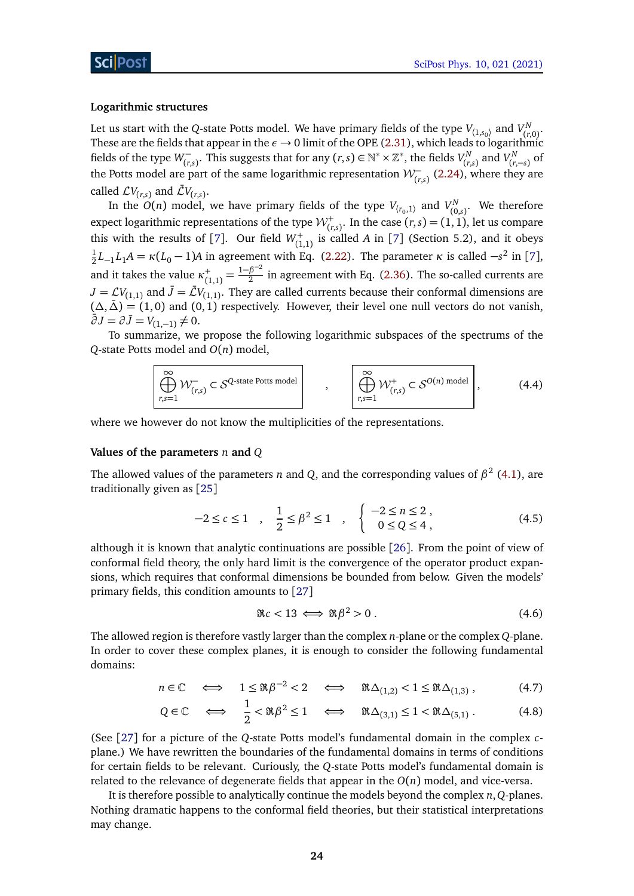**Logarithmic structures**

Let us start with the $Q$-state Potts model. We have primary fields of the type $V_{\langle 1,s_0\rangle}$ and $V^N_{(r,0)}$. These are the fields that appear in the $\epsilon \to 0$ limit of the OPE (2.31), which leads to logarithmic fields of the type $W^-_{(r,s)}$. This suggests that for any $(r,s) \in \mathbb{N}^* \times \mathbb{Z}^*$, the fields $V^N_{(r,s)}$ and $V^N_{(r,-s)}$ of the Potts model are part of the same logarithmic representation $\mathcal{W}^-_{(r,s)}$ (2.24), where they are called $\mathcal{L}V_{(r,s)}$ and $\bar{\mathcal{L}}V_{(r,s)}$.

In the $O(n)$ model, we have primary fields of the type $V_{\langle r_0,1\rangle}$ and $V^N_{(0,s)}$. We therefore expect logarithmic representations of the type $\mathcal{W}^+_{(r,s)}$. In the case $(r,s)=(1,1)$, let us compare this with the results of [7]. Our field $W^+_{(1,1)}$ is called $A$ in [7] (Section 5.2), and it obeys $\frac{1}{2}L_{-1}L_1 A = \kappa(L_0-1)A$ in agreement with Eq. (2.22). The parameter $\kappa$ is called $-s^2$ in [7], and it takes the value $\kappa^+_{(1,1)} = \frac{1-\beta^{-2}}{2}$ in agreement with Eq. (2.36). The so-called currents are $J = \mathcal{L}V_{(1,1)}$ and $\bar{J} = \bar{\mathcal{L}}V_{(1,1)}$. They are called currents because their conformal dimensions are $(\Delta,\bar{\Delta}) = (1,0)$ and $(0,1)$ respectively. However, their level one null vectors do not vanish, $\bar{\partial}J = \partial\bar{J} = V_{(1,-1)} \neq 0$.

To summarize, we propose the following logarithmic subspaces of the spectrums of the $Q$-state Potts model and $O(n)$ model,

$$\boxed{\bigoplus_{r,s=1}^{\infty} \mathcal{W}^-_{(r,s)} \subset \mathcal{S}^{Q\text{-state Potts model}}} \quad , \quad \boxed{\bigoplus_{r,s=1}^{\infty} \mathcal{W}^+_{(r,s)} \subset \mathcal{S}^{O(n) \text{ model}}} \ , \tag{4.4}$$

where we however do not know the multiplicities of the representations.

**Values of the parameters $n$ and $Q$**

The allowed values of the parameters $n$ and $Q$, and the corresponding values of $\beta^2$ (4.1), are traditionally given as [25]

$$-2 \leq c \leq 1 \quad , \quad \frac{1}{2} \leq \beta^2 \leq 1 \quad , \quad \left\{ \begin{array}{l} -2 \leq n \leq 2 \ , \\ \ \ 0 \leq Q \leq 4 \ , \end{array} \right. \tag{4.5}$$

although it is known that analytic continuations are possible [26]. From the point of view of conformal field theory, the only hard limit is the convergence of the operator product expansions, which requires that conformal dimensions be bounded from below. Given the models' primary fields, this condition amounts to [27]

$$\Re c < 13 \iff \Re \beta^2 > 0 \ . \tag{4.6}$$

The allowed region is therefore vastly larger than the complex $n$-plane or the complex $Q$-plane. In order to cover these complex planes, it is enough to consider the following fundamental domains:

$$n \in \mathbb{C} \quad \iff \quad 1 \leq \Re \beta^{-2} < 2 \quad \iff \quad \Re \Delta_{(1,2)} < 1 \leq \Re \Delta_{(1,3)} \ , \tag{4.7}$$

$$Q \in \mathbb{C} \quad \iff \quad \frac{1}{2} < \Re \beta^2 \leq 1 \quad \iff \quad \Re \Delta_{(3,1)} \leq 1 < \Re \Delta_{(5,1)} \ . \tag{4.8}$$

(See [27] for a picture of the $Q$-state Potts model's fundamental domain in the complex $c$-plane.) We have rewritten the boundaries of the fundamental domains in terms of conditions for certain fields to be relevant. Curiously, the $Q$-state Potts model's fundamental domain is related to the relevance of degenerate fields that appear in the $O(n)$ model, and vice-versa.

It is therefore possible to analytically continue the models beyond the complex $n, Q$-planes. Nothing dramatic happens to the conformal field theories, but their statistical interpretations may change.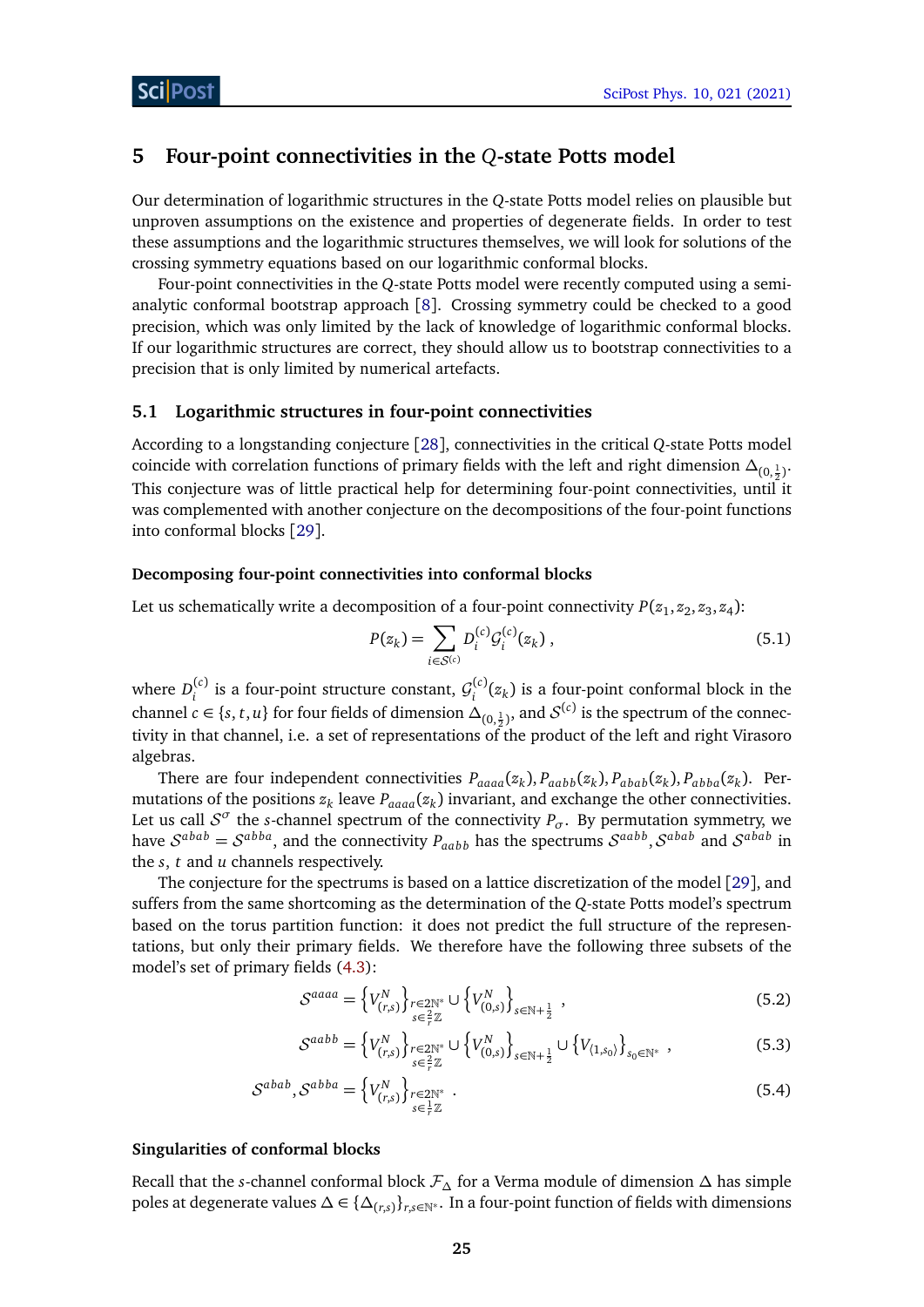# 5 Four-point connectivities in the $Q$-state Potts model

Our determination of logarithmic structures in the $Q$-state Potts model relies on plausible but unproven assumptions on the existence and properties of degenerate fields. In order to test these assumptions and the logarithmic structures themselves, we will look for solutions of the crossing symmetry equations based on our logarithmic conformal blocks.

Four-point connectivities in the $Q$-state Potts model were recently computed using a semi-analytic conformal bootstrap approach [8]. Crossing symmetry could be checked to a good precision, which was only limited by the lack of knowledge of logarithmic conformal blocks. If our logarithmic structures are correct, they should allow us to bootstrap connectivities to a precision that is only limited by numerical artefacts.

## 5.1 Logarithmic structures in four-point connectivities

According to a longstanding conjecture [28], connectivities in the critical $Q$-state Potts model coincide with correlation functions of primary fields with the left and right dimension $\Delta_{(0,\frac12)}$. This conjecture was of little practical help for determining four-point connectivities, until it was complemented with another conjecture on the decompositions of the four-point functions into conformal blocks [29].

### Decomposing four-point connectivities into conformal blocks

Let us schematically write a decomposition of a four-point connectivity $P(z_1,z_2,z_3,z_4)$:

$$P(z_k) = \sum_{i\in\mathcal{S}^{(c)}} D_i^{(c)}\mathcal{G}_i^{(c)}(z_k)\ , \tag{5.1}$$

where $D_i^{(c)}$ is a four-point structure constant, $\mathcal{G}_i^{(c)}(z_k)$ is a four-point conformal block in the channel $c\in\{s,t,u\}$ for four fields of dimension $\Delta_{(0,\frac12)}$, and $\mathcal{S}^{(c)}$ is the spectrum of the connectivity in that channel, i.e. a set of representations of the product of the left and right Virasoro algebras.

There are four independent connectivities $P_{aaaa}(z_k), P_{aabb}(z_k), P_{abab}(z_k), P_{abba}(z_k)$. Permutations of the positions $z_k$ leave $P_{aaaa}(z_k)$ invariant, and exchange the other connectivities. Let us call $\mathcal{S}^\sigma$ the $s$-channel spectrum of the connectivity $P_\sigma$. By permutation symmetry, we have $\mathcal{S}^{abab}=\mathcal{S}^{abba}$, and the connectivity $P_{aabb}$ has the spectrums $\mathcal{S}^{aabb},\mathcal{S}^{abab}$ and $\mathcal{S}^{abab}$ in the $s$, $t$ and $u$ channels respectively.

The conjecture for the spectrums is based on a lattice discretization of the model [29], and suffers from the same shortcoming as the determination of the $Q$-state Potts model's spectrum based on the torus partition function: it does not predict the full structure of the representations, but only their primary fields. We therefore have the following three subsets of the model's set of primary fields (4.3):

$$\mathcal{S}^{aaaa} = \left\{V^N_{(r,s)}\right\}_{\substack{r\in2\mathbb{N}^*\\ s\in\frac{2}{r}\mathbb{Z}}} \cup \left\{V^N_{(0,s)}\right\}_{s\in\mathbb{N}+\frac12}\ , \tag{5.2}$$

$$\mathcal{S}^{aabb} = \left\{V^N_{(r,s)}\right\}_{\substack{r\in2\mathbb{N}^*\\ s\in\frac{2}{r}\mathbb{Z}}} \cup \left\{V^N_{(0,s)}\right\}_{s\in\mathbb{N}+\frac12} \cup \left\{V_{\langle 1,s_0\rangle}\right\}_{s_0\in\mathbb{N}^*}\ , \tag{5.3}$$

$$\mathcal{S}^{abab}, \mathcal{S}^{abba} = \left\{V^N_{(r,s)}\right\}_{\substack{r\in2\mathbb{N}^*\\ s\in\frac{1}{r}\mathbb{Z}}}\ . \tag{5.4}$$

### Singularities of conformal blocks

Recall that the $s$-channel conformal block $\mathcal{F}_\Delta$ for a Verma module of dimension $\Delta$ has simple poles at degenerate values $\Delta\in\{\Delta_{(r,s)}\}_{r,s\in\mathbb{N}^*}$. In a four-point function of fields with dimensions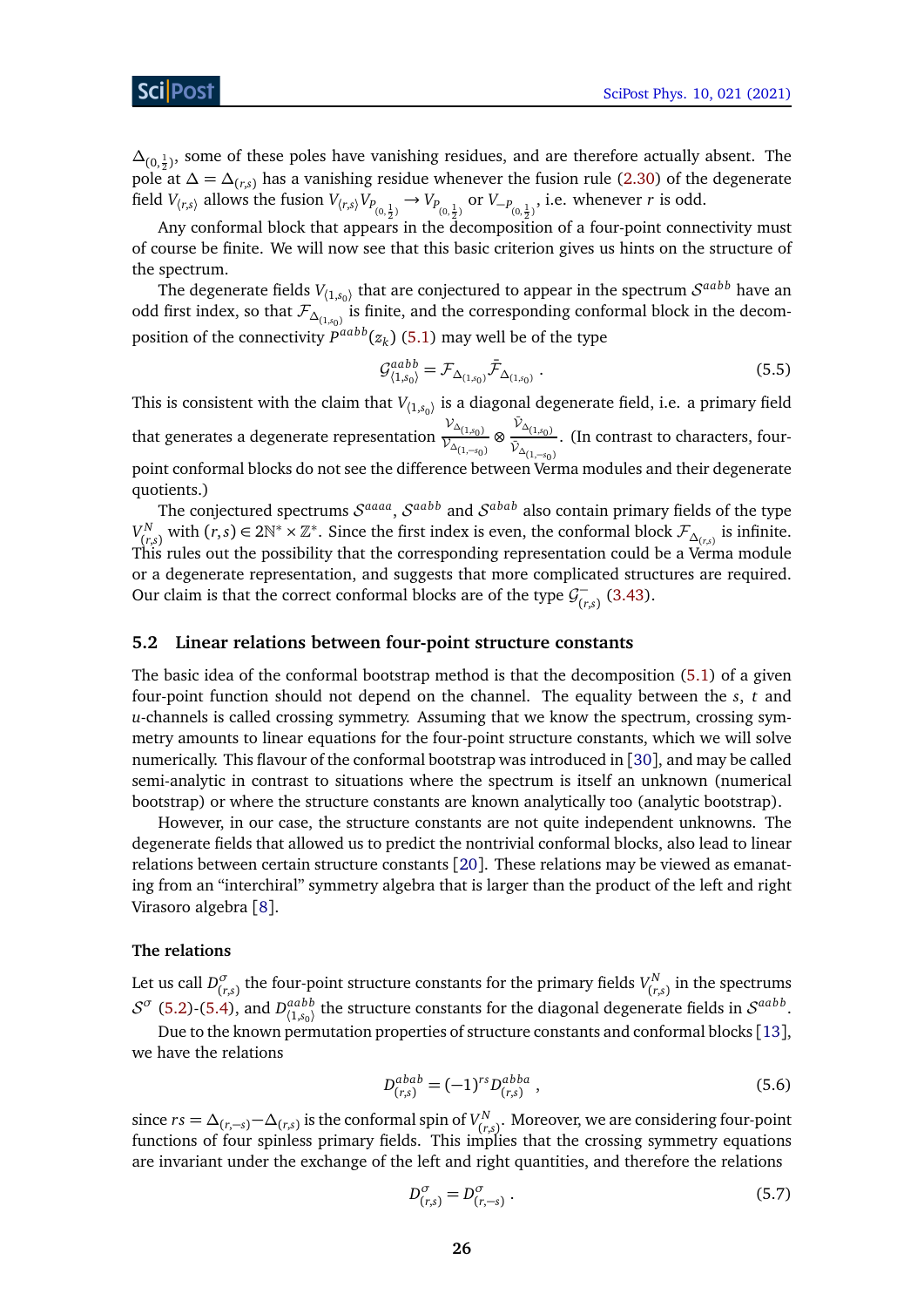$\Delta_{(0,\frac{1}{2})}$, some of these poles have vanishing residues, and are therefore actually absent. The pole at $\Delta = \Delta_{(r,s)}$ has a vanishing residue whenever the fusion rule (2.30) of the degenerate field $V_{\langle r,s\rangle}$ allows the fusion $V_{\langle r,s\rangle} V_{P_{(0,\frac{1}{2})}} \to V_{P_{(0,\frac{1}{2})}}$ or $V_{-P_{(0,\frac{1}{2})}}$, i.e. whenever $r$ is odd.

Any conformal block that appears in the decomposition of a four-point connectivity must of course be finite. We will now see that this basic criterion gives us hints on the structure of the spectrum.

The degenerate fields $V_{\langle 1,s_0\rangle}$ that are conjectured to appear in the spectrum $\mathcal{S}^{aabb}$ have an odd first index, so that $\mathcal{F}_{\Delta_{(1,s_0)}}$ is finite, and the corresponding conformal block in the decomposition of the connectivity $P^{aabb}(z_k)$ (5.1) may well be of the type

$$\mathcal{G}^{aabb}_{\langle 1,s_0\rangle} = \mathcal{F}_{\Delta_{(1,s_0)}} \bar{\mathcal{F}}_{\Delta_{(1,s_0)}} . \tag{5.5}$$

This is consistent with the claim that $V_{\langle 1,s_0\rangle}$ is a diagonal degenerate field, i.e. a primary field that generates a degenerate representation $\frac{\mathcal{V}_{\Delta_{(1,s_0)}}}{\mathcal{V}_{\Delta_{(1,-s_0)}}} \otimes \frac{\bar{\mathcal{V}}_{\Delta_{(1,s_0)}}}{\bar{\mathcal{V}}_{\Delta_{(1,-s_0)}}}$. (In contrast to characters, four-point conformal blocks do not see the difference between Verma modules and their degenerate quotients.)

The conjectured spectrums $\mathcal{S}^{aaaa}$, $\mathcal{S}^{aabb}$ and $\mathcal{S}^{abab}$ also contain primary fields of the type $V^N_{(r,s)}$ with $(r,s) \in 2\mathbb{N}^* \times \mathbb{Z}^*$. Since the first index is even, the conformal block $\mathcal{F}_{\Delta_{(r,s)}}$ is infinite. This rules out the possibility that the corresponding representation could be a Verma module or a degenerate representation, and suggests that more complicated structures are required. Our claim is that the correct conformal blocks are of the type $\mathcal{G}^-_{(r,s)}$ (3.43).

## 5.2 Linear relations between four-point structure constants

The basic idea of the conformal bootstrap method is that the decomposition (5.1) of a given four-point function should not depend on the channel. The equality between the $s$, $t$ and $u$-channels is called crossing symmetry. Assuming that we know the spectrum, crossing symmetry amounts to linear equations for the four-point structure constants, which we will solve numerically. This flavour of the conformal bootstrap was introduced in [30], and may be called semi-analytic in contrast to situations where the spectrum is itself an unknown (numerical bootstrap) or where the structure constants are known analytically too (analytic bootstrap).

However, in our case, the structure constants are not quite independent unknowns. The degenerate fields that allowed us to predict the nontrivial conformal blocks, also lead to linear relations between certain structure constants [20]. These relations may be viewed as emanating from an "interchiral" symmetry algebra that is larger than the product of the left and right Virasoro algebra [8].

#### The relations

Let us call $D^\sigma_{(r,s)}$ the four-point structure constants for the primary fields $V^N_{(r,s)}$ in the spectrums $\mathcal{S}^\sigma$ (5.2)-(5.4), and $D^{aabb}_{\langle 1,s_0\rangle}$ the structure constants for the diagonal degenerate fields in $\mathcal{S}^{aabb}$.

Due to the known permutation properties of structure constants and conformal blocks [13], we have the relations

$$D^{abab}_{(r,s)} = (-1)^{rs} D^{abba}_{(r,s)} , \tag{5.6}$$

since $rs = \Delta_{(r,-s)} - \Delta_{(r,s)}$ is the conformal spin of $V^N_{(r,s)}$. Moreover, we are considering four-point functions of four spinless primary fields. This implies that the crossing symmetry equations are invariant under the exchange of the left and right quantities, and therefore the relations

$$D^\sigma_{(r,s)} = D^\sigma_{(r,-s)} . \tag{5.7}$$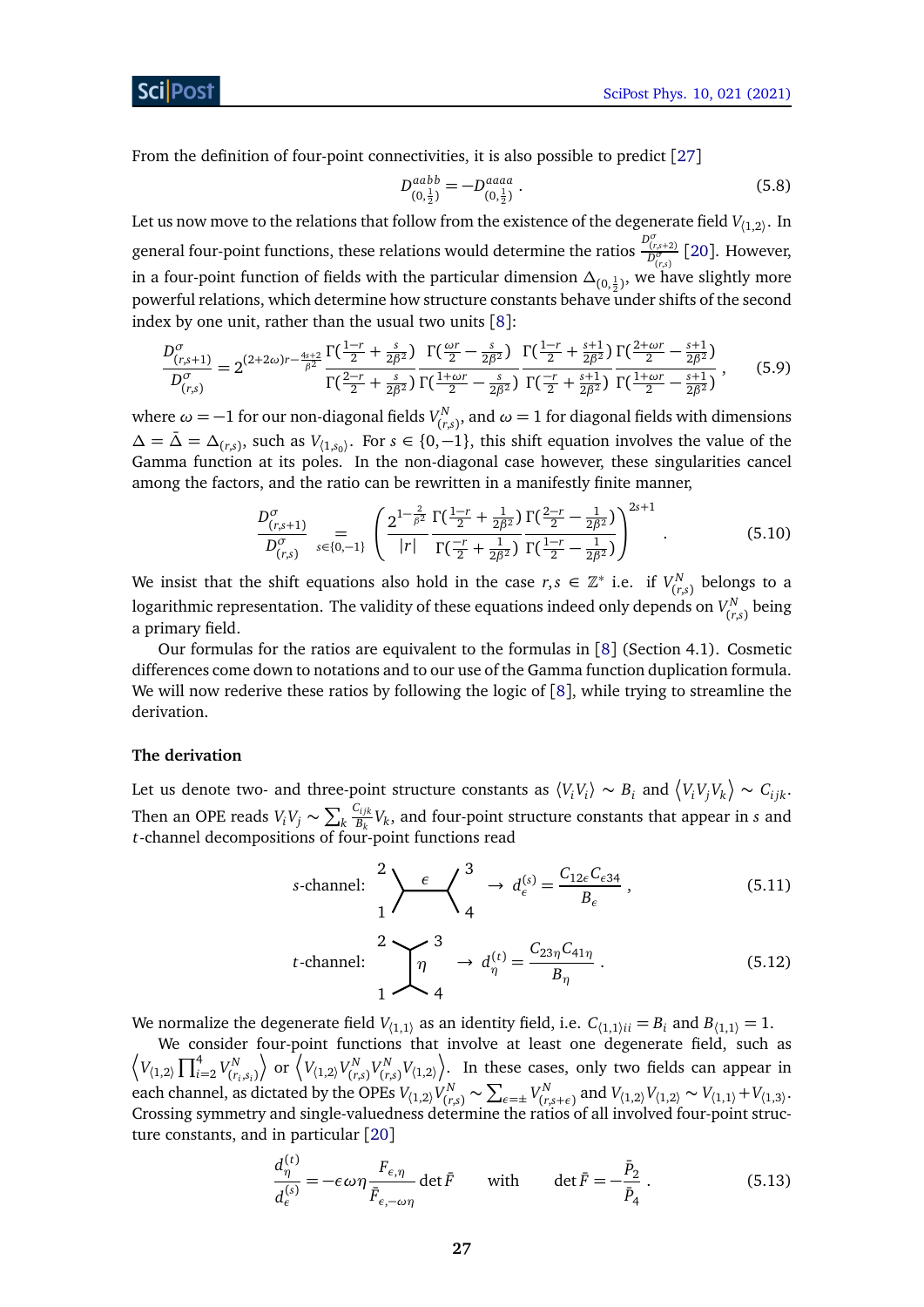From the definition of four-point connectivities, it is also possible to predict [27]

$$D^{aabb}_{(0,\frac{1}{2})} = -D^{aaaa}_{(0,\frac{1}{2})} \,. \tag{5.8}$$

Let us now move to the relations that follow from the existence of the degenerate field $V_{\langle 1,2\rangle}$. In general four-point functions, these relations would determine the ratios $\frac{D^{\sigma}_{(r,s+2)}}{D^{\sigma}_{(r,s)}}$ [20]. However, in a four-point function of fields with the particular dimension $\Delta_{(0,\frac{1}{2})}$, we have slightly more powerful relations, which determine how structure constants behave under shifts of the second index by one unit, rather than the usual two units [8]:

$$\frac{D^{\sigma}_{(r,s+1)}}{D^{\sigma}_{(r,s)}} = 2^{(2+2\omega)r-\frac{4s+2}{\beta^2}} \frac{\Gamma(\frac{1-r}{2}+\frac{s}{2\beta^2})}{\Gamma(\frac{2-r}{2}+\frac{s}{2\beta^2})} \frac{\Gamma(\frac{\omega r}{2}-\frac{s}{2\beta^2})}{\Gamma(\frac{1+\omega r}{2}-\frac{s}{2\beta^2})} \frac{\Gamma(\frac{1-r}{2}+\frac{s+1}{2\beta^2})}{\Gamma(\frac{-r}{2}+\frac{s+1}{2\beta^2})} \frac{\Gamma(\frac{2+\omega r}{2}-\frac{s+1}{2\beta^2})}{\Gamma(\frac{1+\omega r}{2}-\frac{s+1}{2\beta^2})} \,, \tag{5.9}$$

where $\omega = -1$ for our non-diagonal fields $V^N_{(r,s)}$, and $\omega = 1$ for diagonal fields with dimensions $\Delta = \bar{\Delta} = \Delta_{(r,s)}$, such as $V_{\langle 1,s_0\rangle}$. For $s \in \{0,-1\}$, this shift equation involves the value of the Gamma function at its poles. In the non-diagonal case however, these singularities cancel among the factors, and the ratio can be rewritten in a manifestly finite manner,

$$\frac{D^{\sigma}_{(r,s+1)}}{D^{\sigma}_{(r,s)}} \underset{s\in\{0,-1\}}{=} \left( \frac{2^{1-\frac{2}{\beta^2}}}{|r|} \frac{\Gamma(\frac{1-r}{2}+\frac{1}{2\beta^2})}{\Gamma(\frac{-r}{2}+\frac{1}{2\beta^2})} \frac{\Gamma(\frac{2-r}{2}-\frac{1}{2\beta^2})}{\Gamma(\frac{1-r}{2}-\frac{1}{2\beta^2})} \right)^{2s+1} \,. \tag{5.10}$$

We insist that the shift equations also hold in the case $r,s \in \mathbb{Z}^*$ i.e. if $V^N_{(r,s)}$ belongs to a logarithmic representation. The validity of these equations indeed only depends on $V^N_{(r,s)}$ being a primary field.

Our formulas for the ratios are equivalent to the formulas in [8] (Section 4.1). Cosmetic differences come down to notations and to our use of the Gamma function duplication formula. We will now rederive these ratios by following the logic of [8], while trying to streamline the derivation.

#### The derivation

Let us denote two- and three-point structure constants as $\langle V_i V_i \rangle \sim B_i$ and $\langle V_i V_j V_k \rangle \sim C_{ijk}$. Then an OPE reads $V_i V_j \sim \sum_k \frac{C_{ijk}}{B_k} V_k$, and four-point structure constants that appear in $s$ and $t$-channel decompositions of four-point functions read

$$s\text{-channel:} \quad \begin{matrix} 2 & & 3 \\ & \epsilon & \\ 1 & & 4 \end{matrix} \quad \to \; d^{(s)}_{\epsilon} = \frac{C_{12\epsilon} C_{\epsilon 34}}{B_{\epsilon}} \,, \tag{5.11}$$

$$t\text{-channel:} \quad \begin{matrix} 2 & & 3 \\ & \eta & \\ 1 & & 4 \end{matrix} \quad \to \; d^{(t)}_{\eta} = \frac{C_{23\eta} C_{41\eta}}{B_{\eta}} \,. \tag{5.12}$$

We normalize the degenerate field $V_{\langle 1,1\rangle}$ as an identity field, i.e. $C_{\langle 1,1\rangle ii} = B_i$ and $B_{\langle 1,1\rangle} = 1$.

We consider four-point functions that involve at least one degenerate field, such as $\left\langle V_{\langle 1,2\rangle} \prod_{i=2}^4 V^N_{(r_i,s_i)} \right\rangle$ or $\left\langle V_{\langle 1,2\rangle} V^N_{(r,s)} V^N_{(r,s)} V_{\langle 1,2\rangle} \right\rangle$. In these cases, only two fields can appear in each channel, as dictated by the OPEs $V_{\langle 1,2\rangle} V^N_{(r,s)} \sim \sum_{\epsilon=\pm} V^N_{(r,s+\epsilon)}$ and $V_{\langle 1,2\rangle} V_{\langle 1,2\rangle} \sim V_{\langle 1,1\rangle} + V_{\langle 1,3\rangle}$. Crossing symmetry and single-valuedness determine the ratios of all involved four-point structure constants, and in particular [20]

$$\frac{d^{(t)}_{\eta}}{d^{(s)}_{\epsilon}} = -\epsilon\omega\eta \frac{F_{\epsilon,\eta}}{\bar{F}_{\epsilon,-\omega\eta}} \det \bar{F} \qquad \text{with} \qquad \det \bar{F} = -\frac{\bar{P}_2}{\bar{P}_4} \,. \tag{5.13}$$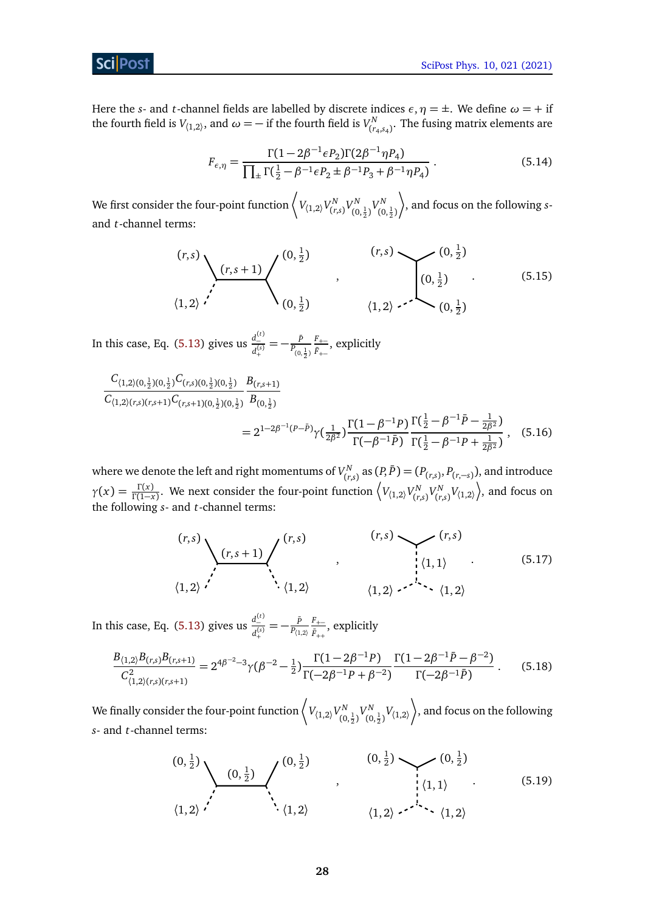Here the $s$- and $t$-channel fields are labelled by discrete indices $\epsilon, \eta = \pm$. We define $\omega = +$ if the fourth field is $V_{\langle 1,2\rangle}$, and $\omega = -$ if the fourth field is $V^N_{(r_4,s_4)}$. The fusing matrix elements are

$$F_{\epsilon,\eta} = \frac{\Gamma(1-2\beta^{-1}\epsilon P_2)\Gamma(2\beta^{-1}\eta P_4)}{\prod_\pm \Gamma(\frac{1}{2}-\beta^{-1}\epsilon P_2 \pm \beta^{-1}P_3 + \beta^{-1}\eta P_4)} . \tag{5.14}$$

We first consider the four-point function $\left\langle V_{\langle 1,2\rangle} V^N_{(r,s)} V^N_{(0,\frac{1}{2})} V^N_{(0,\frac{1}{2})} \right\rangle$, and focus on the following $s$- and $t$-channel terms:

$$s\text{-channel: } (r,s),\ \langle 1,2\rangle \to (r,s+1) \to (0,\tfrac{1}{2}),\ (0,\tfrac{1}{2}) \quad , \quad t\text{-channel: } (r,s),\ (0,\tfrac{1}{2}) \to (0,\tfrac{1}{2}) \to \langle 1,2\rangle,\ (0,\tfrac{1}{2}) \quad . \tag{5.15}$$

In this case, Eq. (5.13) gives us $\frac{d_-^{(t)}}{d_+^{(s)}} = -\frac{\bar{P}}{P_{(0,\frac{1}{2})}} \frac{F_{+-}}{\bar{F}_{+-}}$, explicitly

$$\frac{C_{\langle 1,2\rangle(0,\frac{1}{2})(0,\frac{1}{2})} C_{(r,s)(0,\frac{1}{2})(0,\frac{1}{2})}}{C_{\langle 1,2\rangle(r,s)(r,s+1)} C_{(r,s+1)(0,\frac{1}{2})(0,\frac{1}{2})}} \frac{B_{(r,s+1)}}{B_{(0,\frac{1}{2})}}$$
$$= 2^{1-2\beta^{-1}(P-\bar{P})} \gamma(\tfrac{1}{2\beta^2}) \frac{\Gamma(1-\beta^{-1}P)}{\Gamma(-\beta^{-1}\bar{P})} \frac{\Gamma(\frac{1}{2}-\beta^{-1}\bar{P}-\frac{1}{2\beta^2})}{\Gamma(\frac{1}{2}-\beta^{-1}P+\frac{1}{2\beta^2})} , \tag{5.16}$$

where we denote the left and right momentums of $V^N_{(r,s)}$ as $(P, \bar{P}) = (P_{(r,s)}, P_{(r,-s)})$, and introduce $\gamma(x) = \frac{\Gamma(x)}{\Gamma(1-x)}$. We next consider the four-point function $\left\langle V_{\langle 1,2\rangle} V^N_{(r,s)} V^N_{(r,s)} V_{\langle 1,2\rangle} \right\rangle$, and focus on the following $s$- and $t$-channel terms:

$$s\text{-channel: } (r,s),\ \langle 1,2\rangle \to (r,s+1) \to (r,s),\ \langle 1,2\rangle \quad , \quad t\text{-channel: } (r,s),\ (r,s) \to \langle 1,1\rangle \to \langle 1,2\rangle,\ \langle 1,2\rangle \quad . \tag{5.17}$$

In this case, Eq. (5.13) gives us $\frac{d_-^{(t)}}{d_+^{(s)}} = -\frac{\bar{P}}{P_{\langle 1,2\rangle}} \frac{F_{+-}}{\bar{F}_{++}}$, explicitly

$$\frac{B_{\langle 1,2\rangle} B_{(r,s)} B_{(r,s+1)}}{C^2_{\langle 1,2\rangle(r,s)(r,s+1)}} = 2^{4\beta^{-2}-3} \gamma(\beta^{-2}-\tfrac{1}{2}) \frac{\Gamma(1-2\beta^{-1}P)}{\Gamma(-2\beta^{-1}P+\beta^{-2})} \frac{\Gamma(1-2\beta^{-1}\bar{P}-\beta^{-2})}{\Gamma(-2\beta^{-1}\bar{P})} . \tag{5.18}$$

We finally consider the four-point function $\left\langle V_{\langle 1,2\rangle} V^N_{(0,\frac{1}{2})} V^N_{(0,\frac{1}{2})} V_{\langle 1,2\rangle} \right\rangle$, and focus on the following $s$- and $t$-channel terms:

$$s\text{-channel: } (0,\tfrac{1}{2}),\ \langle 1,2\rangle \to (0,\tfrac{1}{2}) \to (0,\tfrac{1}{2}),\ \langle 1,2\rangle \quad , \quad t\text{-channel: } (0,\tfrac{1}{2}),\ (0,\tfrac{1}{2}) \to \langle 1,1\rangle \to \langle 1,2\rangle,\ \langle 1,2\rangle \quad . \tag{5.19}$$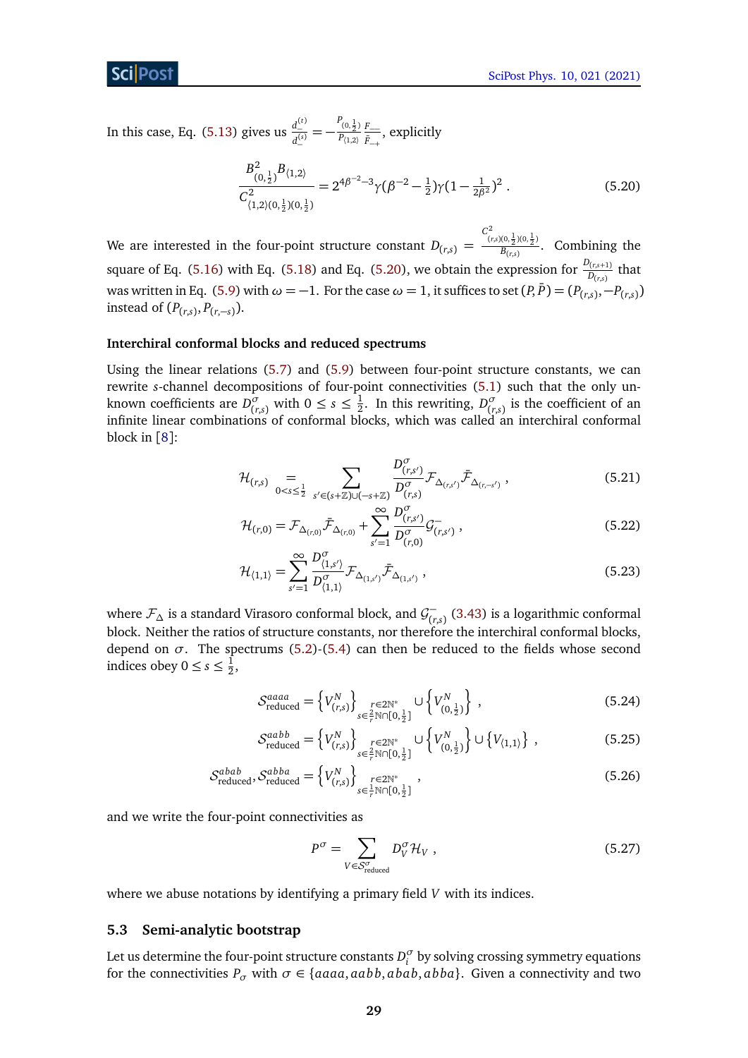In this case, Eq. (5.13) gives us $\frac{d_-^{(t)}}{d_-^{(s)}} = -\frac{P_{(0,\frac12)}}{P_{\langle 1,2\rangle}}\frac{F_{--}}{\bar{F}_{-+}}$, explicitly

$$\frac{B^2_{(0,\frac12)}B_{\langle 1,2\rangle}}{C^2_{\langle 1,2\rangle(0,\frac12)(0,\frac12)}} = 2^{4\beta^{-2}-3}\gamma(\beta^{-2}-\tfrac12)\gamma(1-\tfrac{1}{2\beta^2})^2 \,. \tag{5.20}$$

We are interested in the four-point structure constant $D_{(r,s)} = \frac{C^2_{(r,s)(0,\frac12)(0,\frac12)}}{B_{(r,s)}}$. Combining the square of Eq. (5.16) with Eq. (5.18) and Eq. (5.20), we obtain the expression for $\frac{D_{(r,s+1)}}{D_{(r,s)}}$ that was written in Eq. (5.9) with $\omega = -1$. For the case $\omega = 1$, it suffices to set $(P,\bar{P}) = (P_{(r,s)}, -P_{(r,s)})$ instead of $(P_{(r,s)}, P_{(r,-s)})$.

#### Interchiral conformal blocks and reduced spectrums

Using the linear relations (5.7) and (5.9) between four-point structure constants, we can rewrite $s$-channel decompositions of four-point connectivities (5.1) such that the only unknown coefficients are $D^\sigma_{(r,s)}$ with $0 \leq s \leq \frac12$. In this rewriting, $D^\sigma_{(r,s)}$ is the coefficient of an infinite linear combinations of conformal blocks, which was called an interchiral conformal block in [8]:

$$\mathcal{H}_{(r,s)} \underset{0<s\leq\frac12}{=} \sum_{s'\in(s+\mathbb{Z})\cup(-s+\mathbb{Z})} \frac{D^\sigma_{(r,s')}}{D^\sigma_{(r,s)}} \mathcal{F}_{\Delta_{(r,s')}} \bar{\mathcal{F}}_{\Delta_{(r,-s')}} \,, \tag{5.21}$$

$$\mathcal{H}_{(r,0)} = \mathcal{F}_{\Delta_{(r,0)}} \bar{\mathcal{F}}_{\Delta_{(r,0)}} + \sum_{s'=1}^\infty \frac{D^\sigma_{(r,s')}}{D^\sigma_{(r,0)}} \mathcal{G}^-_{(r,s')} \,, \tag{5.22}$$

$$\mathcal{H}_{\langle 1,1\rangle} = \sum_{s'=1}^\infty \frac{D^\sigma_{\langle 1,s'\rangle}}{D^\sigma_{\langle 1,1\rangle}} \mathcal{F}_{\Delta_{(1,s')}} \bar{\mathcal{F}}_{\Delta_{(1,s')}} \,, \tag{5.23}$$

where $\mathcal{F}_\Delta$ is a standard Virasoro conformal block, and $\mathcal{G}^-_{(r,s)}$ (3.43) is a logarithmic conformal block. Neither the ratios of structure constants, nor therefore the interchiral conformal blocks, depend on $\sigma$. The spectrums (5.2)-(5.4) can then be reduced to the fields whose second indices obey $0 \leq s \leq \frac12$,

$$\mathcal{S}^{aaaa}_{\text{reduced}} = \left\{V^N_{(r,s)}\right\}_{\substack{r\in 2\mathbb{N}^*\\ s\in\frac{2}{r}\mathbb{N}\cap[0,\frac12]}} \cup \left\{V^N_{(0,\frac12)}\right\} \,, \tag{5.24}$$

$$\mathcal{S}^{aabb}_{\text{reduced}} = \left\{V^N_{(r,s)}\right\}_{\substack{r\in 2\mathbb{N}^*\\ s\in\frac{2}{r}\mathbb{N}\cap[0,\frac12]}} \cup \left\{V^N_{(0,\frac12)}\right\} \cup \left\{V_{\langle 1,1\rangle}\right\} \,, \tag{5.25}$$

$$\mathcal{S}^{abab}_{\text{reduced}}, \mathcal{S}^{abba}_{\text{reduced}} = \left\{V^N_{(r,s)}\right\}_{\substack{r\in 2\mathbb{N}^*\\ s\in\frac{1}{r}\mathbb{N}\cap[0,\frac12]}} \,, \tag{5.26}$$

and we write the four-point connectivities as

$$P^\sigma = \sum_{V\in\mathcal{S}^\sigma_{\text{reduced}}} D^\sigma_V \mathcal{H}_V \,, \tag{5.27}$$

where we abuse notations by identifying a primary field $V$ with its indices.

## 5.3 Semi-analytic bootstrap

Let us determine the four-point structure constants $D^\sigma_i$ by solving crossing symmetry equations for the connectivities $P_\sigma$ with $\sigma \in \{aaaa, aabb, abab, abba\}$. Given a connectivity and two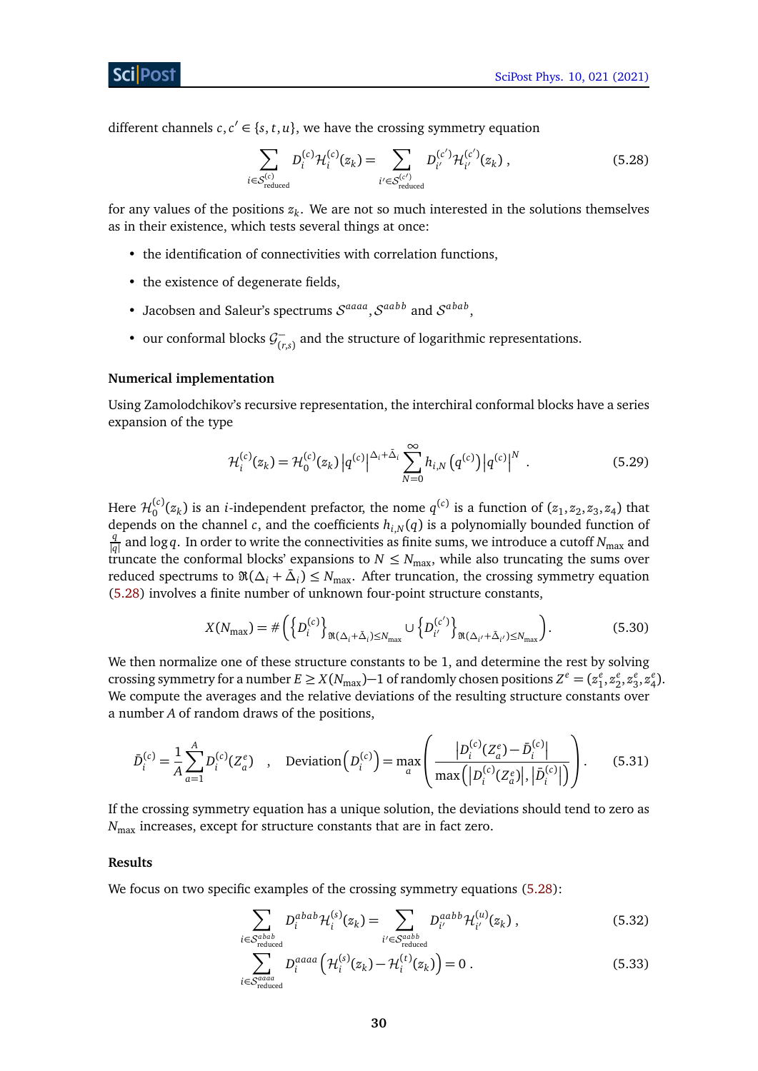different channels $c, c' \in \{s, t, u\}$, we have the crossing symmetry equation

$$\sum_{i \in \mathcal{S}^{(c)}_{\text{reduced}}} D_i^{(c)} \mathcal{H}_i^{(c)}(z_k) = \sum_{i' \in \mathcal{S}^{(c')}_{\text{reduced}}} D_{i'}^{(c')} \mathcal{H}_{i'}^{(c')}(z_k) \,, \tag{5.28}$$

for any values of the positions $z_k$. We are not so much interested in the solutions themselves as in their existence, which tests several things at once:

- the identification of connectivities with correlation functions,
- the existence of degenerate fields,
- Jacobsen and Saleur's spectrums $\mathcal{S}^{aaaa}, \mathcal{S}^{aabb}$ and $\mathcal{S}^{abab}$,
- our conformal blocks $\mathcal{G}^-_{(r,s)}$ and the structure of logarithmic representations.

**Numerical implementation**

Using Zamolodchikov's recursive representation, the interchiral conformal blocks have a series expansion of the type

$$\mathcal{H}_i^{(c)}(z_k) = \mathcal{H}_0^{(c)}(z_k) \left|q^{(c)}\right|^{\Delta_i + \bar{\Delta}_i} \sum_{N=0}^{\infty} h_{i,N}\left(q^{(c)}\right) \left|q^{(c)}\right|^N \,. \tag{5.29}$$

Here $\mathcal{H}_0^{(c)}(z_k)$ is an $i$-independent prefactor, the nome $q^{(c)}$ is a function of $(z_1, z_2, z_3, z_4)$ that depends on the channel $c$, and the coefficients $h_{i,N}(q)$ is a polynomially bounded function of $\frac{q}{|q|}$ and $\log q$. In order to write the connectivities as finite sums, we introduce a cutoff $N_{\text{max}}$ and truncate the conformal blocks' expansions to $N \leq N_{\text{max}}$, while also truncating the sums over reduced spectrums to $\Re(\Delta_i + \bar{\Delta}_i) \leq N_{\text{max}}$. After truncation, the crossing symmetry equation (5.28) involves a finite number of unknown four-point structure constants,

$$X(N_{\text{max}}) = \#\left(\left\{D_i^{(c)}\right\}_{\Re(\Delta_i + \bar{\Delta}_i) \leq N_{\text{max}}} \cup \left\{D_{i'}^{(c')}\right\}_{\Re(\Delta_{i'} + \bar{\Delta}_{i'}) \leq N_{\text{max}}}\right). \tag{5.30}$$

We then normalize one of these structure constants to be 1, and determine the rest by solving crossing symmetry for a number $E \geq X(N_{\text{max}}) - 1$ of randomly chosen positions $Z^e = (z_1^e, z_2^e, z_3^e, z_4^e)$. We compute the averages and the relative deviations of the resulting structure constants over a number $A$ of random draws of the positions,

$$\bar{D}_i^{(c)} = \frac{1}{A} \sum_{a=1}^{A} D_i^{(c)}(Z_a^e) \quad , \quad \text{Deviation}\left(D_i^{(c)}\right) = \max_a \left(\frac{\left|D_i^{(c)}(Z_a^e) - \bar{D}_i^{(c)}\right|}{\max\left(\left|D_i^{(c)}(Z_a^e)\right|, \left|\bar{D}_i^{(c)}\right|\right)}\right). \tag{5.31}$$

If the crossing symmetry equation has a unique solution, the deviations should tend to zero as $N_{\text{max}}$ increases, except for structure constants that are in fact zero.

**Results**

We focus on two specific examples of the crossing symmetry equations (5.28):

$$\sum_{i \in \mathcal{S}^{abab}_{\text{reduced}}} D_i^{abab} \mathcal{H}_i^{(s)}(z_k) = \sum_{i' \in \mathcal{S}^{aabb}_{\text{reduced}}} D_{i'}^{aabb} \mathcal{H}_{i'}^{(u)}(z_k) \,, \tag{5.32}$$

$$\sum_{i \in \mathcal{S}^{aaaa}_{\text{reduced}}} D_i^{aaaa} \left(\mathcal{H}_i^{(s)}(z_k) - \mathcal{H}_i^{(t)}(z_k)\right) = 0 \,. \tag{5.33}$$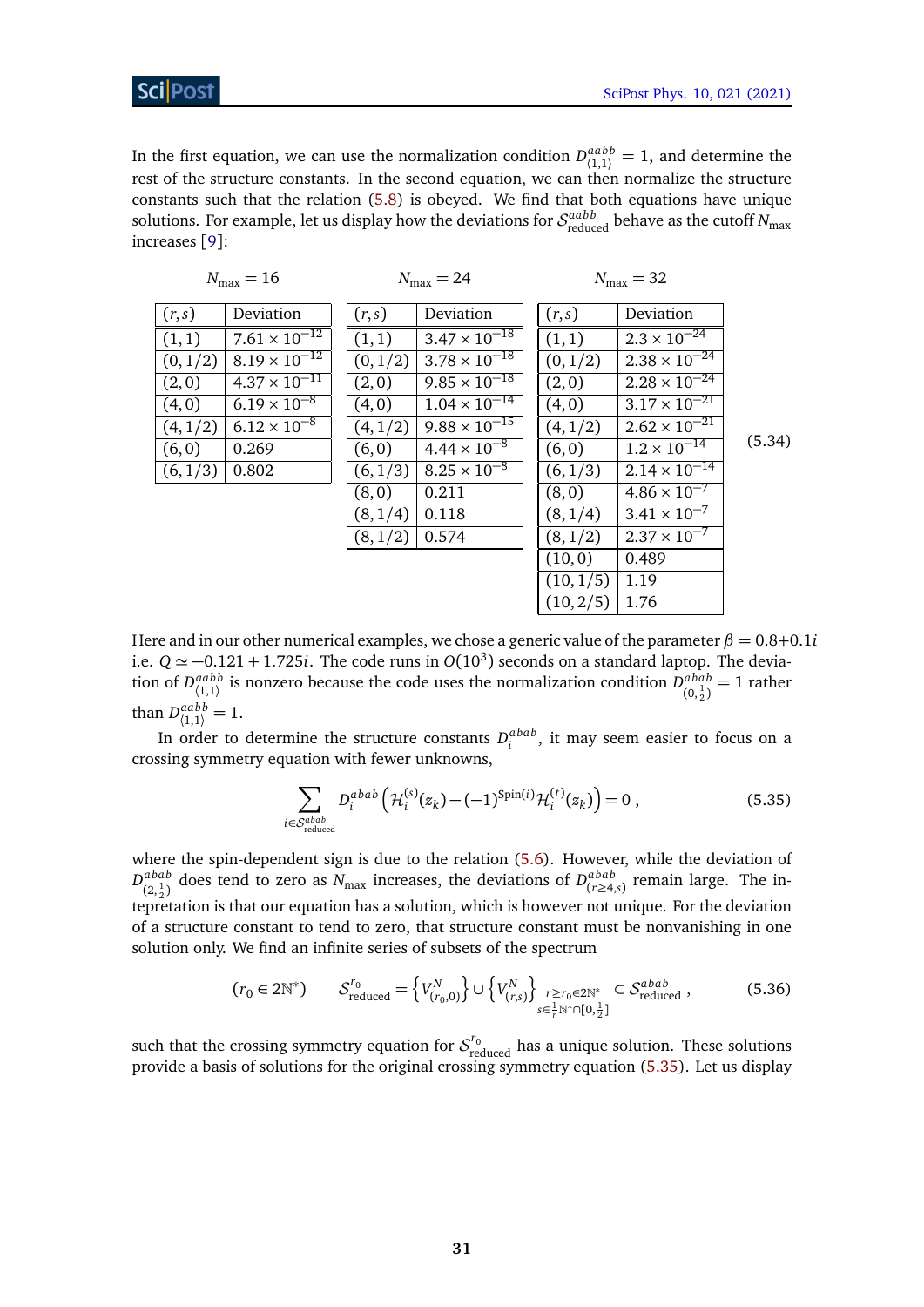In the first equation, we can use the normalization condition $D^{aabb}_{\langle 1,1\rangle} = 1$, and determine the rest of the structure constants. In the second equation, we can then normalize the structure constants such that the relation (5.8) is obeyed. We find that both equations have unique solutions. For example, let us display how the deviations for $\mathcal{S}^{aabb}_{\text{reduced}}$ behave as the cutoff $N_{\text{max}}$ increases [9]:

$N_{\text{max}} = 16$

| $(r,s)$ | Deviation |
|---|---|
| $(1,1)$ | $7.61 \times 10^{-12}$ |
| $(0,1/2)$ | $8.19 \times 10^{-12}$ |
| $(2,0)$ | $4.37 \times 10^{-11}$ |
| $(4,0)$ | $6.19 \times 10^{-8}$ |
| $(4,1/2)$ | $6.12 \times 10^{-8}$ |
| $(6,0)$ | $0.269$ |
| $(6,1/3)$ | $0.802$ |

$N_{\text{max}} = 24$

| $(r,s)$ | Deviation |
|---|---|
| $(1,1)$ | $3.47 \times 10^{-18}$ |
| $(0,1/2)$ | $3.78 \times 10^{-18}$ |
| $(2,0)$ | $9.85 \times 10^{-18}$ |
| $(4,0)$ | $1.04 \times 10^{-14}$ |
| $(4,1/2)$ | $9.88 \times 10^{-15}$ |
| $(6,0)$ | $4.44 \times 10^{-8}$ |
| $(6,1/3)$ | $8.25 \times 10^{-8}$ |
| $(8,0)$ | $0.211$ |
| $(8,1/4)$ | $0.118$ |
| $(8,1/2)$ | $0.574$ |

$N_{\text{max}} = 32$

| $(r,s)$ | Deviation |
|---|---|
| $(1,1)$ | $2.3 \times 10^{-24}$ |
| $(0,1/2)$ | $2.38 \times 10^{-24}$ |
| $(2,0)$ | $2.28 \times 10^{-24}$ |
| $(4,0)$ | $3.17 \times 10^{-21}$ |
| $(4,1/2)$ | $2.62 \times 10^{-21}$ |
| $(6,0)$ | $1.2 \times 10^{-14}$ |
| $(6,1/3)$ | $2.14 \times 10^{-14}$ |
| $(8,0)$ | $4.86 \times 10^{-7}$ |
| $(8,1/4)$ | $3.41 \times 10^{-7}$ |
| $(8,1/2)$ | $2.37 \times 10^{-7}$ |
| $(10,0)$ | $0.489$ |
| $(10,1/5)$ | $1.19$ |
| $(10,2/5)$ | $1.76$ |

(5.34)

Here and in our other numerical examples, we chose a generic value of the parameter $\beta = 0.8+0.1i$ i.e. $Q \simeq -0.121 + 1.725i$. The code runs in $O(10^3)$ seconds on a standard laptop. The deviation of $D^{aabb}_{\langle 1,1\rangle}$ is nonzero because the code uses the normalization condition $D^{abab}_{(0,\frac12)} = 1$ rather than $D^{aabb}_{\langle 1,1\rangle} = 1$.

In order to determine the structure constants $D^{abab}_i$, it may seem easier to focus on a crossing symmetry equation with fewer unknowns,

$$\sum_{i\in\mathcal{S}^{abab}_{\text{reduced}}} D^{abab}_i \left(\mathcal{H}^{(s)}_i(z_k) - (-1)^{\text{Spin}(i)}\mathcal{H}^{(t)}_i(z_k)\right) = 0 \,, \tag{5.35}$$

where the spin-dependent sign is due to the relation (5.6). However, while the deviation of $D^{abab}_{(2,\frac12)}$ does tend to zero as $N_{\text{max}}$ increases, the deviations of $D^{abab}_{(r\geq 4,s)}$ remain large. The intepretation is that our equation has a solution, which is however not unique. For the deviation of a structure constant to tend to zero, that structure constant must be nonvanishing in one solution only. We find an infinite series of subsets of the spectrum

$$(r_0 \in 2\mathbb{N}^*) \qquad \mathcal{S}^{r_0}_{\text{reduced}} = \left\{V^N_{(r_0,0)}\right\} \cup \left\{V^N_{(r,s)}\right\}_{\substack{r\geq r_0\in 2\mathbb{N}^* \\ s\in\frac{1}{r}\mathbb{N}^*\cap[0,\frac12]}} \subset \mathcal{S}^{abab}_{\text{reduced}} \,, \tag{5.36}$$

such that the crossing symmetry equation for $\mathcal{S}^{r_0}_{\text{reduced}}$ has a unique solution. These solutions provide a basis of solutions for the original crossing symmetry equation (5.35). Let us display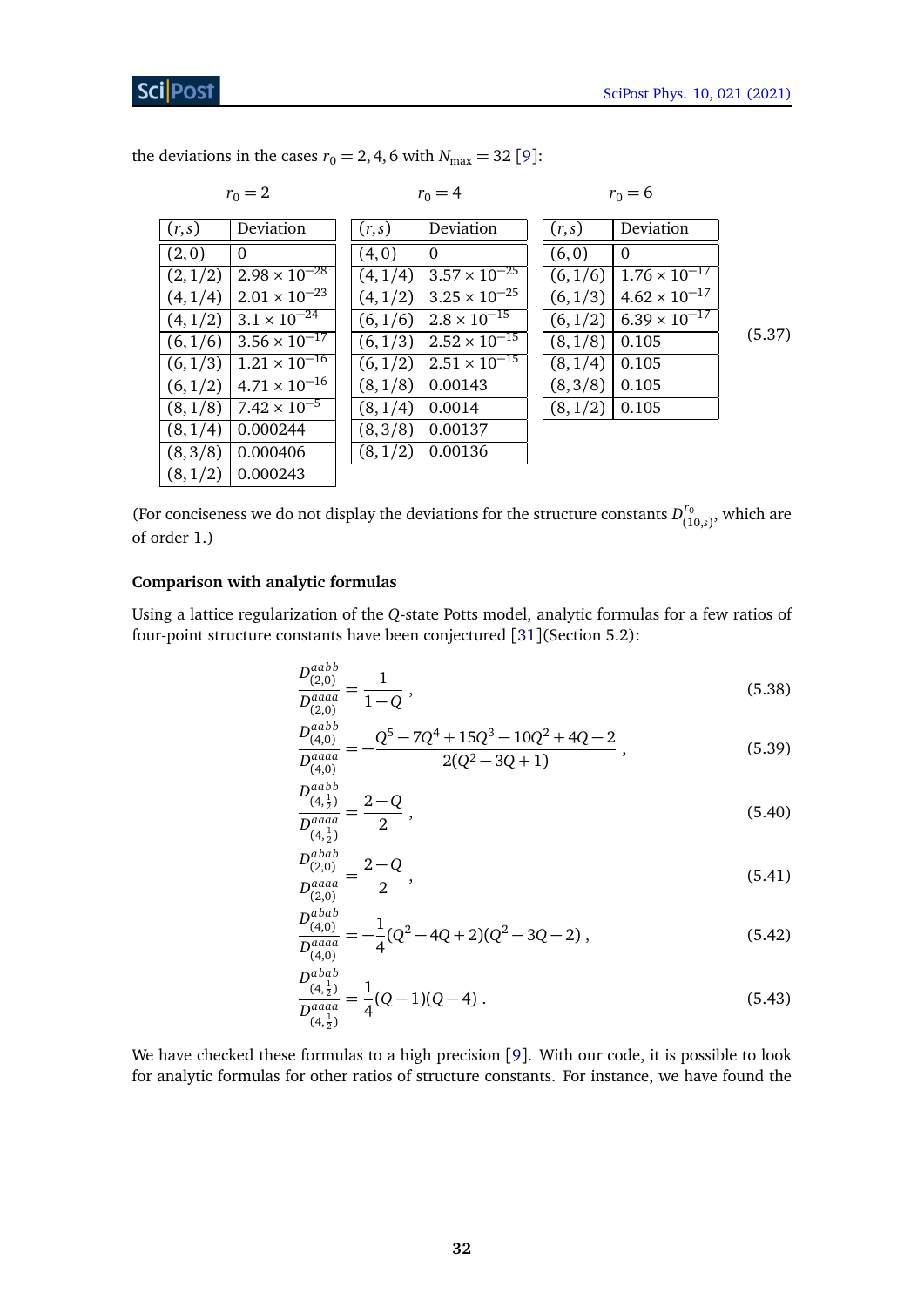the deviations in the cases $r_0 = 2, 4, 6$ with $N_{\max} = 32$ [9]:

$r_0 = 2$

| $(r,s)$ | Deviation |
|---|---|
| $(2,0)$ | $0$ |
| $(2,1/2)$ | $2.98 \times 10^{-28}$ |
| $(4,1/4)$ | $2.01 \times 10^{-23}$ |
| $(4,1/2)$ | $3.1 \times 10^{-24}$ |
| $(6,1/6)$ | $3.56 \times 10^{-17}$ |
| $(6,1/3)$ | $1.21 \times 10^{-16}$ |
| $(6,1/2)$ | $4.71 \times 10^{-16}$ |
| $(8,1/8)$ | $7.42 \times 10^{-5}$ |
| $(8,1/4)$ | $0.000244$ |
| $(8,3/8)$ | $0.000406$ |
| $(8,1/2)$ | $0.000243$ |

$r_0 = 4$

| $(r,s)$ | Deviation |
|---|---|
| $(4,0)$ | $0$ |
| $(4,1/4)$ | $3.57 \times 10^{-25}$ |
| $(4,1/2)$ | $3.25 \times 10^{-25}$ |
| $(6,1/6)$ | $2.8 \times 10^{-15}$ |
| $(6,1/3)$ | $2.52 \times 10^{-15}$ |
| $(6,1/2)$ | $2.51 \times 10^{-15}$ |
| $(8,1/8)$ | $0.00143$ |
| $(8,1/4)$ | $0.0014$ |
| $(8,3/8)$ | $0.00137$ |
| $(8,1/2)$ | $0.00136$ |

$r_0 = 6$

| $(r,s)$ | Deviation |
|---|---|
| $(6,0)$ | $0$ |
| $(6,1/6)$ | $1.76 \times 10^{-17}$ |
| $(6,1/3)$ | $4.62 \times 10^{-17}$ |
| $(6,1/2)$ | $6.39 \times 10^{-17}$ |
| $(8,1/8)$ | $0.105$ |
| $(8,1/4)$ | $0.105$ |
| $(8,3/8)$ | $0.105$ |
| $(8,1/2)$ | $0.105$ |

(5.37)

(For conciseness we do not display the deviations for the structure constants $D^{r_0}_{(10,s)}$, which are of order 1.)

### Comparison with analytic formulas

Using a lattice regularization of the $Q$-state Potts model, analytic formulas for a few ratios of four-point structure constants have been conjectured [31](Section 5.2):

$$\frac{D^{aabb}_{(2,0)}}{D^{aaaa}_{(2,0)}} = \frac{1}{1-Q} \,, \tag{5.38}$$

$$\frac{D^{aabb}_{(4,0)}}{D^{aaaa}_{(4,0)}} = -\frac{Q^5 - 7Q^4 + 15Q^3 - 10Q^2 + 4Q - 2}{2(Q^2 - 3Q + 1)} \,, \tag{5.39}$$

$$\frac{D^{aabb}_{(4,\frac{1}{2})}}{D^{aaaa}_{(4,\frac{1}{2})}} = \frac{2-Q}{2} \,, \tag{5.40}$$

$$\frac{D^{abab}_{(2,0)}}{D^{aaaa}_{(2,0)}} = \frac{2-Q}{2} \,, \tag{5.41}$$

$$\frac{D^{abab}_{(4,0)}}{D^{aaaa}_{(4,0)}} = -\frac{1}{4}(Q^2 - 4Q + 2)(Q^2 - 3Q - 2) \,, \tag{5.42}$$

$$\frac{D^{abab}_{(4,\frac{1}{2})}}{D^{aaaa}_{(4,\frac{1}{2})}} = \frac{1}{4}(Q-1)(Q-4) \,. \tag{5.43}$$

We have checked these formulas to a high precision [9]. With our code, it is possible to look for analytic formulas for other ratios of structure constants. For instance, we have found the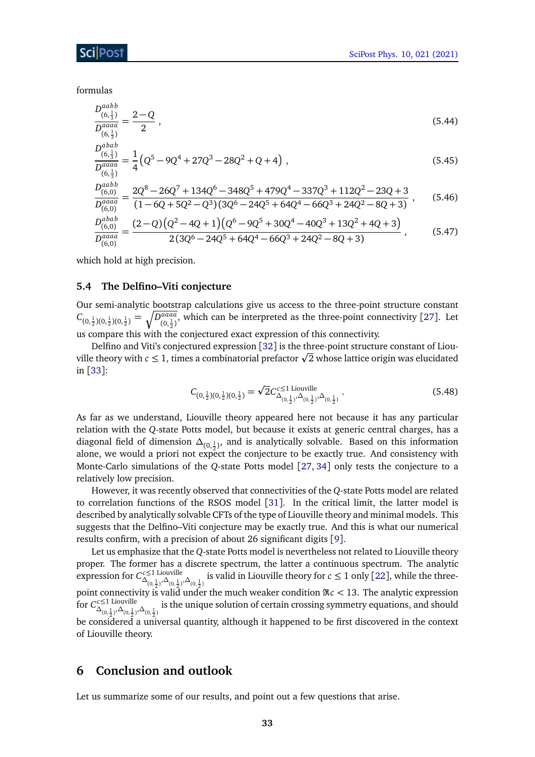formulas

$$\frac{D^{aabb}_{(6,\frac{1}{3})}}{D^{aaaa}_{(6,\frac{1}{3})}} = \frac{2-Q}{2}\ , \tag{5.44}$$

$$\frac{D^{abab}_{(6,\frac{1}{3})}}{D^{aaaa}_{(6,\frac{1}{3})}} = \frac{1}{4}\left(Q^5 - 9Q^4 + 27Q^3 - 28Q^2 + Q + 4\right)\ , \tag{5.45}$$

$$\frac{D^{aabb}_{(6,0)}}{D^{aaaa}_{(6,0)}} = \frac{2Q^8 - 26Q^7 + 134Q^6 - 348Q^5 + 479Q^4 - 337Q^3 + 112Q^2 - 23Q + 3}{(1-6Q+5Q^2-Q^3)(3Q^6 - 24Q^5 + 64Q^4 - 66Q^3 + 24Q^2 - 8Q + 3)}\ , \tag{5.46}$$

$$\frac{D^{abab}_{(6,0)}}{D^{aaaa}_{(6,0)}} = \frac{(2-Q)(Q^2-4Q+1)(Q^6 - 9Q^5 + 30Q^4 - 40Q^3 + 13Q^2 + 4Q + 3)}{2(3Q^6 - 24Q^5 + 64Q^4 - 66Q^3 + 24Q^2 - 8Q + 3)}\ , \tag{5.47}$$

which hold at high precision.

## 5.4 The Delfino–Viti conjecture

Our semi-analytic bootstrap calculations give us access to the three-point structure constant $C_{(0,\frac{1}{2})(0,\frac{1}{2})(0,\frac{1}{2})} = \sqrt{D^{aaaa}_{(0,\frac{1}{2})}}$, which can be interpreted as the three-point connectivity [27]. Let us compare this with the conjectured exact expression of this connectivity.

Delfino and Viti's conjectured expression [32] is the three-point structure constant of Liouville theory with $c \leq 1$, times a combinatorial prefactor $\sqrt{2}$ whose lattice origin was elucidated in [33]:

$$C_{(0,\frac{1}{2})(0,\frac{1}{2})(0,\frac{1}{2})} = \sqrt{2}\, C^{c\leq 1 \text{ Liouville}}_{\Delta_{(0,\frac{1}{2})},\Delta_{(0,\frac{1}{2})},\Delta_{(0,\frac{1}{2})}}\ . \tag{5.48}$$

As far as we understand, Liouville theory appeared here not because it has any particular relation with the $Q$-state Potts model, but because it exists at generic central charges, has a diagonal field of dimension $\Delta_{(0,\frac{1}{2})}$, and is analytically solvable. Based on this information alone, we would a priori not expect the conjecture to be exactly true. And consistency with Monte-Carlo simulations of the $Q$-state Potts model [27, 34] only tests the conjecture to a relatively low precision.

However, it was recently observed that connectivities of the $Q$-state Potts model are related to correlation functions of the RSOS model [31]. In the critical limit, the latter model is described by analytically solvable CFTs of the type of Liouville theory and minimal models. This suggests that the Delfino–Viti conjecture may be exactly true. And this is what our numerical results confirm, with a precision of about 26 significant digits [9].

Let us emphasize that the $Q$-state Potts model is nevertheless not related to Liouville theory proper. The former has a discrete spectrum, the latter a continuous spectrum. The analytic expression for $C^{c\leq 1 \text{ Liouville}}_{\Delta_{(0,\frac{1}{2})},\Delta_{(0,\frac{1}{2})},\Delta_{(0,\frac{1}{2})}}$ is valid in Liouville theory for $c \leq 1$ only [22], while the three-point connectivity is valid under the much weaker condition $\Re c < 13$. The analytic expression for $C^{c\leq 1 \text{ Liouville}}_{\Delta_{(0,\frac{1}{2})},\Delta_{(0,\frac{1}{2})},\Delta_{(0,\frac{1}{2})}}$ is the unique solution of certain crossing symmetry equations, and should be considered a universal quantity, although it happened to be first discovered in the context of Liouville theory.

# 6 Conclusion and outlook

Let us summarize some of our results, and point out a few questions that arise.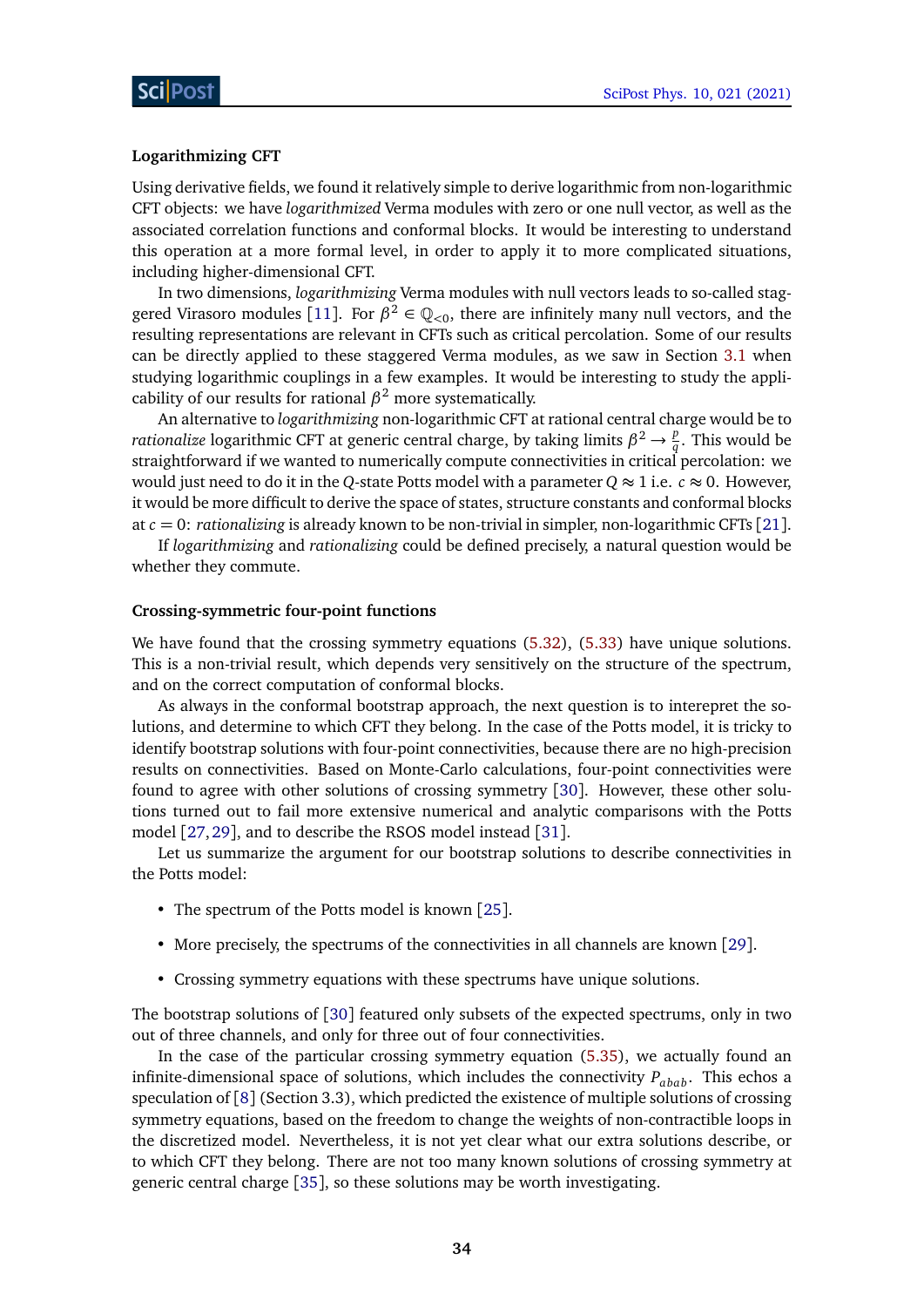#### Logarithmizing CFT

Using derivative fields, we found it relatively simple to derive logarithmic from non-logarithmic CFT objects: we have *logarithmized* Verma modules with zero or one null vector, as well as the associated correlation functions and conformal blocks. It would be interesting to understand this operation at a more formal level, in order to apply it to more complicated situations, including higher-dimensional CFT.

In two dimensions, *logarithmizing* Verma modules with null vectors leads to so-called staggered Virasoro modules [11]. For $\beta^2 \in \mathbb{Q}_{<0}$, there are infinitely many null vectors, and the resulting representations are relevant in CFTs such as critical percolation. Some of our results can be directly applied to these staggered Verma modules, as we saw in Section 3.1 when studying logarithmic couplings in a few examples. It would be interesting to study the applicability of our results for rational $\beta^2$ more systematically.

An alternative to *logarithmizing* non-logarithmic CFT at rational central charge would be to *rationalize* logarithmic CFT at generic central charge, by taking limits $\beta^2 \to \frac{p}{q}$. This would be straightforward if we wanted to numerically compute connectivities in critical percolation: we would just need to do it in the $Q$-state Potts model with a parameter $Q \approx 1$ i.e. $c \approx 0$. However, it would be more difficult to derive the space of states, structure constants and conformal blocks at $c = 0$: *rationalizing* is already known to be non-trivial in simpler, non-logarithmic CFTs [21].

If *logarithmizing* and *rationalizing* could be defined precisely, a natural question would be whether they commute.

#### Crossing-symmetric four-point functions

We have found that the crossing symmetry equations (5.32), (5.33) have unique solutions. This is a non-trivial result, which depends very sensitively on the structure of the spectrum, and on the correct computation of conformal blocks.

As always in the conformal bootstrap approach, the next question is to intereprет the solutions, and determine to which CFT they belong. In the case of the Potts model, it is tricky to identify bootstrap solutions with four-point connectivities, because there are no high-precision results on connectivities. Based on Monte-Carlo calculations, four-point connectivities were found to agree with other solutions of crossing symmetry [30]. However, these other solutions turned out to fail more extensive numerical and analytic comparisons with the Potts model [27, 29], and to describe the RSOS model instead [31].

Let us summarize the argument for our bootstrap solutions to describe connectivities in the Potts model:

- The spectrum of the Potts model is known [25].
- More precisely, the spectrums of the connectivities in all channels are known [29].
- Crossing symmetry equations with these spectrums have unique solutions.

The bootstrap solutions of [30] featured only subsets of the expected spectrums, only in two out of three channels, and only for three out of four connectivities.

In the case of the particular crossing symmetry equation (5.35), we actually found an infinite-dimensional space of solutions, which includes the connectivity $P_{abab}$. This echos a speculation of [8] (Section 3.3), which predicted the existence of multiple solutions of crossing symmetry equations, based on the freedom to change the weights of non-contractible loops in the discretized model. Nevertheless, it is not yet clear what our extra solutions describe, or to which CFT they belong. There are not too many known solutions of crossing symmetry at generic central charge [35], so these solutions may be worth investigating.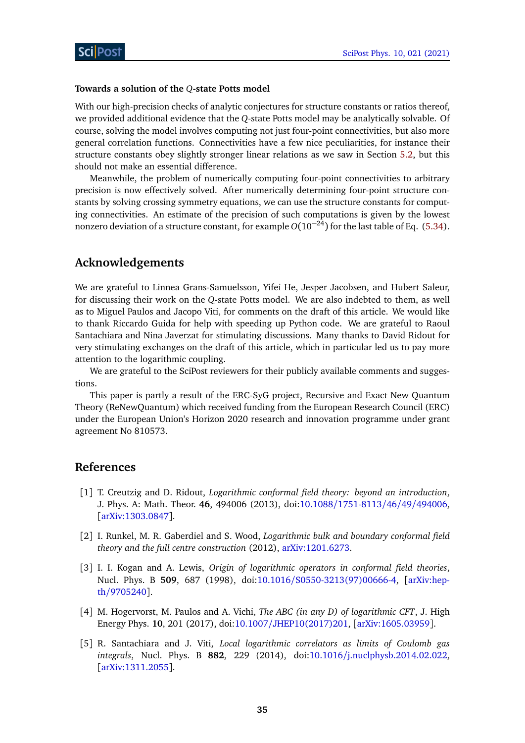**Towards a solution of the $Q$-state Potts model**

With our high-precision checks of analytic conjectures for structure constants or ratios thereof, we provided additional evidence that the $Q$-state Potts model may be analytically solvable. Of course, solving the model involves computing not just four-point connectivities, but also more general correlation functions. Connectivities have a few nice peculiarities, for instance their structure constants obey slightly stronger linear relations as we saw in Section 5.2, but this should not make an essential difference.

Meanwhile, the problem of numerically computing four-point connectivities to arbitrary precision is now effectively solved. After numerically determining four-point structure constants by solving crossing symmetry equations, we can use the structure constants for computing connectivities. An estimate of the precision of such computations is given by the lowest nonzero deviation of a structure constant, for example $O(10^{-24})$ for the last table of Eq. (5.34).

## Acknowledgements

We are grateful to Linnea Grans-Samuelsson, Yifei He, Jesper Jacobsen, and Hubert Saleur, for discussing their work on the $Q$-state Potts model. We are also indebted to them, as well as to Miguel Paulos and Jacopo Viti, for comments on the draft of this article. We would like to thank Riccardo Guida for help with speeding up Python code. We are grateful to Raoul Santachiara and Nina Javerzat for stimulating discussions. Many thanks to David Ridout for very stimulating exchanges on the draft of this article, which in particular led us to pay more attention to the logarithmic coupling.

We are grateful to the SciPost reviewers for their publicly available comments and suggestions.

This paper is partly a result of the ERC-SyG project, Recursive and Exact New Quantum Theory (ReNewQuantum) which received funding from the European Research Council (ERC) under the European Union's Horizon 2020 research and innovation programme under grant agreement No 810573.

## References

[1] T. Creutzig and D. Ridout, *Logarithmic conformal field theory: beyond an introduction*, J. Phys. A: Math. Theor. **46**, 494006 (2013), doi:10.1088/1751-8113/46/49/494006, [arXiv:1303.0847].

[2] I. Runkel, M. R. Gaberdiel and S. Wood, *Logarithmic bulk and boundary conformal field theory and the full centre construction* (2012), arXiv:1201.6273.

[3] I. I. Kogan and A. Lewis, *Origin of logarithmic operators in conformal field theories*, Nucl. Phys. B **509**, 687 (1998), doi:10.1016/S0550-3213(97)00666-4, [arXiv:hep-th/9705240].

[4] M. Hogervorst, M. Paulos and A. Vichi, *The ABC (in any D) of logarithmic CFT*, J. High Energy Phys. **10**, 201 (2017), doi:10.1007/JHEP10(2017)201, [arXiv:1605.03959].

[5] R. Santachiara and J. Viti, *Local logarithmic correlators as limits of Coulomb gas integrals*, Nucl. Phys. B **882**, 229 (2014), doi:10.1016/j.nuclphysb.2014.02.022, [arXiv:1311.2055].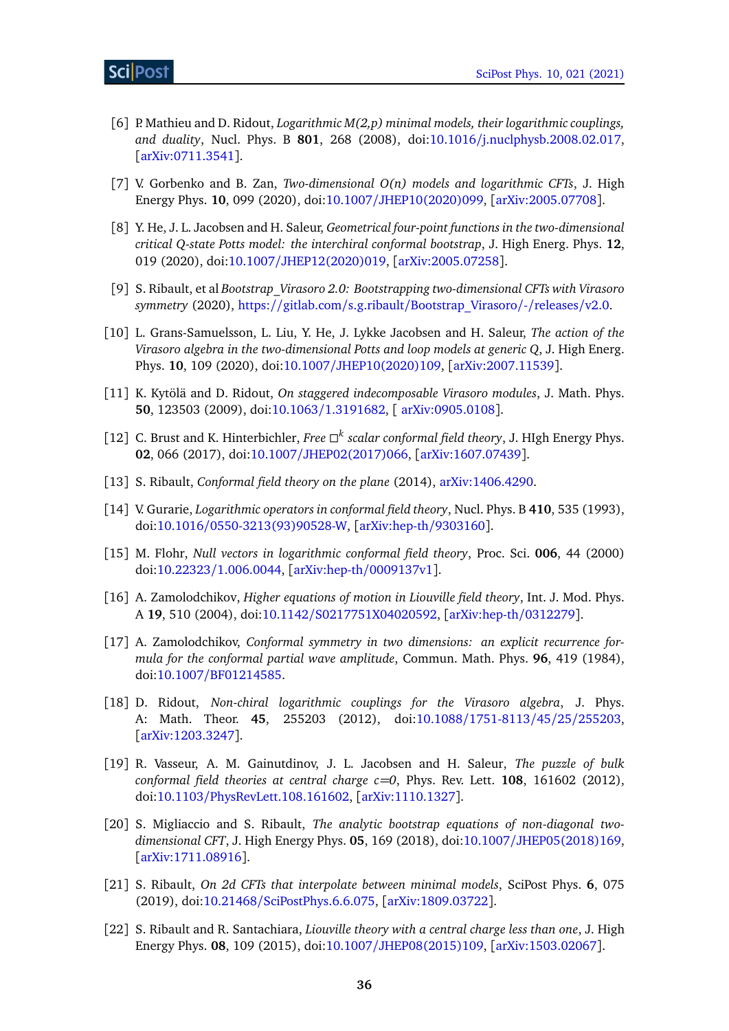[6] P. Mathieu and D. Ridout, *Logarithmic M(2,p) minimal models, their logarithmic couplings, and duality*, Nucl. Phys. B **801**, 268 (2008), doi:10.1016/j.nuclphysb.2008.02.017, [arXiv:0711.3541].

[7] V. Gorbenko and B. Zan, *Two-dimensional O(n) models and logarithmic CFTs*, J. High Energy Phys. **10**, 099 (2020), doi:10.1007/JHEP10(2020)099, [arXiv:2005.07708].

[8] Y. He, J. L. Jacobsen and H. Saleur, *Geometrical four-point functions in the two-dimensional critical Q-state Potts model: the interchiral conformal bootstrap*, J. High Energ. Phys. **12**, 019 (2020), doi:10.1007/JHEP12(2020)019, [arXiv:2005.07258].

[9] S. Ribault, et al *Bootstrap_Virasoro 2.0: Bootstrapping two-dimensional CFTs with Virasoro symmetry* (2020), https://gitlab.com/s.g.ribault/Bootstrap_Virasoro/-/releases/v2.0.

[10] L. Grans-Samuelsson, L. Liu, Y. He, J. Lykke Jacobsen and H. Saleur, *The action of the Virasoro algebra in the two-dimensional Potts and loop models at generic Q*, J. High Energ. Phys. **10**, 109 (2020), doi:10.1007/JHEP10(2020)109, [arXiv:2007.11539].

[11] K. Kytölä and D. Ridout, *On staggered indecomposable Virasoro modules*, J. Math. Phys. **50**, 123503 (2009), doi:10.1063/1.3191682, [ arXiv:0905.0108].

[12] C. Brust and K. Hinterbichler, *Free* $\square^k$ *scalar conformal field theory*, J. HIgh Energy Phys. **02**, 066 (2017), doi:10.1007/JHEP02(2017)066, [arXiv:1607.07439].

[13] S. Ribault, *Conformal field theory on the plane* (2014), arXiv:1406.4290.

[14] V. Gurarie, *Logarithmic operators in conformal field theory*, Nucl. Phys. B **410**, 535 (1993), doi:10.1016/0550-3213(93)90528-W, [arXiv:hep-th/9303160].

[15] M. Flohr, *Null vectors in logarithmic conformal field theory*, Proc. Sci. **006**, 44 (2000) doi:10.22323/1.006.0044, [arXiv:hep-th/0009137v1].

[16] A. Zamolodchikov, *Higher equations of motion in Liouville field theory*, Int. J. Mod. Phys. A **19**, 510 (2004), doi:10.1142/S0217751X04020592, [arXiv:hep-th/0312279].

[17] A. Zamolodchikov, *Conformal symmetry in two dimensions: an explicit recurrence formula for the conformal partial wave amplitude*, Commun. Math. Phys. **96**, 419 (1984), doi:10.1007/BF01214585.

[18] D. Ridout, *Non-chiral logarithmic couplings for the Virasoro algebra*, J. Phys. A: Math. Theor. **45**, 255203 (2012), doi:10.1088/1751-8113/45/25/255203, [arXiv:1203.3247].

[19] R. Vasseur, A. M. Gainutdinov, J. L. Jacobsen and H. Saleur, *The puzzle of bulk conformal field theories at central charge c=0*, Phys. Rev. Lett. **108**, 161602 (2012), doi:10.1103/PhysRevLett.108.161602, [arXiv:1110.1327].

[20] S. Migliaccio and S. Ribault, *The analytic bootstrap equations of non-diagonal two-dimensional CFT*, J. High Energy Phys. **05**, 169 (2018), doi:10.1007/JHEP05(2018)169, [arXiv:1711.08916].

[21] S. Ribault, *On 2d CFTs that interpolate between minimal models*, SciPost Phys. **6**, 075 (2019), doi:10.21468/SciPostPhys.6.6.075, [arXiv:1809.03722].

[22] S. Ribault and R. Santachiara, *Liouville theory with a central charge less than one*, J. High Energy Phys. **08**, 109 (2015), doi:10.1007/JHEP08(2015)109, [arXiv:1503.02067].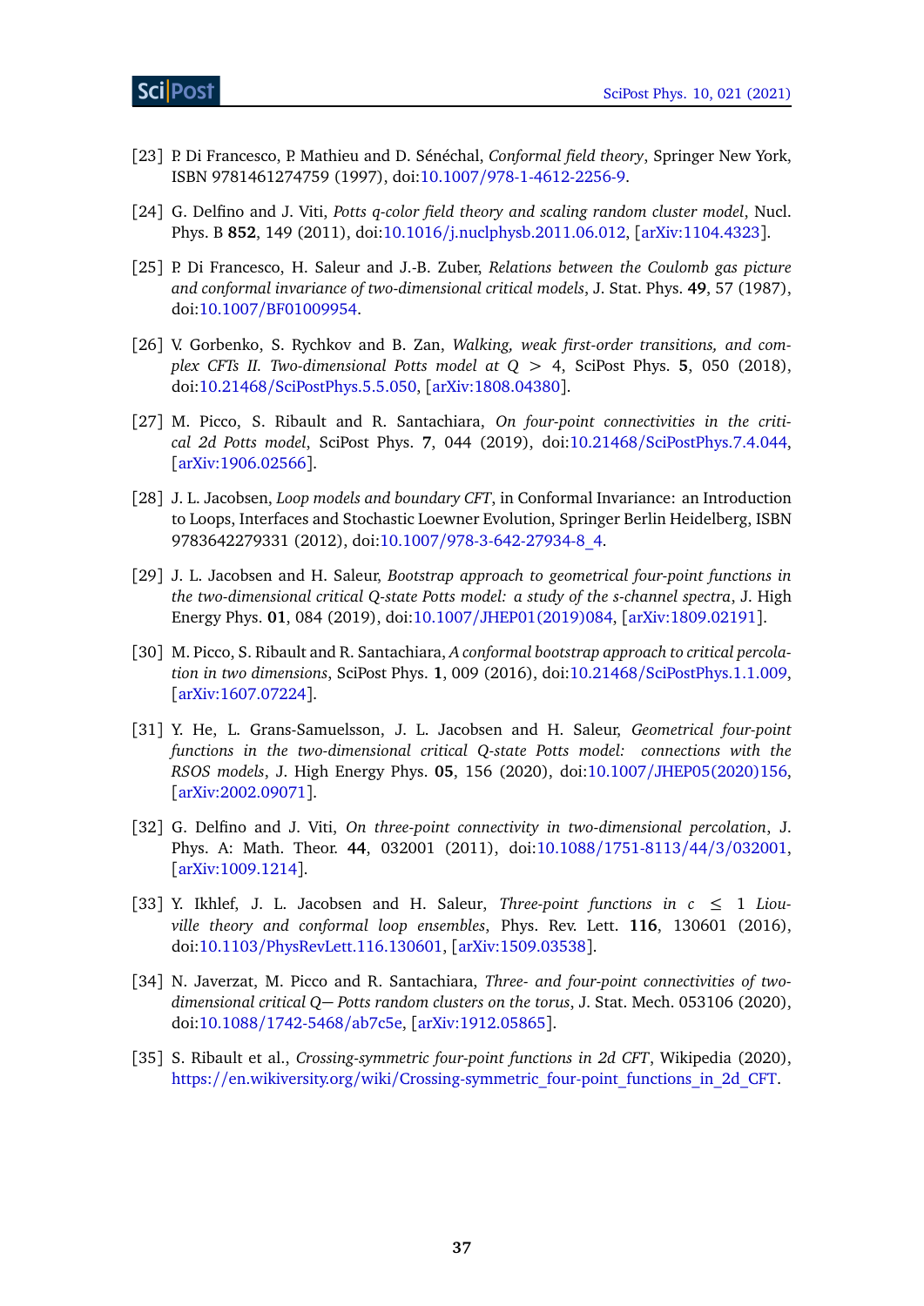[23] P. Di Francesco, P. Mathieu and D. Sénéchal, *Conformal field theory*, Springer New York, ISBN 9781461274759 (1997), doi:10.1007/978-1-4612-2256-9.

[24] G. Delfino and J. Viti, *Potts q-color field theory and scaling random cluster model*, Nucl. Phys. B **852**, 149 (2011), doi:10.1016/j.nuclphysb.2011.06.012, [arXiv:1104.4323].

[25] P. Di Francesco, H. Saleur and J.-B. Zuber, *Relations between the Coulomb gas picture and conformal invariance of two-dimensional critical models*, J. Stat. Phys. **49**, 57 (1987), doi:10.1007/BF01009954.

[26] V. Gorbenko, S. Rychkov and B. Zan, *Walking, weak first-order transitions, and complex CFTs II. Two-dimensional Potts model at $Q > 4$*, SciPost Phys. **5**, 050 (2018), doi:10.21468/SciPostPhys.5.5.050, [arXiv:1808.04380].

[27] M. Picco, S. Ribault and R. Santachiara, *On four-point connectivities in the critical 2d Potts model*, SciPost Phys. **7**, 044 (2019), doi:10.21468/SciPostPhys.7.4.044, [arXiv:1906.02566].

[28] J. L. Jacobsen, *Loop models and boundary CFT*, in Conformal Invariance: an Introduction to Loops, Interfaces and Stochastic Loewner Evolution, Springer Berlin Heidelberg, ISBN 9783642279331 (2012), doi:10.1007/978-3-642-27934-8_4.

[29] J. L. Jacobsen and H. Saleur, *Bootstrap approach to geometrical four-point functions in the two-dimensional critical Q-state Potts model: a study of the s-channel spectra*, J. High Energy Phys. **01**, 084 (2019), doi:10.1007/JHEP01(2019)084, [arXiv:1809.02191].

[30] M. Picco, S. Ribault and R. Santachiara, *A conformal bootstrap approach to critical percolation in two dimensions*, SciPost Phys. **1**, 009 (2016), doi:10.21468/SciPostPhys.1.1.009, [arXiv:1607.07224].

[31] Y. He, L. Grans-Samuelsson, J. L. Jacobsen and H. Saleur, *Geometrical four-point functions in the two-dimensional critical Q-state Potts model: connections with the RSOS models*, J. High Energy Phys. **05**, 156 (2020), doi:10.1007/JHEP05(2020)156, [arXiv:2002.09071].

[32] G. Delfino and J. Viti, *On three-point connectivity in two-dimensional percolation*, J. Phys. A: Math. Theor. **44**, 032001 (2011), doi:10.1088/1751-8113/44/3/032001, [arXiv:1009.1214].

[33] Y. Ikhlef, J. L. Jacobsen and H. Saleur, *Three-point functions in $c \leq 1$ Liouville theory and conformal loop ensembles*, Phys. Rev. Lett. **116**, 130601 (2016), doi:10.1103/PhysRevLett.116.130601, [arXiv:1509.03538].

[34] N. Javerzat, M. Picco and R. Santachiara, *Three- and four-point connectivities of two-dimensional critical Q− Potts random clusters on the torus*, J. Stat. Mech. 053106 (2020), doi:10.1088/1742-5468/ab7c5e, [arXiv:1912.05865].

[35] S. Ribault et al., *Crossing-symmetric four-point functions in 2d CFT*, Wikipedia (2020), https://en.wikiversity.org/wiki/Crossing-symmetric_four-point_functions_in_2d_CFT.